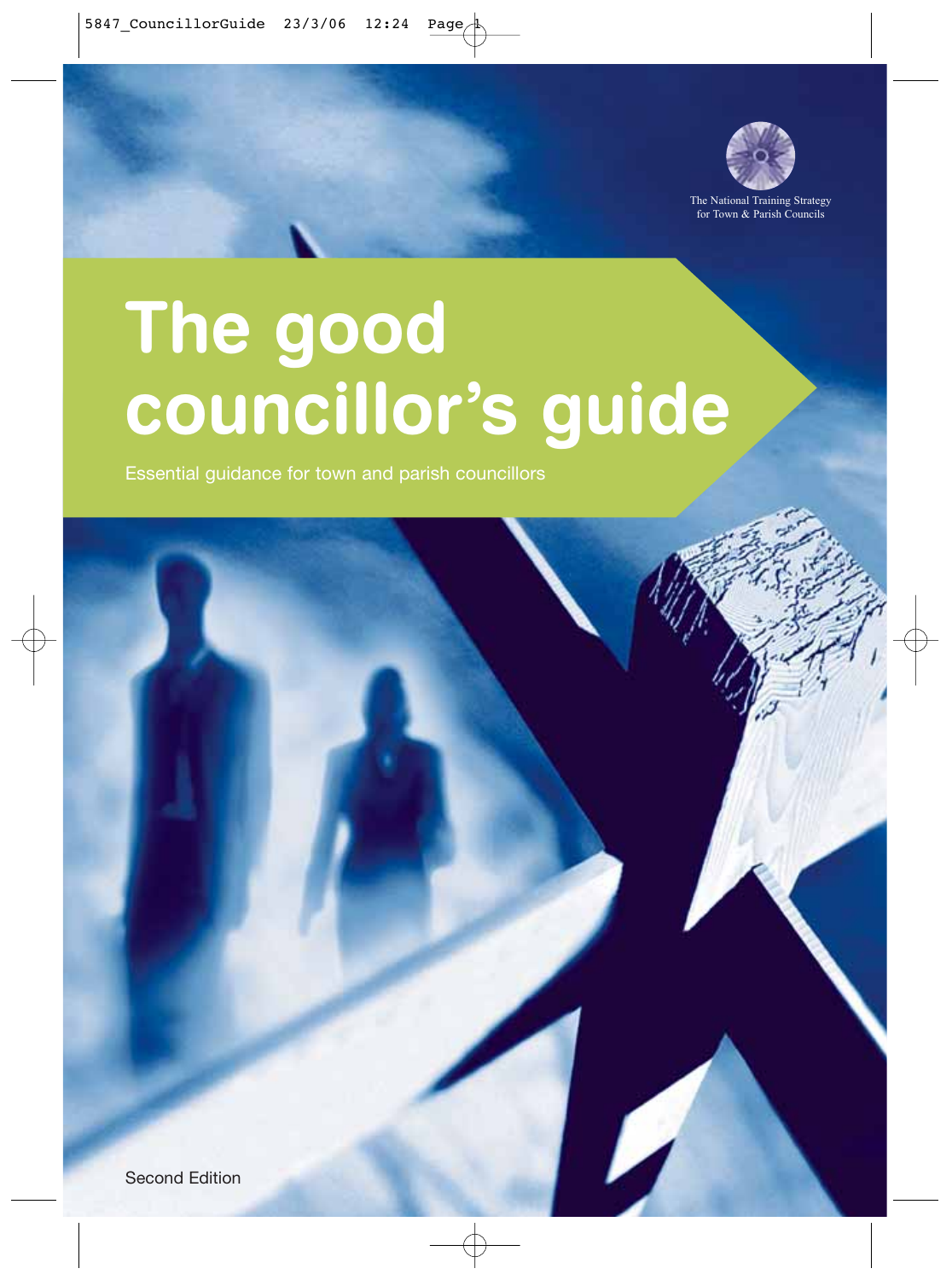The National Training Strategy for Town & Parish Councils

# The good councillor's guide

Essential guidance for town and parish councillors

Second Edition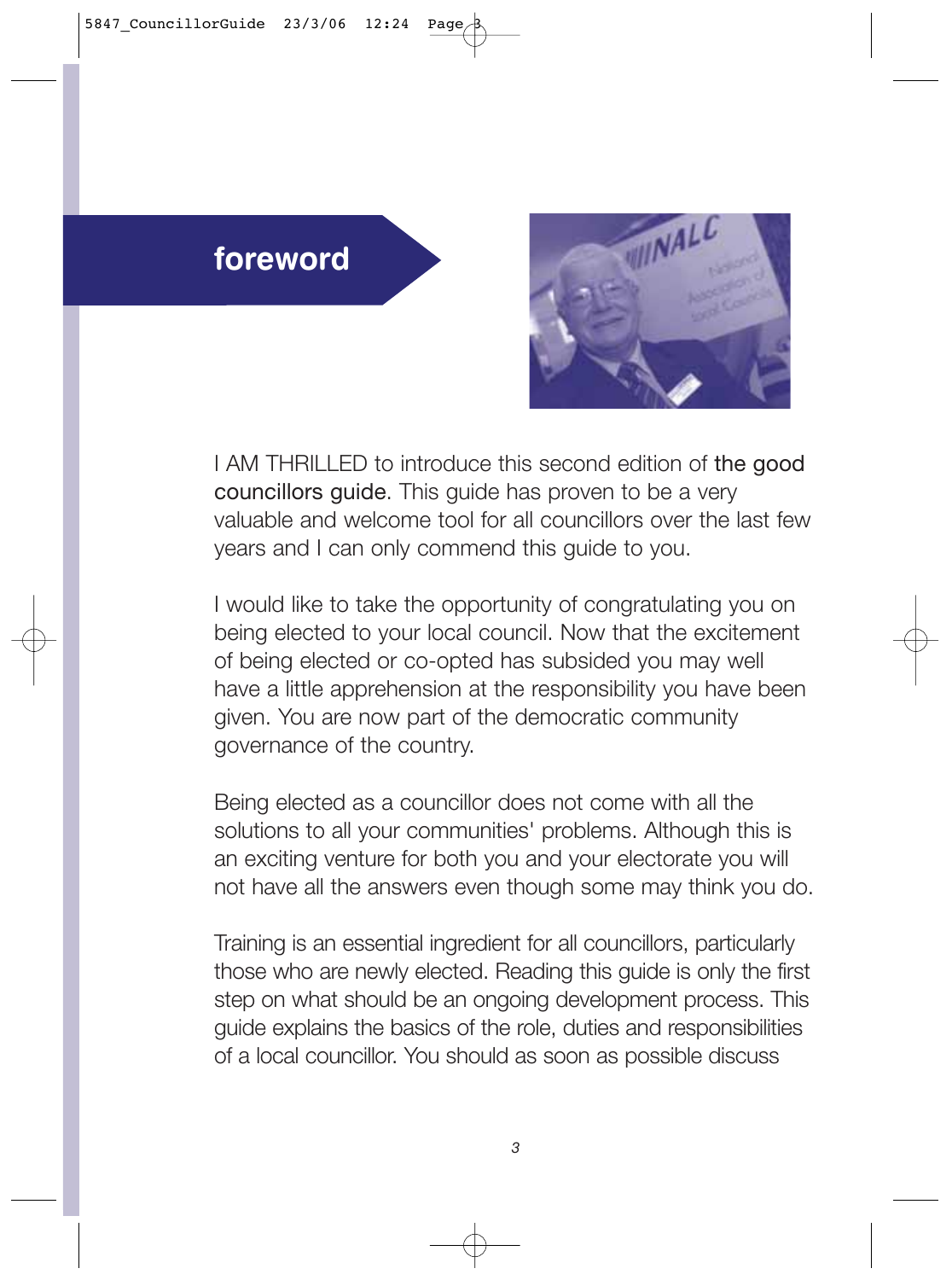# foreword

I AM THRILLED to introduce this second edition of the good councillors guide. This guide has proven to be a very valuable and welcome tool for all councillors over the last few years and I can only commend this guide to you.

I would like to take the opportunity of congratulating you on being elected to your local council. Now that the excitement of being elected or co-opted has subsided you may well have a little apprehension at the responsibility you have been given. You are now part of the democratic community governance of the country.

Being elected as a councillor does not come with all the solutions to all your communities' problems. Although this is an exciting venture for both you and your electorate you will not have all the answers even though some may think you do.

Training is an essential ingredient for all councillors, particularly those who are newly elected. Reading this guide is only the first step on what should be an ongoing development process. This guide explains the basics of the role, duties and responsibilities of a local councillor. You should as soon as possible discuss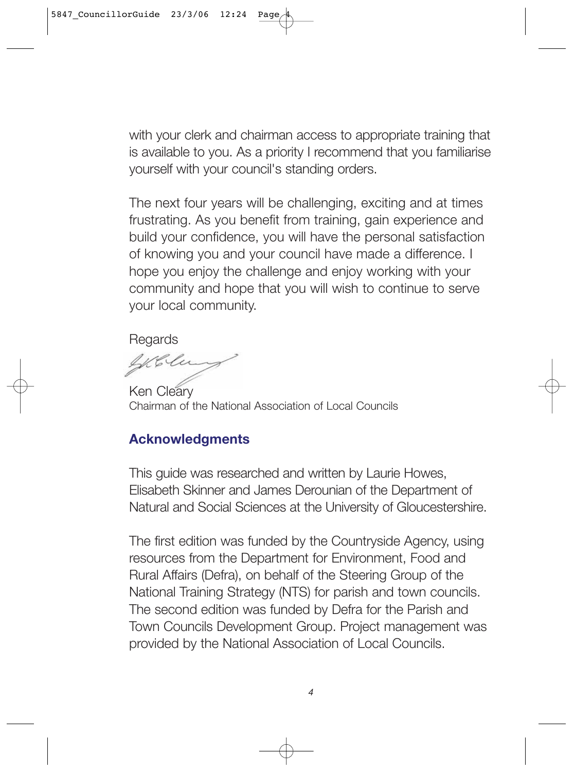with your clerk and chairman access to appropriate training that is available to you. As a priority I recommend that you familiarise yourself with your council's standing orders.

The next four years will be challenging, exciting and at times frustrating. As you benefit from training, gain experience and build your confidence, you will have the personal satisfaction of knowing you and your council have made a difference. I hope you enjoy the challenge and enjoy working with your community and hope that you will wish to continue to serve your local community.

Regards

Ken Cleary
Chairman of the National Association of Local Councils

## Acknowledgments

This guide was researched and written by Laurie Howes, Elisabeth Skinner and James Derounian of the Department of Natural and Social Sciences at the University of Gloucestershire.

The first edition was funded by the Countryside Agency, using resources from the Department for Environment, Food and Rural Affairs (Defra), on behalf of the Steering Group of the National Training Strategy (NTS) for parish and town councils. The second edition was funded by Defra for the Parish and Town Councils Development Group. Project management was provided by the National Association of Local Councils.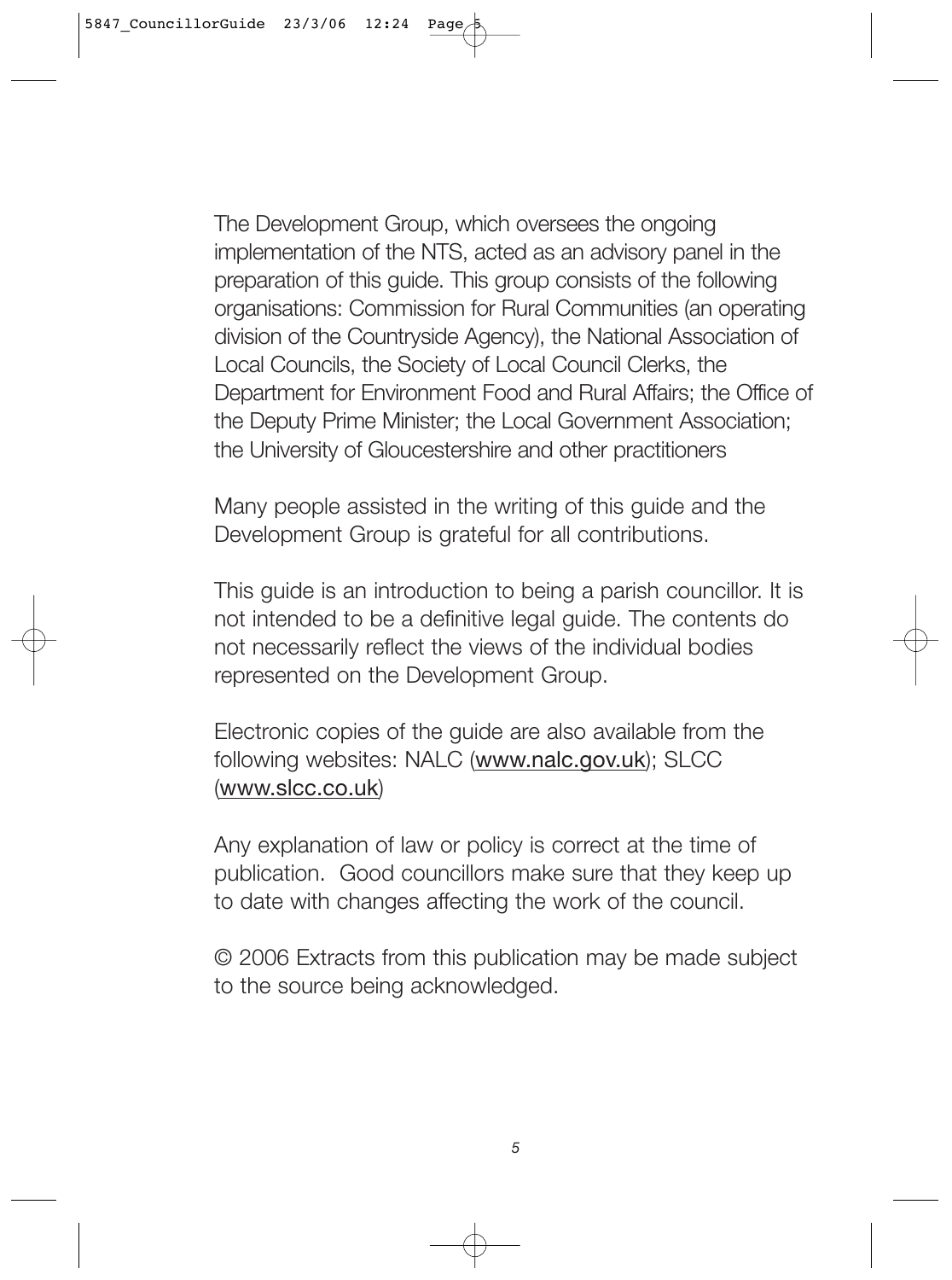The Development Group, which oversees the ongoing implementation of the NTS, acted as an advisory panel in the preparation of this guide. This group consists of the following organisations: Commission for Rural Communities (an operating division of the Countryside Agency), the National Association of Local Councils, the Society of Local Council Clerks, the Department for Environment Food and Rural Affairs; the Office of the Deputy Prime Minister; the Local Government Association; the University of Gloucestershire and other practitioners

Many people assisted in the writing of this guide and the Development Group is grateful for all contributions.

This guide is an introduction to being a parish councillor. It is not intended to be a definitive legal guide. The contents do not necessarily reflect the views of the individual bodies represented on the Development Group.

Electronic copies of the guide are also available from the following websites: NALC (www.nalc.gov.uk); SLCC (www.slcc.co.uk)

Any explanation of law or policy is correct at the time of publication. Good councillors make sure that they keep up to date with changes affecting the work of the council.

© 2006 Extracts from this publication may be made subject to the source being acknowledged.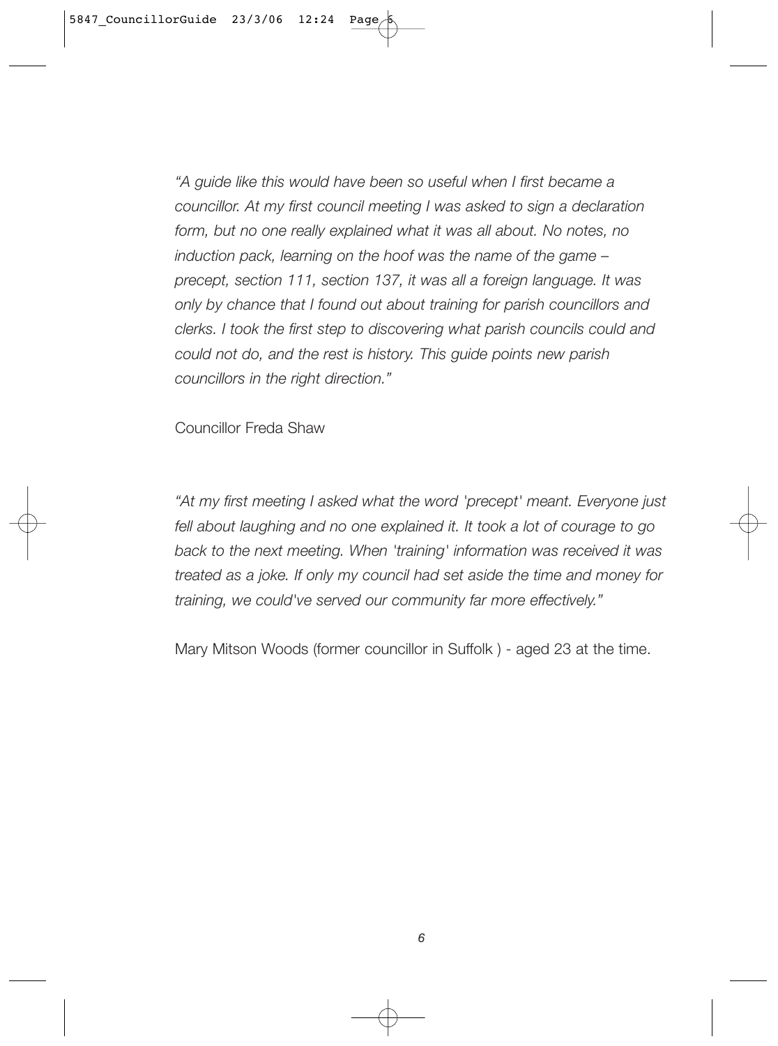*"A guide like this would have been so useful when I first became a councillor. At my first council meeting I was asked to sign a declaration form, but no one really explained what it was all about. No notes, no induction pack, learning on the hoof was the name of the game – precept, section 111, section 137, it was all a foreign language. It was only by chance that I found out about training for parish councillors and clerks. I took the first step to discovering what parish councils could and could not do, and the rest is history. This guide points new parish councillors in the right direction."*

Councillor Freda Shaw

*"At my first meeting I asked what the word 'precept' meant. Everyone just fell about laughing and no one explained it. It took a lot of courage to go back to the next meeting. When 'training' information was received it was treated as a joke. If only my council had set aside the time and money for training, we could've served our community far more effectively."*

Mary Mitson Woods (former councillor in Suffolk ) - aged 23 at the time.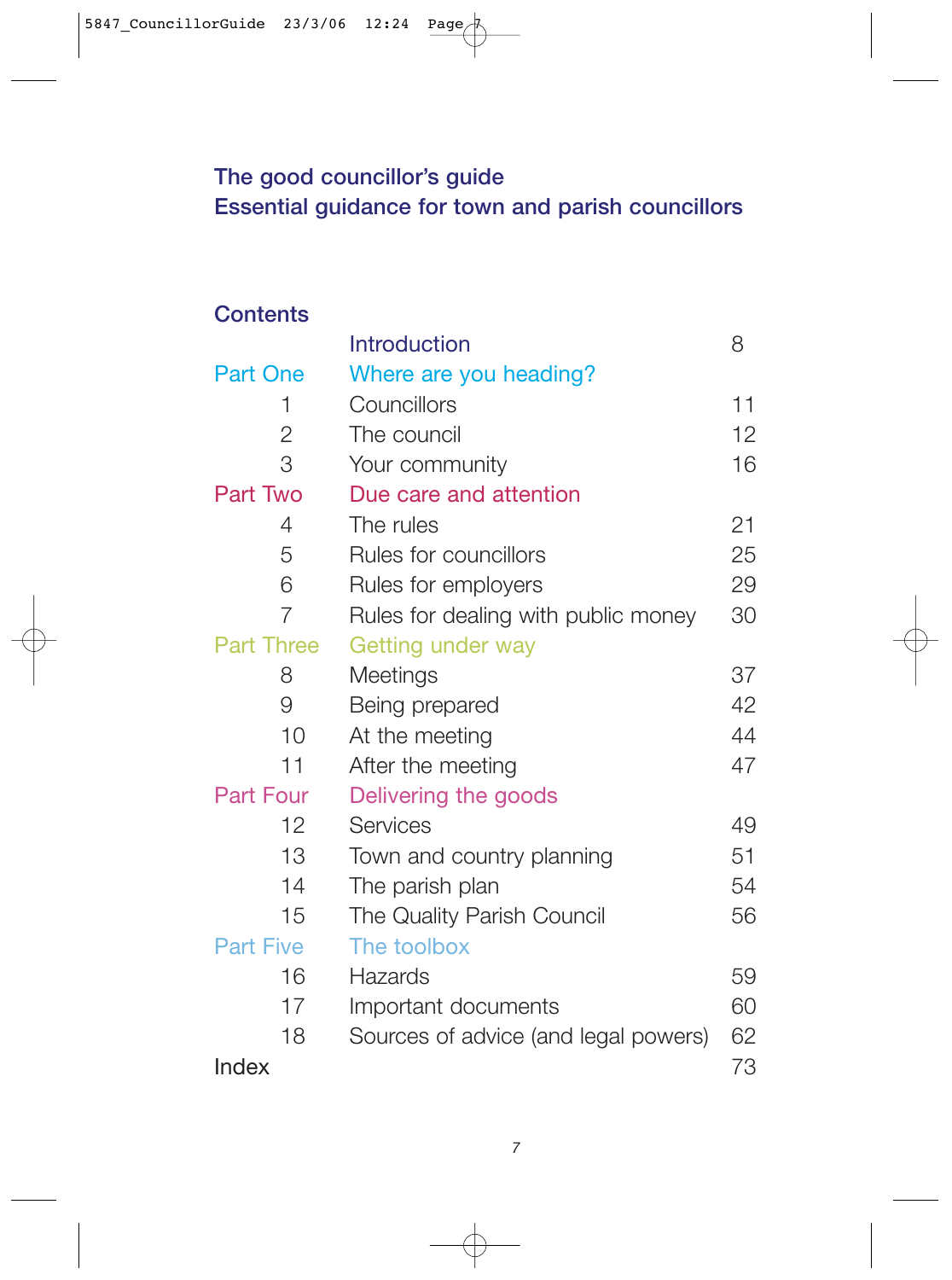# The good councillor's guide
## Essential guidance for town and parish councillors

## Contents

| | | |
|---|---|---|
| | Introduction | 8 |
| Part One | Where are you heading? | |
| 1 | Councillors | 11 |
| 2 | The council | 12 |
| 3 | Your community | 16 |
| Part Two | Due care and attention | |
| 4 | The rules | 21 |
| 5 | Rules for councillors | 25 |
| 6 | Rules for employers | 29 |
| 7 | Rules for dealing with public money | 30 |
| Part Three | Getting under way | |
| 8 | Meetings | 37 |
| 9 | Being prepared | 42 |
| 10 | At the meeting | 44 |
| 11 | After the meeting | 47 |
| Part Four | Delivering the goods | |
| 12 | Services | 49 |
| 13 | Town and country planning | 51 |
| 14 | The parish plan | 54 |
| 15 | The Quality Parish Council | 56 |
| Part Five | The toolbox | |
| 16 | Hazards | 59 |
| 17 | Important documents | 60 |
| 18 | Sources of advice (and legal powers) | 62 |
| Index | | 73 |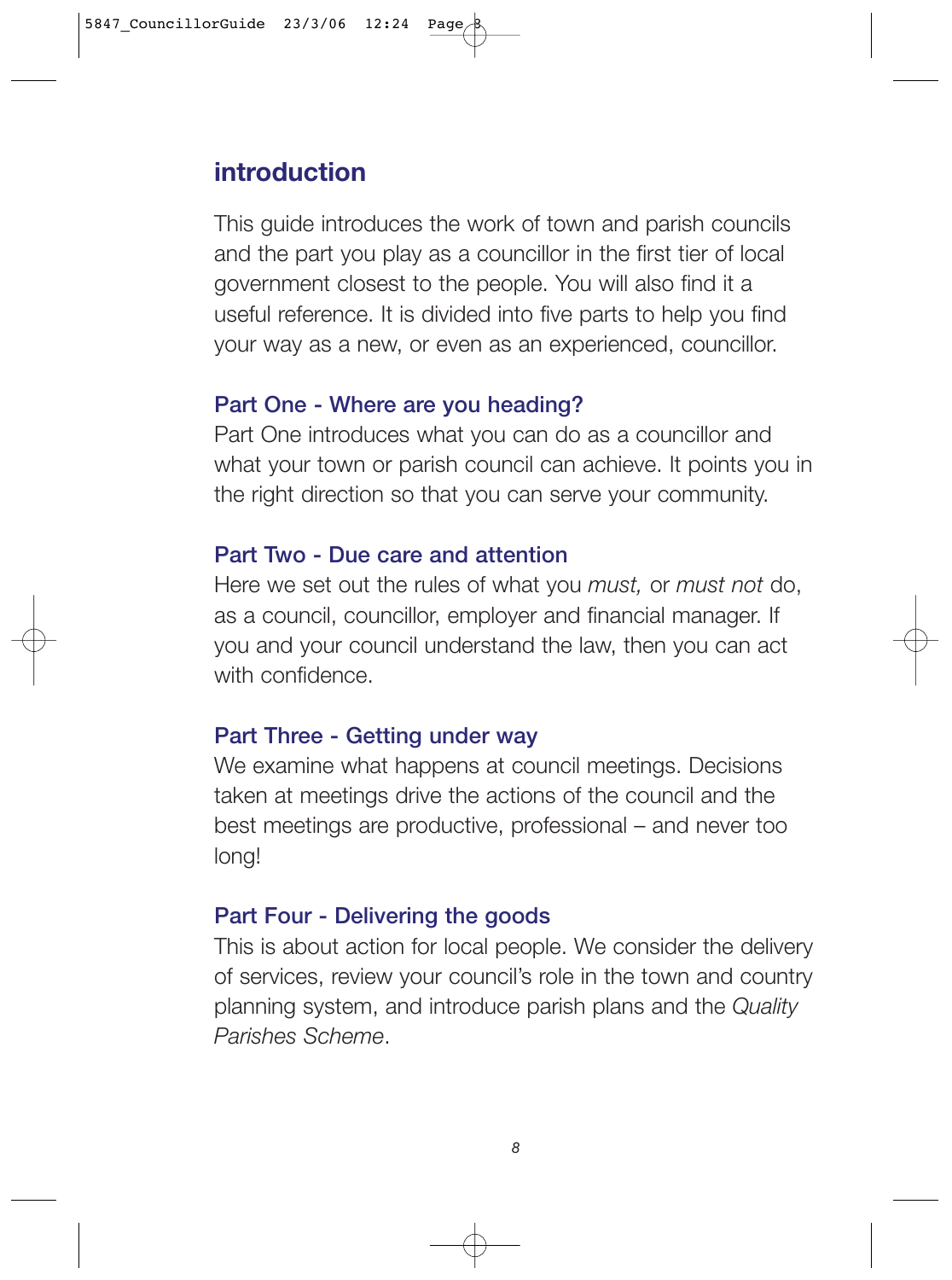## introduction

This guide introduces the work of town and parish councils and the part you play as a councillor in the first tier of local government closest to the people. You will also find it a useful reference. It is divided into five parts to help you find your way as a new, or even as an experienced, councillor.

### Part One - Where are you heading?

Part One introduces what you can do as a councillor and what your town or parish council can achieve. It points you in the right direction so that you can serve your community.

### Part Two - Due care and attention

Here we set out the rules of what you *must,* or *must not* do, as a council, councillor, employer and financial manager. If you and your council understand the law, then you can act with confidence.

### Part Three - Getting under way

We examine what happens at council meetings. Decisions taken at meetings drive the actions of the council and the best meetings are productive, professional – and never too long!

### Part Four - Delivering the goods

This is about action for local people. We consider the delivery of services, review your council's role in the town and country planning system, and introduce parish plans and the *Quality Parishes Scheme*.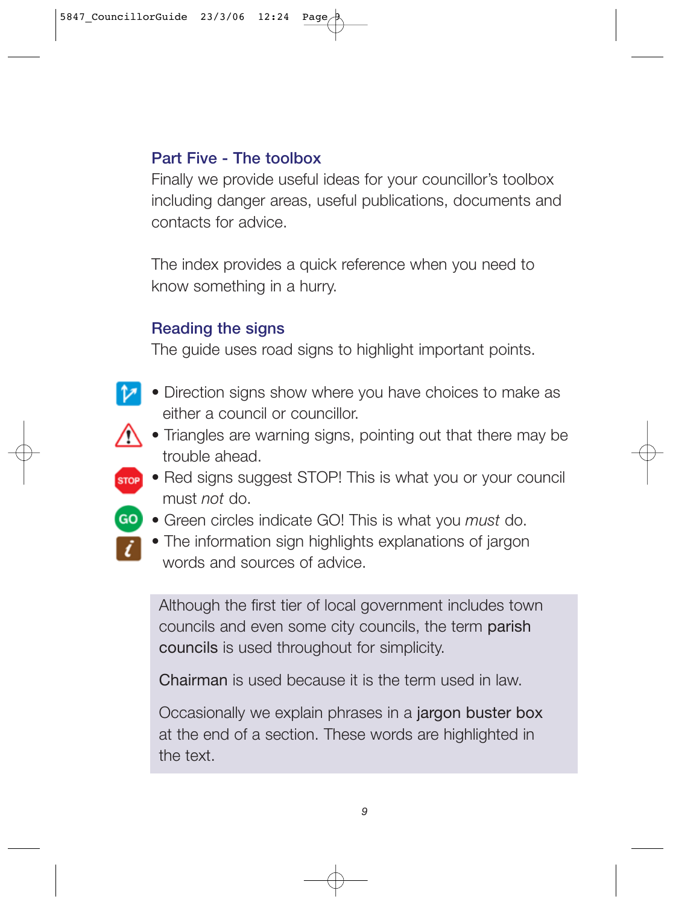## Part Five - The toolbox

Finally we provide useful ideas for your councillor's toolbox including danger areas, useful publications, documents and contacts for advice.

The index provides a quick reference when you need to know something in a hurry.

## Reading the signs

The guide uses road signs to highlight important points.

- Direction signs show where you have choices to make as either a council or councillor.
- Triangles are warning signs, pointing out that there may be trouble ahead.
- Red signs suggest STOP! This is what you or your council must *not* do.
- Green circles indicate GO! This is what you *must* do.
- The information sign highlights explanations of jargon words and sources of advice.

Although the first tier of local government includes town councils and even some city councils, the term **parish councils** is used throughout for simplicity.

**Chairman** is used because it is the term used in law.

Occasionally we explain phrases in a **jargon buster box** at the end of a section. These words are highlighted in the text.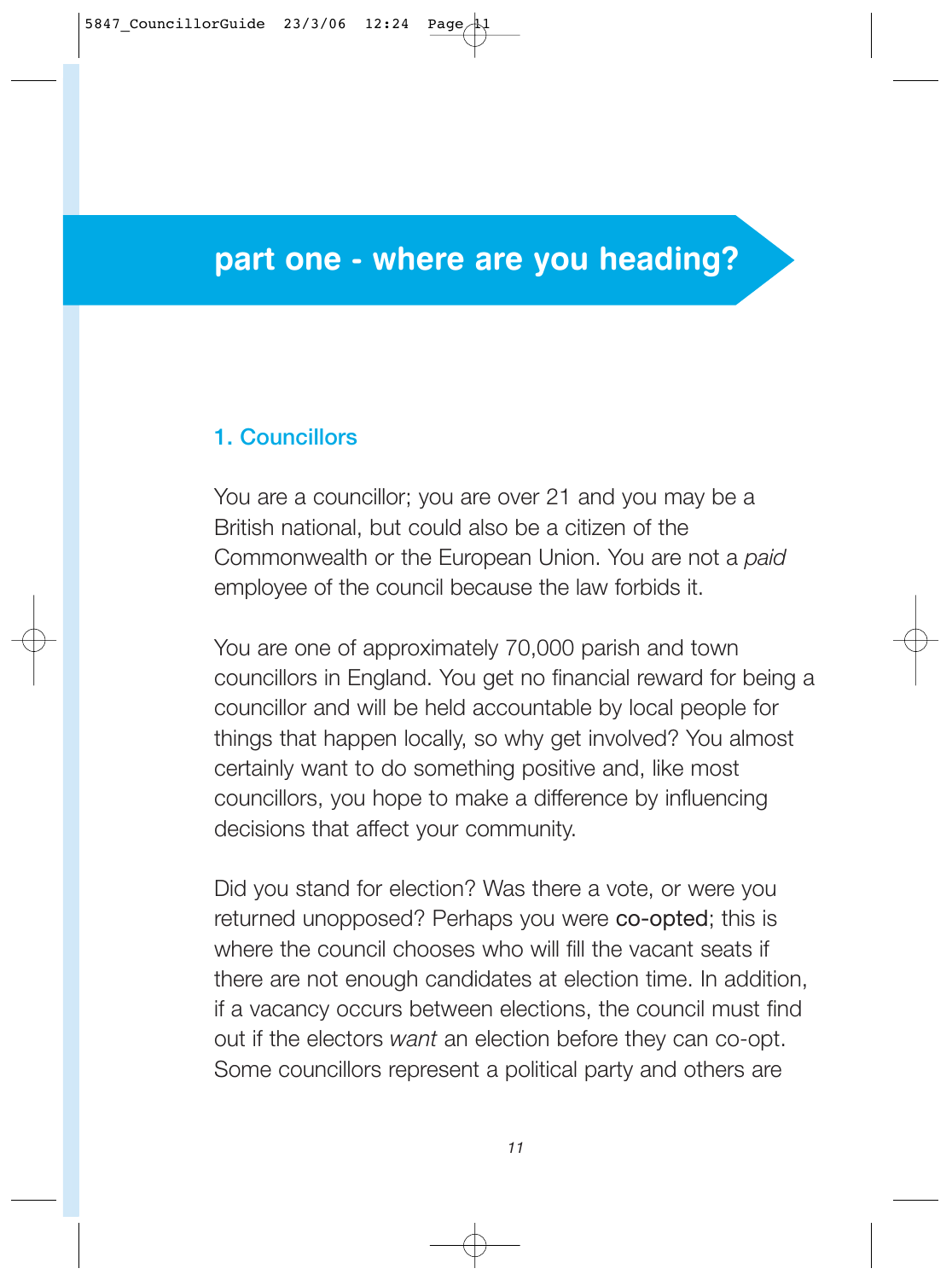# part one - where are you heading?

## 1. Councillors

You are a councillor; you are over 21 and you may be a British national, but could also be a citizen of the Commonwealth or the European Union. You are not a *paid* employee of the council because the law forbids it.

You are one of approximately 70,000 parish and town councillors in England. You get no financial reward for being a councillor and will be held accountable by local people for things that happen locally, so why get involved? You almost certainly want to do something positive and, like most councillors, you hope to make a difference by influencing decisions that affect your community.

Did you stand for election? Was there a vote, or were you returned unopposed? Perhaps you were co-opted; this is where the council chooses who will fill the vacant seats if there are not enough candidates at election time. In addition, if a vacancy occurs between elections, the council must find out if the electors *want* an election before they can co-opt. Some councillors represent a political party and others are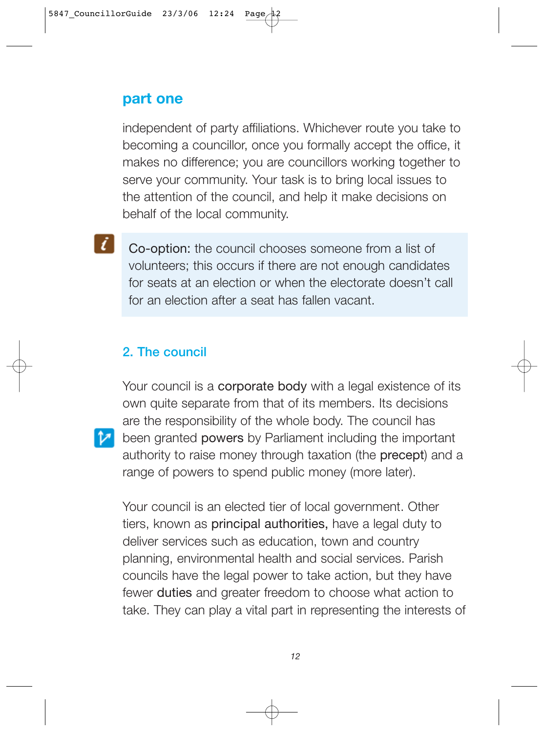## part one

independent of party affiliations. Whichever route you take to becoming a councillor, once you formally accept the office, it makes no difference; you are councillors working together to serve your community. Your task is to bring local issues to the attention of the council, and help it make decisions on behalf of the local community.

> Co-option: the council chooses someone from a list of volunteers; this occurs if there are not enough candidates for seats at an election or when the electorate doesn't call for an election after a seat has fallen vacant.

### 2. The council

Your council is a **corporate body** with a legal existence of its own quite separate from that of its members. Its decisions are the responsibility of the whole body. The council has been granted **powers** by Parliament including the important authority to raise money through taxation (the **precept**) and a range of powers to spend public money (more later).

Your council is an elected tier of local government. Other tiers, known as **principal authorities,** have a legal duty to deliver services such as education, town and country planning, environmental health and social services. Parish councils have the legal power to take action, but they have fewer **duties** and greater freedom to choose what action to take. They can play a vital part in representing the interests of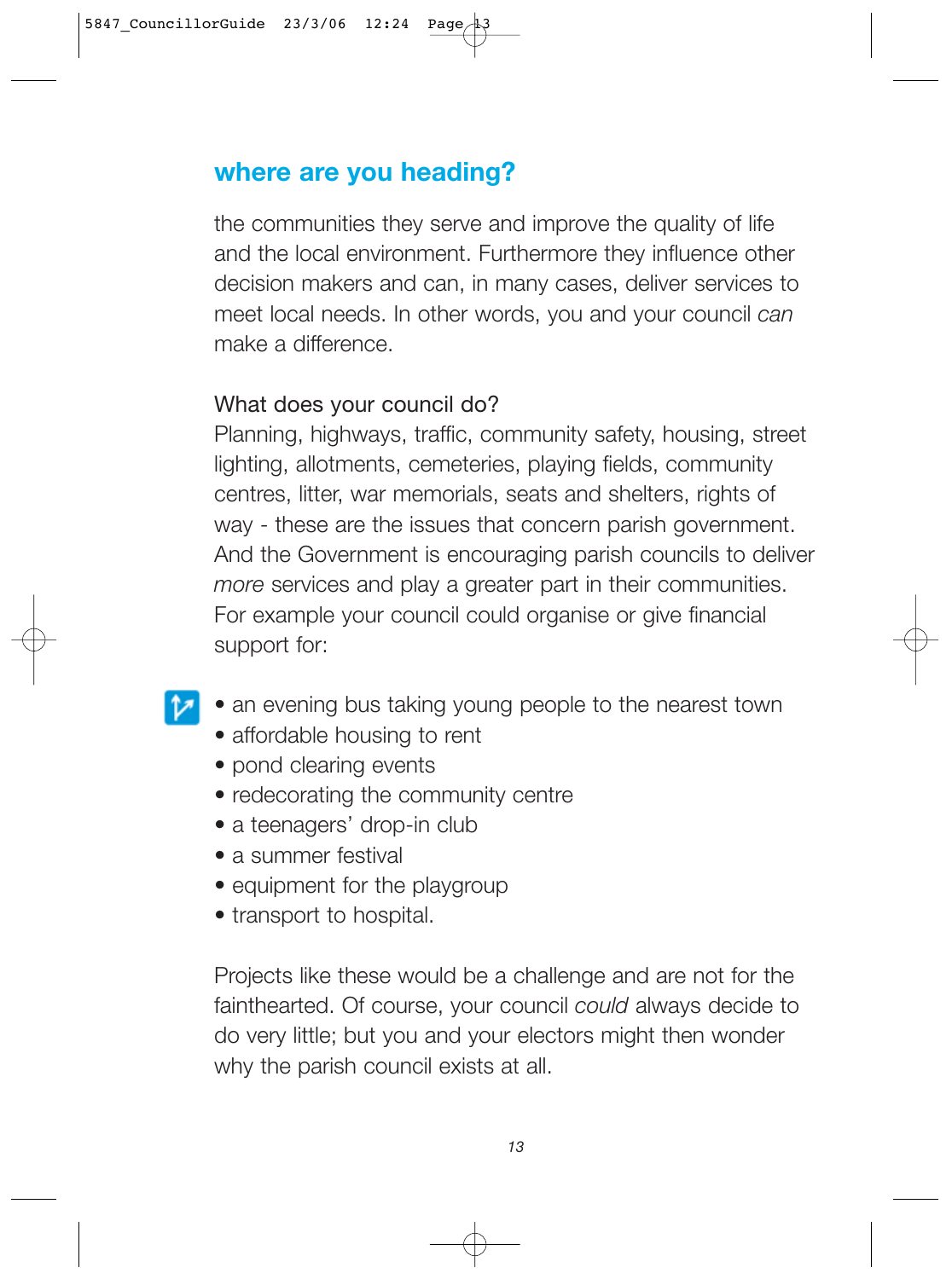## where are you heading?

the communities they serve and improve the quality of life and the local environment. Furthermore they influence other decision makers and can, in many cases, deliver services to meet local needs. In other words, you and your council *can* make a difference.

What does your council do?
Planning, highways, traffic, community safety, housing, street lighting, allotments, cemeteries, playing fields, community centres, litter, war memorials, seats and shelters, rights of way - these are the issues that concern parish government. And the Government is encouraging parish councils to deliver *more* services and play a greater part in their communities. For example your council could organise or give financial support for:

- an evening bus taking young people to the nearest town
- affordable housing to rent
- pond clearing events
- redecorating the community centre
- a teenagers' drop-in club
- a summer festival
- equipment for the playgroup
- transport to hospital.

Projects like these would be a challenge and are not for the fainthearted. Of course, your council *could* always decide to do very little; but you and your electors might then wonder why the parish council exists at all.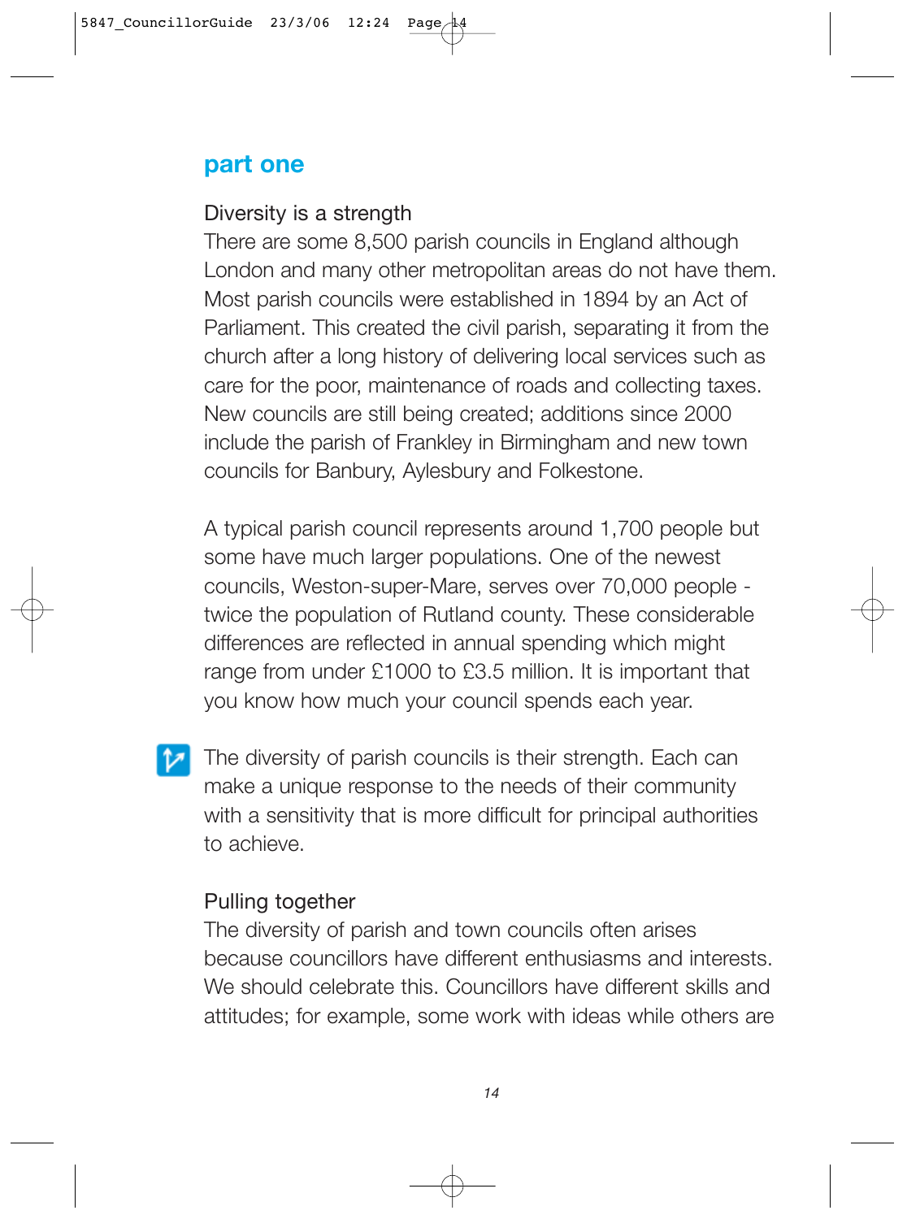## part one

### Diversity is a strength

There are some 8,500 parish councils in England although London and many other metropolitan areas do not have them. Most parish councils were established in 1894 by an Act of Parliament. This created the civil parish, separating it from the church after a long history of delivering local services such as care for the poor, maintenance of roads and collecting taxes. New councils are still being created; additions since 2000 include the parish of Frankley in Birmingham and new town councils for Banbury, Aylesbury and Folkestone.

A typical parish council represents around 1,700 people but some have much larger populations. One of the newest councils, Weston-super-Mare, serves over 70,000 people - twice the population of Rutland county. These considerable differences are reflected in annual spending which might range from under £1000 to £3.5 million. It is important that you know how much your council spends each year.

The diversity of parish councils is their strength. Each can make a unique response to the needs of their community with a sensitivity that is more difficult for principal authorities to achieve.

### Pulling together

The diversity of parish and town councils often arises because councillors have different enthusiasms and interests. We should celebrate this. Councillors have different skills and attitudes; for example, some work with ideas while others are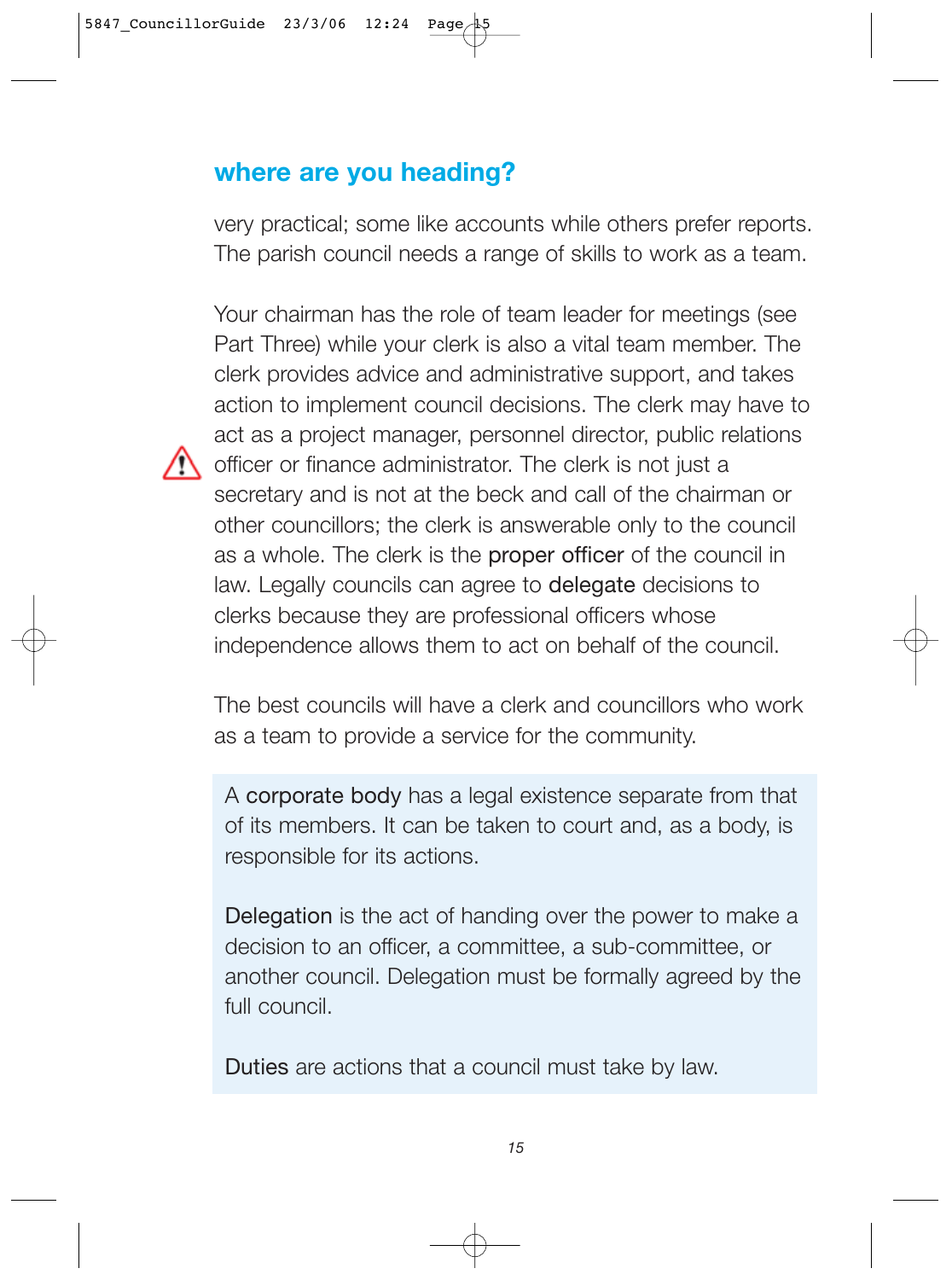## where are you heading?

very practical; some like accounts while others prefer reports. The parish council needs a range of skills to work as a team.

Your chairman has the role of team leader for meetings (see Part Three) while your clerk is also a vital team member. The clerk provides advice and administrative support, and takes action to implement council decisions. The clerk may have to act as a project manager, personnel director, public relations officer or finance administrator. The clerk is not just a secretary and is not at the beck and call of the chairman or other councillors; the clerk is answerable only to the council as a whole. The clerk is the **proper officer** of the council in law. Legally councils can agree to **delegate** decisions to clerks because they are professional officers whose independence allows them to act on behalf of the council.

The best councils will have a clerk and councillors who work as a team to provide a service for the community.

A **corporate body** has a legal existence separate from that of its members. It can be taken to court and, as a body, is responsible for its actions.

**Delegation** is the act of handing over the power to make a decision to an officer, a committee, a sub-committee, or another council. Delegation must be formally agreed by the full council.

**Duties** are actions that a council must take by law.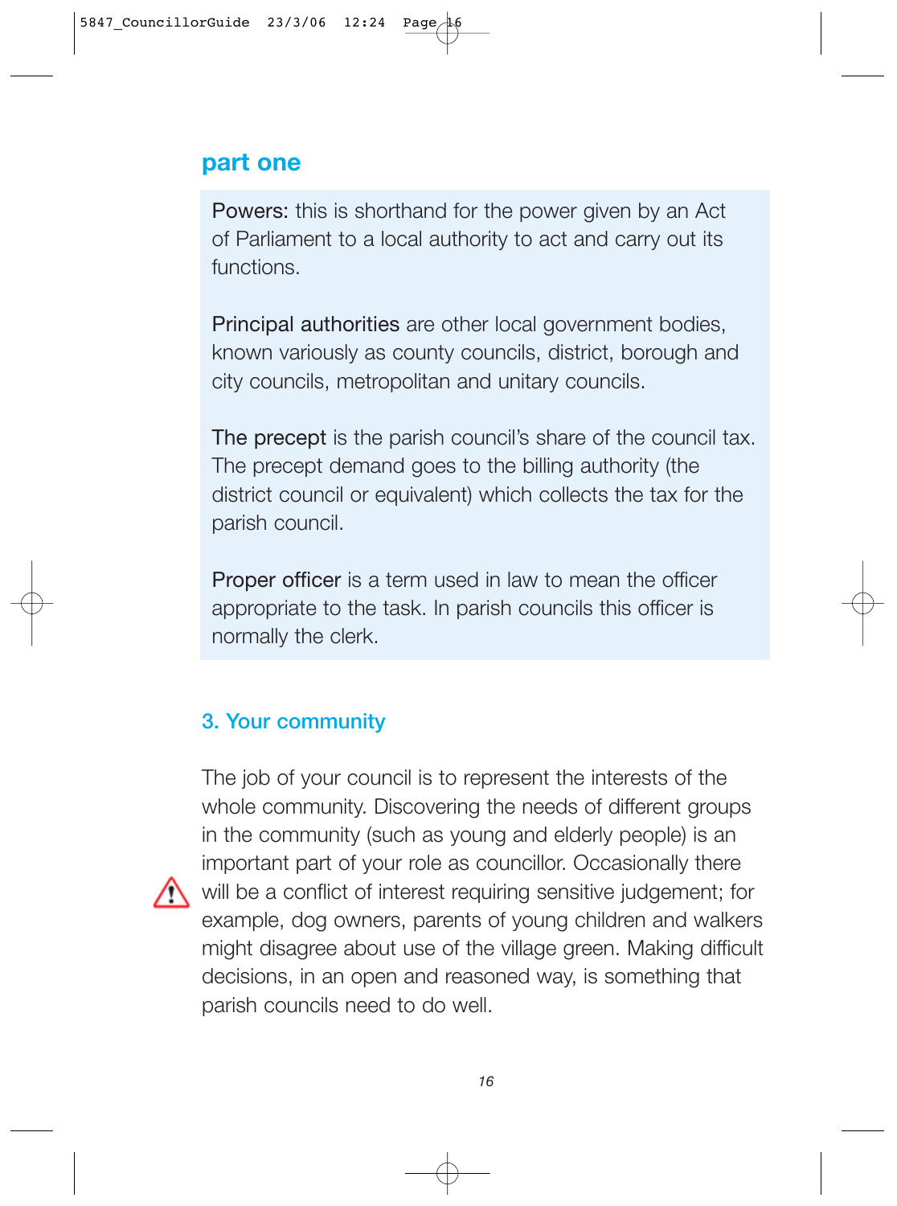## part one

**Powers:** this is shorthand for the power given by an Act of Parliament to a local authority to act and carry out its functions.

**Principal authorities** are other local government bodies, known variously as county councils, district, borough and city councils, metropolitan and unitary councils.

**The precept** is the parish council's share of the council tax. The precept demand goes to the billing authority (the district council or equivalent) which collects the tax for the parish council.

**Proper officer** is a term used in law to mean the officer appropriate to the task. In parish councils this officer is normally the clerk.

### 3. Your community

The job of your council is to represent the interests of the whole community. Discovering the needs of different groups in the community (such as young and elderly people) is an important part of your role as councillor. Occasionally there will be a conflict of interest requiring sensitive judgement; for example, dog owners, parents of young children and walkers might disagree about use of the village green. Making difficult decisions, in an open and reasoned way, is something that parish councils need to do well.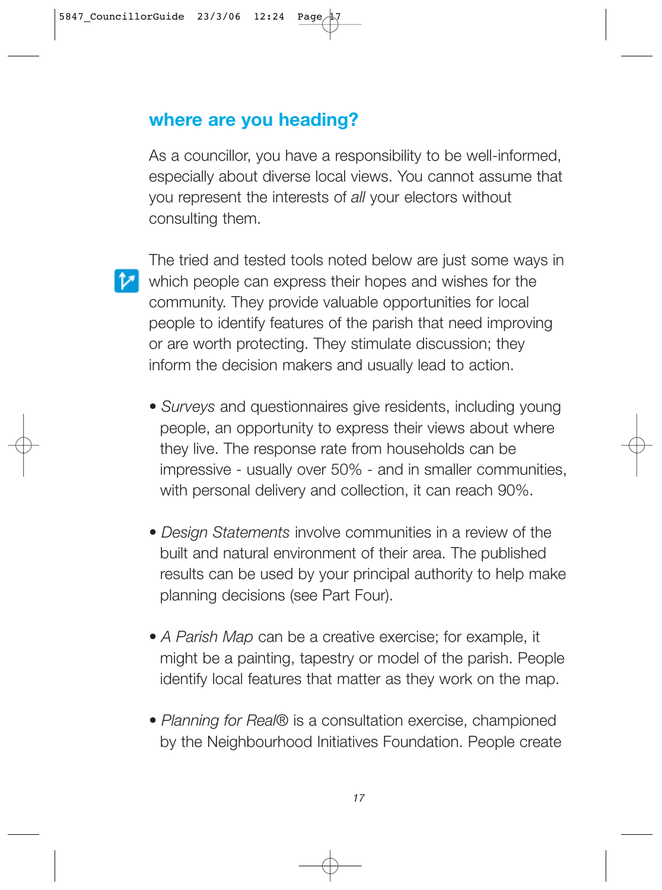## where are you heading?

As a councillor, you have a responsibility to be well-informed, especially about diverse local views. You cannot assume that you represent the interests of *all* your electors without consulting them.

The tried and tested tools noted below are just some ways in which people can express their hopes and wishes for the community. They provide valuable opportunities for local people to identify features of the parish that need improving or are worth protecting. They stimulate discussion; they inform the decision makers and usually lead to action.

- *Surveys* and questionnaires give residents, including young people, an opportunity to express their views about where they live. The response rate from households can be impressive - usually over 50% - and in smaller communities, with personal delivery and collection, it can reach 90%.

- *Design Statements* involve communities in a review of the built and natural environment of their area. The published results can be used by your principal authority to help make planning decisions (see Part Four).

- *A Parish Map* can be a creative exercise; for example, it might be a painting, tapestry or model of the parish. People identify local features that matter as they work on the map.

- *Planning for Real®* is a consultation exercise, championed by the Neighbourhood Initiatives Foundation. People create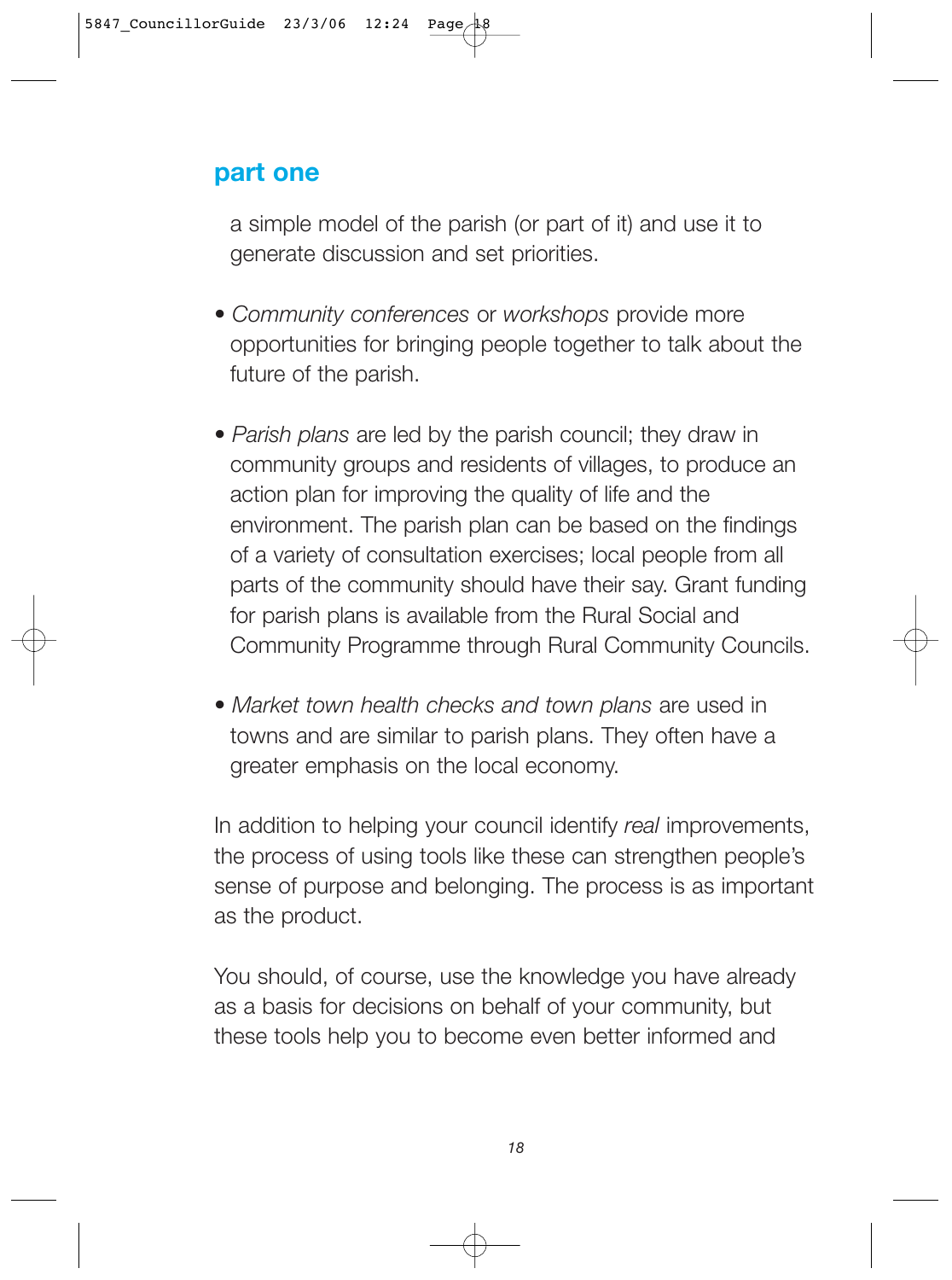## part one

a simple model of the parish (or part of it) and use it to generate discussion and set priorities.

- *Community conferences* or *workshops* provide more opportunities for bringing people together to talk about the future of the parish.
- *Parish plans* are led by the parish council; they draw in community groups and residents of villages, to produce an action plan for improving the quality of life and the environment. The parish plan can be based on the findings of a variety of consultation exercises; local people from all parts of the community should have their say. Grant funding for parish plans is available from the Rural Social and Community Programme through Rural Community Councils.
- *Market town health checks and town plans* are used in towns and are similar to parish plans. They often have a greater emphasis on the local economy.

In addition to helping your council identify *real* improvements, the process of using tools like these can strengthen people's sense of purpose and belonging. The process is as important as the product.

You should, of course, use the knowledge you have already as a basis for decisions on behalf of your community, but these tools help you to become even better informed and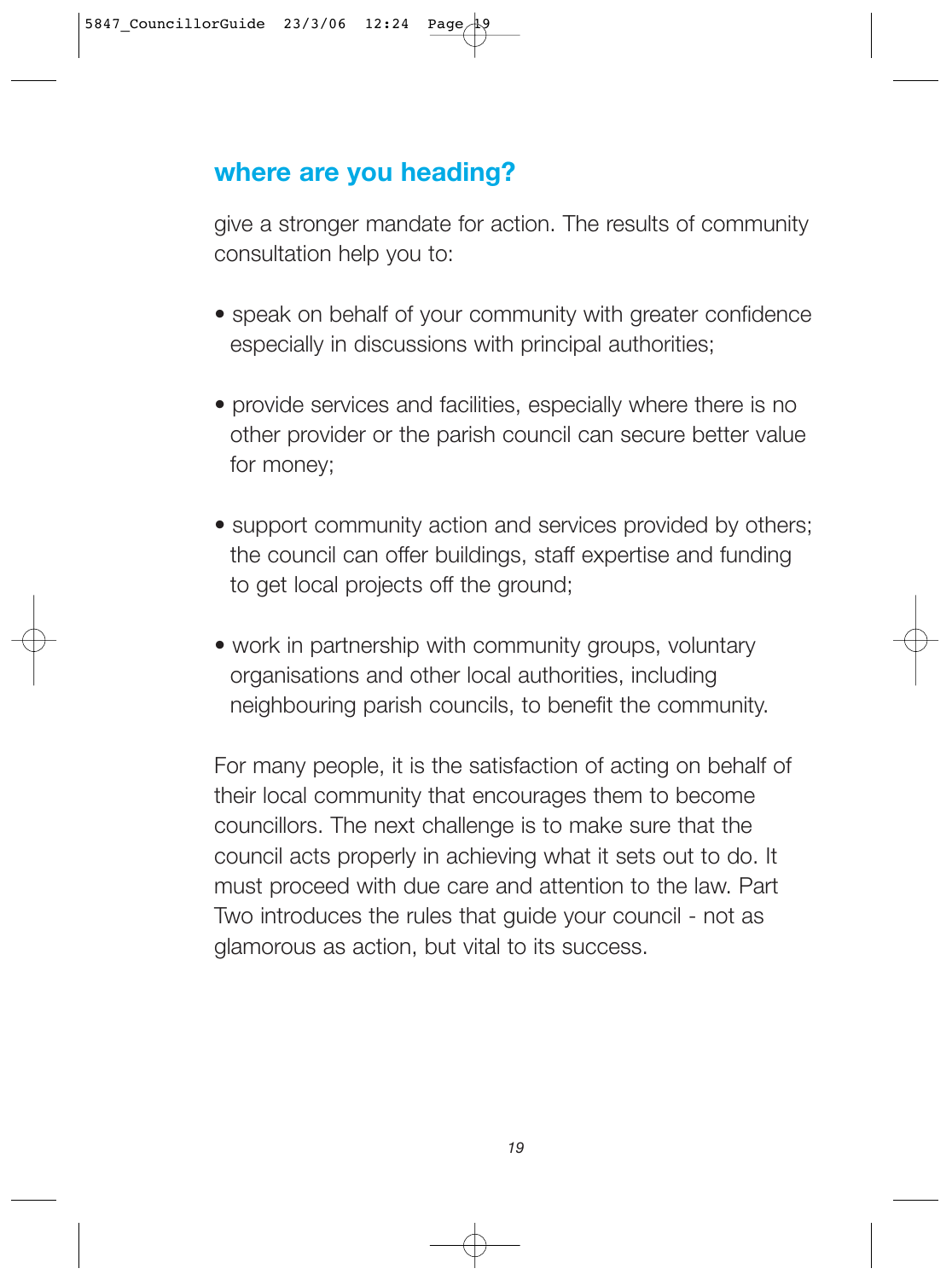## where are you heading?

give a stronger mandate for action. The results of community consultation help you to:

- speak on behalf of your community with greater confidence especially in discussions with principal authorities;
- provide services and facilities, especially where there is no other provider or the parish council can secure better value for money;
- support community action and services provided by others; the council can offer buildings, staff expertise and funding to get local projects off the ground;
- work in partnership with community groups, voluntary organisations and other local authorities, including neighbouring parish councils, to benefit the community.

For many people, it is the satisfaction of acting on behalf of their local community that encourages them to become councillors. The next challenge is to make sure that the council acts properly in achieving what it sets out to do. It must proceed with due care and attention to the law. Part Two introduces the rules that guide your council - not as glamorous as action, but vital to its success.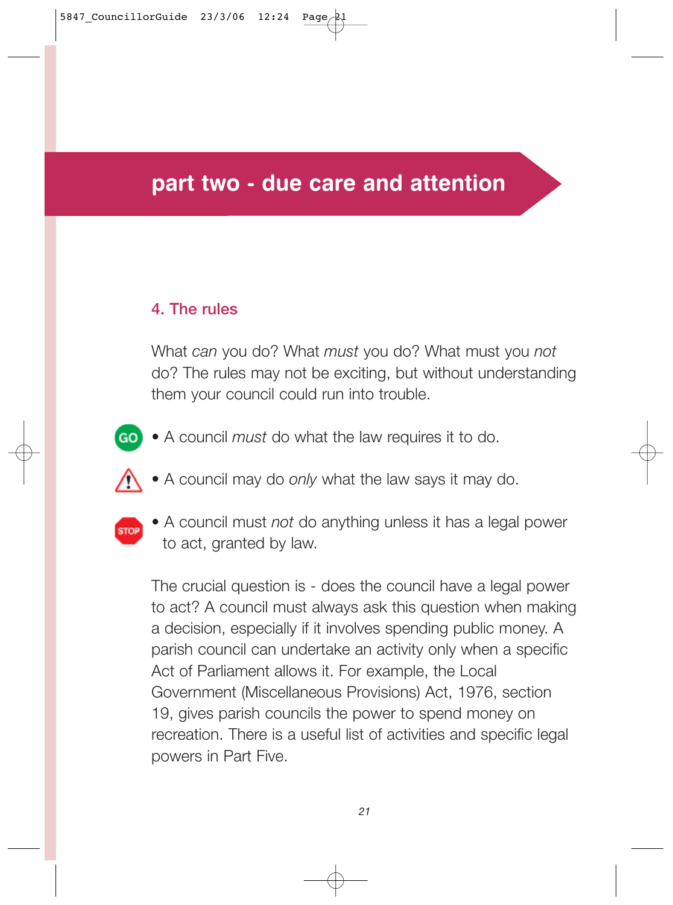# part two - due care and attention

## 4. The rules

What *can* you do? What *must* you do? What must you *not* do? The rules may not be exciting, but without understanding them your council could run into trouble.

- A council *must* do what the law requires it to do.
- A council may do *only* what the law says it may do.
- A council must *not* do anything unless it has a legal power to act, granted by law.

The crucial question is - does the council have a legal power to act? A council must always ask this question when making a decision, especially if it involves spending public money. A parish council can undertake an activity only when a specific Act of Parliament allows it. For example, the Local Government (Miscellaneous Provisions) Act, 1976, section 19, gives parish councils the power to spend money on recreation. There is a useful list of activities and specific legal powers in Part Five.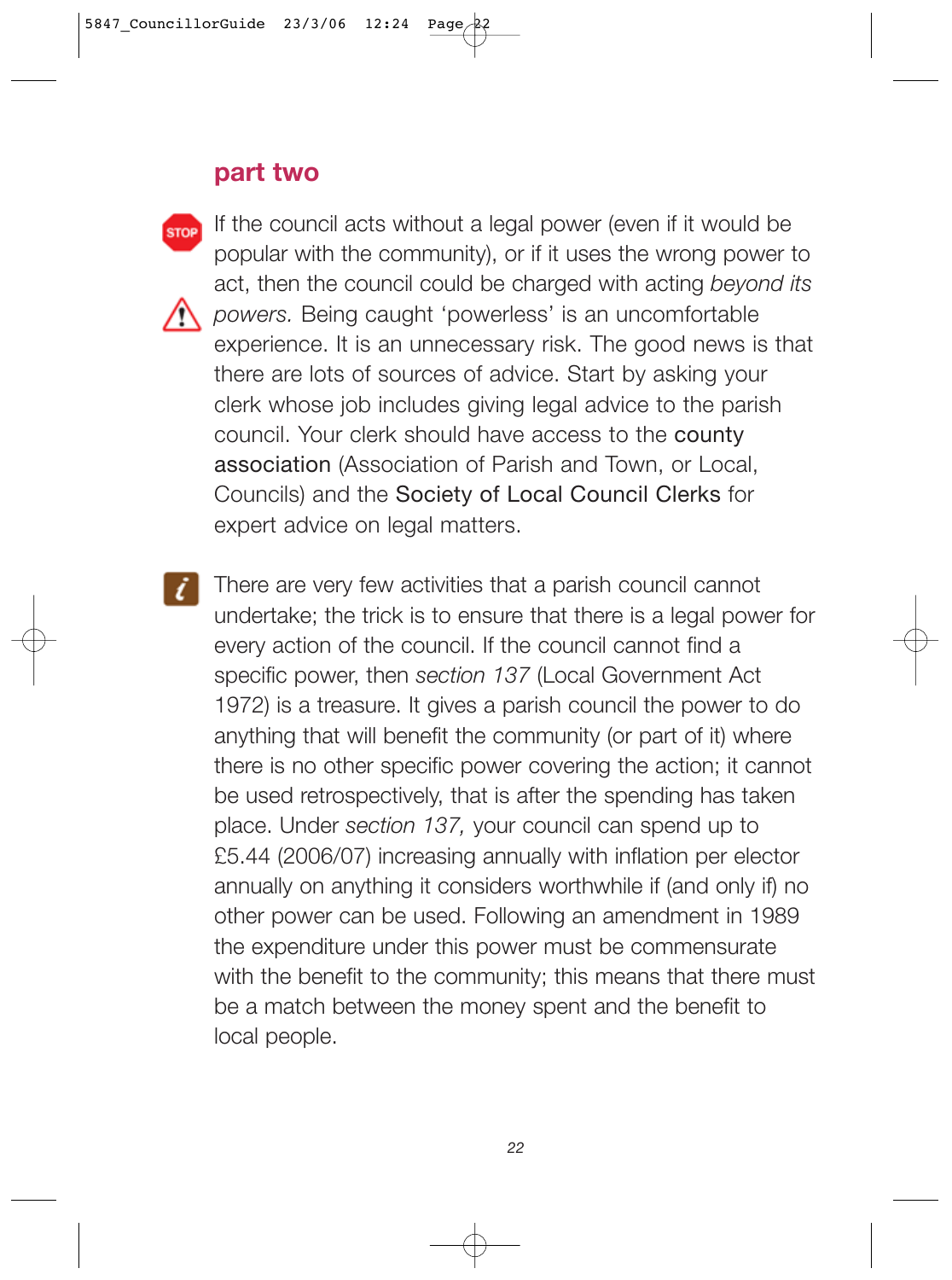## part two

If the council acts without a legal power (even if it would be popular with the community), or if it uses the wrong power to act, then the council could be charged with acting *beyond its powers.* Being caught 'powerless' is an uncomfortable experience. It is an unnecessary risk. The good news is that there are lots of sources of advice. Start by asking your clerk whose job includes giving legal advice to the parish council. Your clerk should have access to the county association (Association of Parish and Town, or Local, Councils) and the Society of Local Council Clerks for expert advice on legal matters.

There are very few activities that a parish council cannot undertake; the trick is to ensure that there is a legal power for every action of the council. If the council cannot find a specific power, then *section 137* (Local Government Act 1972) is a treasure. It gives a parish council the power to do anything that will benefit the community (or part of it) where there is no other specific power covering the action; it cannot be used retrospectively, that is after the spending has taken place. Under *section 137,* your council can spend up to £5.44 (2006/07) increasing annually with inflation per elector annually on anything it considers worthwhile if (and only if) no other power can be used. Following an amendment in 1989 the expenditure under this power must be commensurate with the benefit to the community; this means that there must be a match between the money spent and the benefit to local people.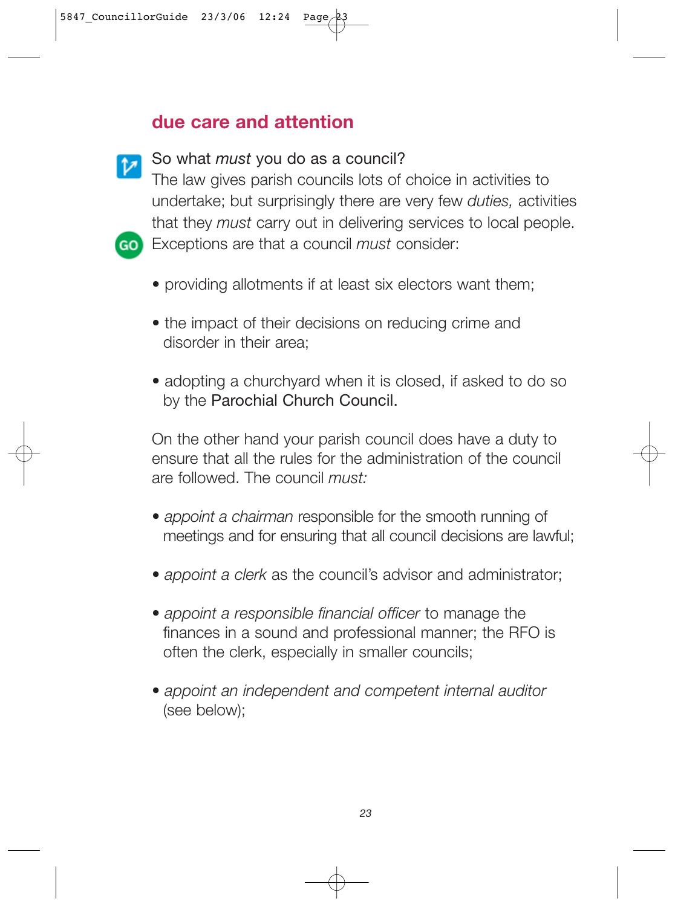## due care and attention

So what *must* you do as a council?
The law gives parish councils lots of choice in activities to undertake; but surprisingly there are very few *duties,* activities that they *must* carry out in delivering services to local people. Exceptions are that a council *must* consider:

- providing allotments if at least six electors want them;
- the impact of their decisions on reducing crime and disorder in their area;
- adopting a churchyard when it is closed, if asked to do so by the Parochial Church Council.

On the other hand your parish council does have a duty to ensure that all the rules for the administration of the council are followed. The council *must:*

- *appoint a chairman* responsible for the smooth running of meetings and for ensuring that all council decisions are lawful;
- *appoint a clerk* as the council's advisor and administrator;
- *appoint a responsible financial officer* to manage the finances in a sound and professional manner; the RFO is often the clerk, especially in smaller councils;
- *appoint an independent and competent internal auditor* (see below);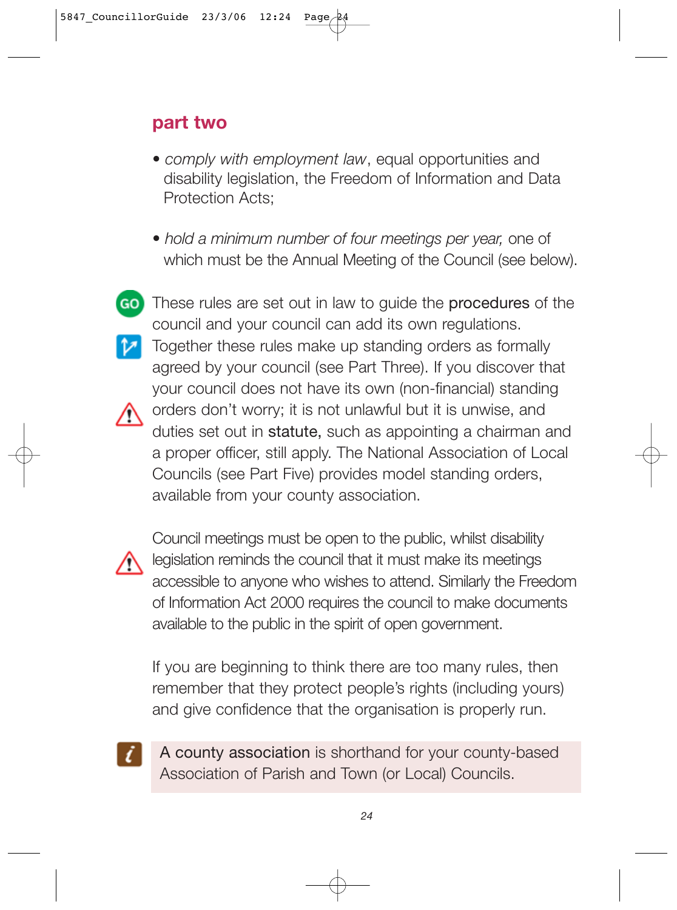## part two

- *comply with employment law*, equal opportunities and disability legislation, the Freedom of Information and Data Protection Acts;

- *hold a minimum number of four meetings per year,* one of which must be the Annual Meeting of the Council (see below).

These rules are set out in law to guide the **procedures** of the council and your council can add its own regulations. Together these rules make up standing orders as formally agreed by your council (see Part Three). If you discover that your council does not have its own (non-financial) standing orders don't worry; it is not unlawful but it is unwise, and duties set out in **statute,** such as appointing a chairman and a proper officer, still apply. The National Association of Local Councils (see Part Five) provides model standing orders, available from your county association.

Council meetings must be open to the public, whilst disability legislation reminds the council that it must make its meetings accessible to anyone who wishes to attend. Similarly the Freedom of Information Act 2000 requires the council to make documents available to the public in the spirit of open government.

If you are beginning to think there are too many rules, then remember that they protect people's rights (including yours) and give confidence that the organisation is properly run.

A **county association** is shorthand for your county-based Association of Parish and Town (or Local) Councils.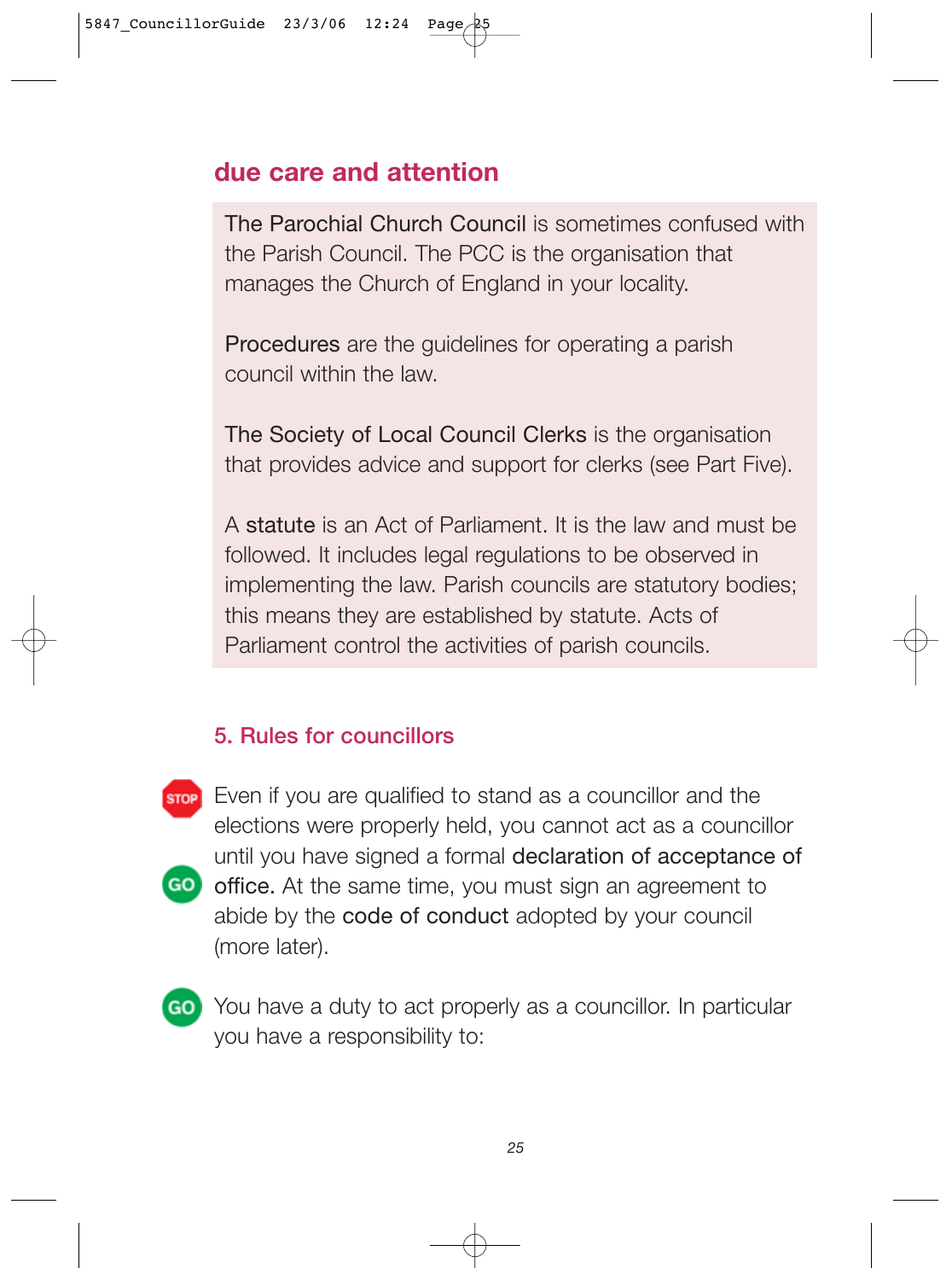## due care and attention

**The Parochial Church Council** is sometimes confused with the Parish Council. The PCC is the organisation that manages the Church of England in your locality.

**Procedures** are the guidelines for operating a parish council within the law.

**The Society of Local Council Clerks** is the organisation that provides advice and support for clerks (see Part Five).

A **statute** is an Act of Parliament. It is the law and must be followed. It includes legal regulations to be observed in implementing the law. Parish councils are statutory bodies; this means they are established by statute. Acts of Parliament control the activities of parish councils.

### 5. Rules for councillors

STOP GO Even if you are qualified to stand as a councillor and the elections were properly held, you cannot act as a councillor until you have signed a formal **declaration of acceptance of office.** At the same time, you must sign an agreement to abide by the **code of conduct** adopted by your council (more later).

GO You have a duty to act properly as a councillor. In particular you have a responsibility to: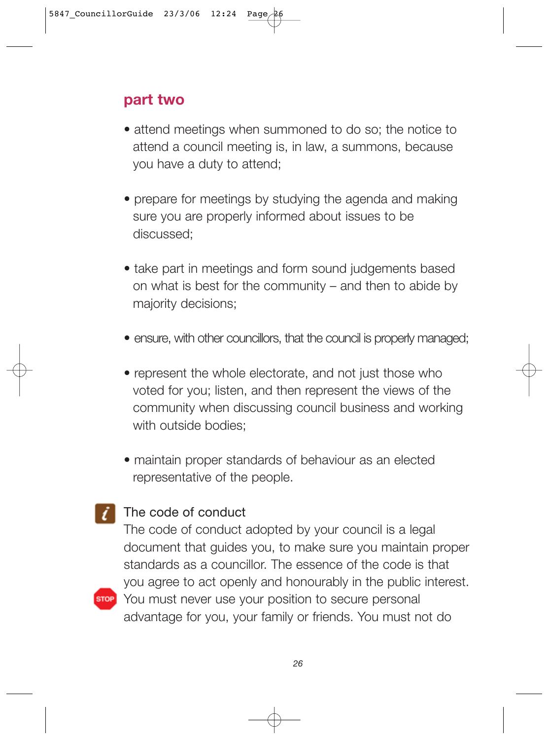## part two

- attend meetings when summoned to do so; the notice to attend a council meeting is, in law, a summons, because you have a duty to attend;
- prepare for meetings by studying the agenda and making sure you are properly informed about issues to be discussed;
- take part in meetings and form sound judgements based on what is best for the community – and then to abide by majority decisions;
- ensure, with other councillors, that the council is properly managed;
- represent the whole electorate, and not just those who voted for you; listen, and then represent the views of the community when discussing council business and working with outside bodies;
- maintain proper standards of behaviour as an elected representative of the people.

### The code of conduct

The code of conduct adopted by your council is a legal document that guides you, to make sure you maintain proper standards as a councillor. The essence of the code is that you agree to act openly and honourably in the public interest. You must never use your position to secure personal advantage for you, your family or friends. You must not do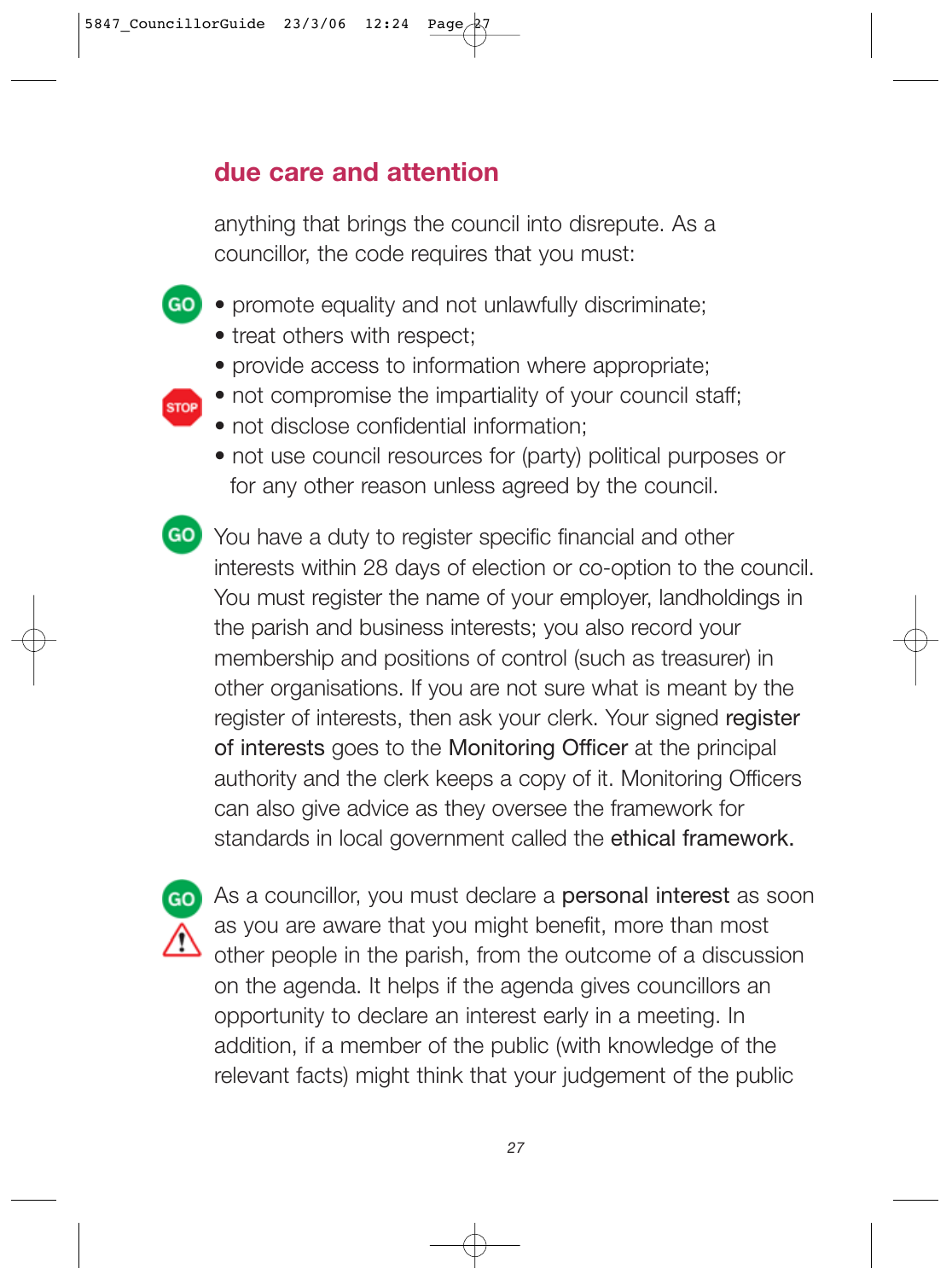## due care and attention

anything that brings the council into disrepute. As a councillor, the code requires that you must:

- promote equality and not unlawfully discriminate;
- treat others with respect;
- provide access to information where appropriate;
- not compromise the impartiality of your council staff;
- not disclose confidential information;
- not use council resources for (party) political purposes or for any other reason unless agreed by the council.

You have a duty to register specific financial and other interests within 28 days of election or co-option to the council. You must register the name of your employer, landholdings in the parish and business interests; you also record your membership and positions of control (such as treasurer) in other organisations. If you are not sure what is meant by the register of interests, then ask your clerk. Your signed **register of interests** goes to the **Monitoring Officer** at the principal authority and the clerk keeps a copy of it. Monitoring Officers can also give advice as they oversee the framework for standards in local government called the **ethical framework.**

As a councillor, you must declare a **personal interest** as soon as you are aware that you might benefit, more than most other people in the parish, from the outcome of a discussion on the agenda. It helps if the agenda gives councillors an opportunity to declare an interest early in a meeting. In addition, if a member of the public (with knowledge of the relevant facts) might think that your judgement of the public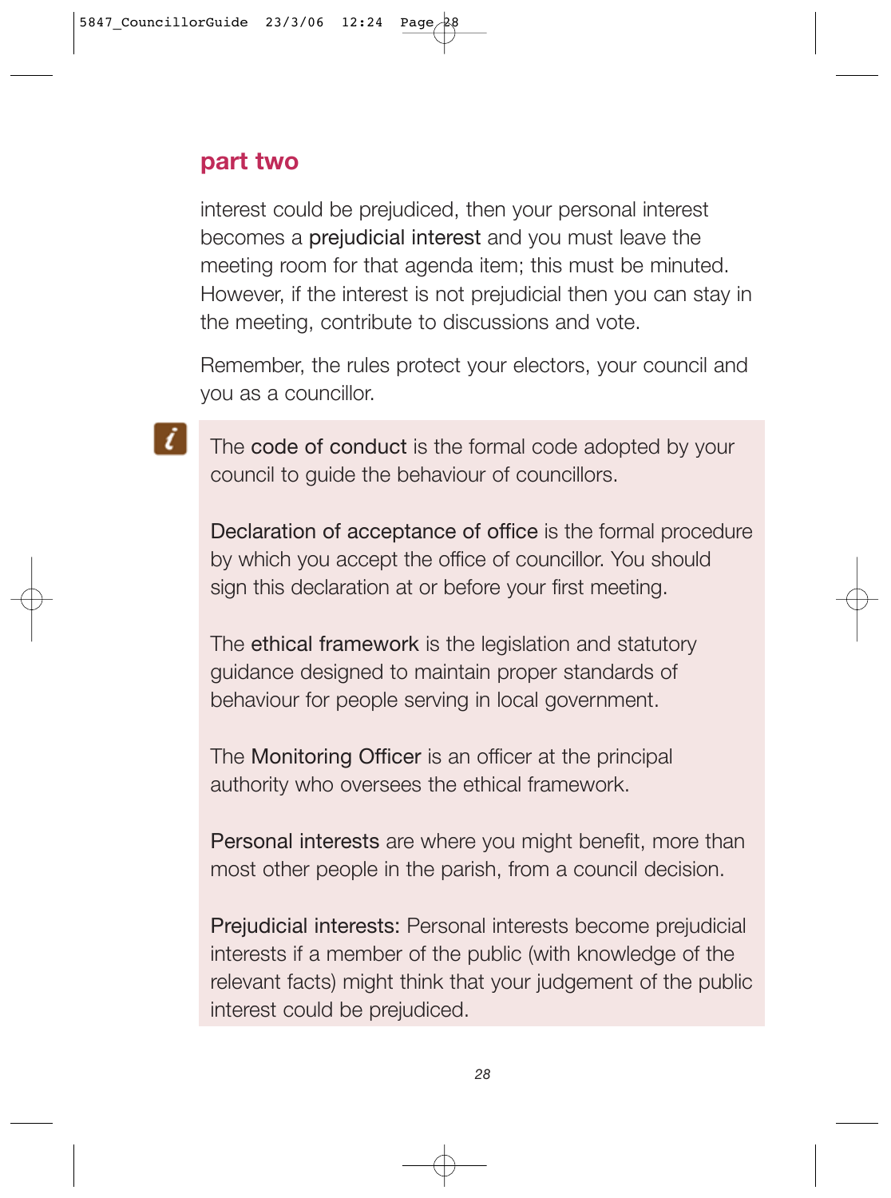## part two

interest could be prejudiced, then your personal interest becomes a **prejudicial interest** and you must leave the meeting room for that agenda item; this must be minuted. However, if the interest is not prejudicial then you can stay in the meeting, contribute to discussions and vote.

Remember, the rules protect your electors, your council and you as a councillor.

> The **code of conduct** is the formal code adopted by your council to guide the behaviour of councillors.
>
> **Declaration of acceptance of office** is the formal procedure by which you accept the office of councillor. You should sign this declaration at or before your first meeting.
>
> The **ethical framework** is the legislation and statutory guidance designed to maintain proper standards of behaviour for people serving in local government.
>
> The **Monitoring Officer** is an officer at the principal authority who oversees the ethical framework.
>
> **Personal interests** are where you might benefit, more than most other people in the parish, from a council decision.
>
> **Prejudicial interests:** Personal interests become prejudicial interests if a member of the public (with knowledge of the relevant facts) might think that your judgement of the public interest could be prejudiced.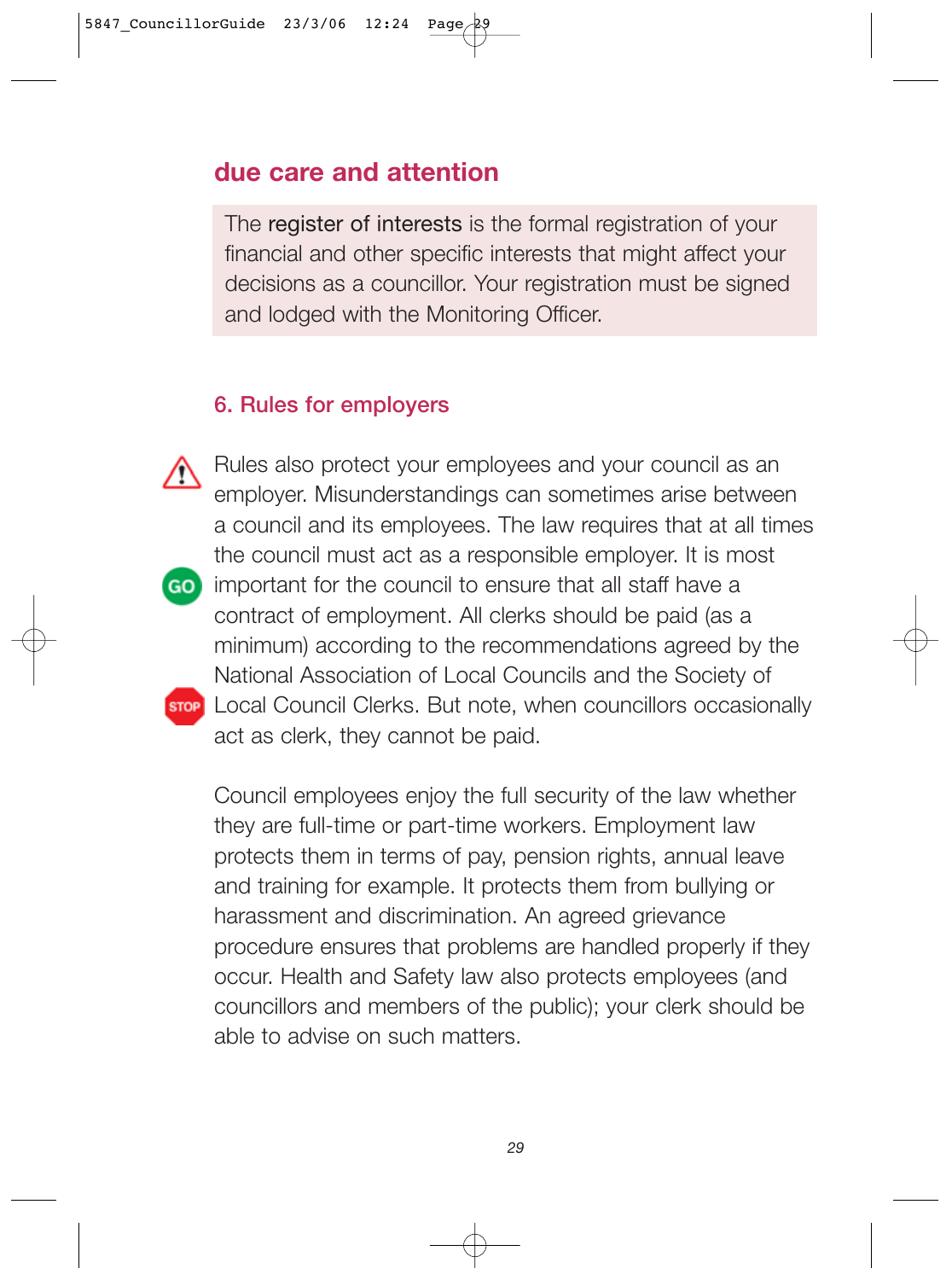## due care and attention

The **register of interests** is the formal registration of your financial and other specific interests that might affect your decisions as a councillor. Your registration must be signed and lodged with the Monitoring Officer.

### 6. Rules for employers

Rules also protect your employees and your council as an employer. Misunderstandings can sometimes arise between a council and its employees. The law requires that at all times the council must act as a responsible employer. It is most important for the council to ensure that all staff have a contract of employment. All clerks should be paid (as a minimum) according to the recommendations agreed by the National Association of Local Councils and the Society of Local Council Clerks. But note, when councillors occasionally act as clerk, they cannot be paid.

Council employees enjoy the full security of the law whether they are full-time or part-time workers. Employment law protects them in terms of pay, pension rights, annual leave and training for example. It protects them from bullying or harassment and discrimination. An agreed grievance procedure ensures that problems are handled properly if they occur. Health and Safety law also protects employees (and councillors and members of the public); your clerk should be able to advise on such matters.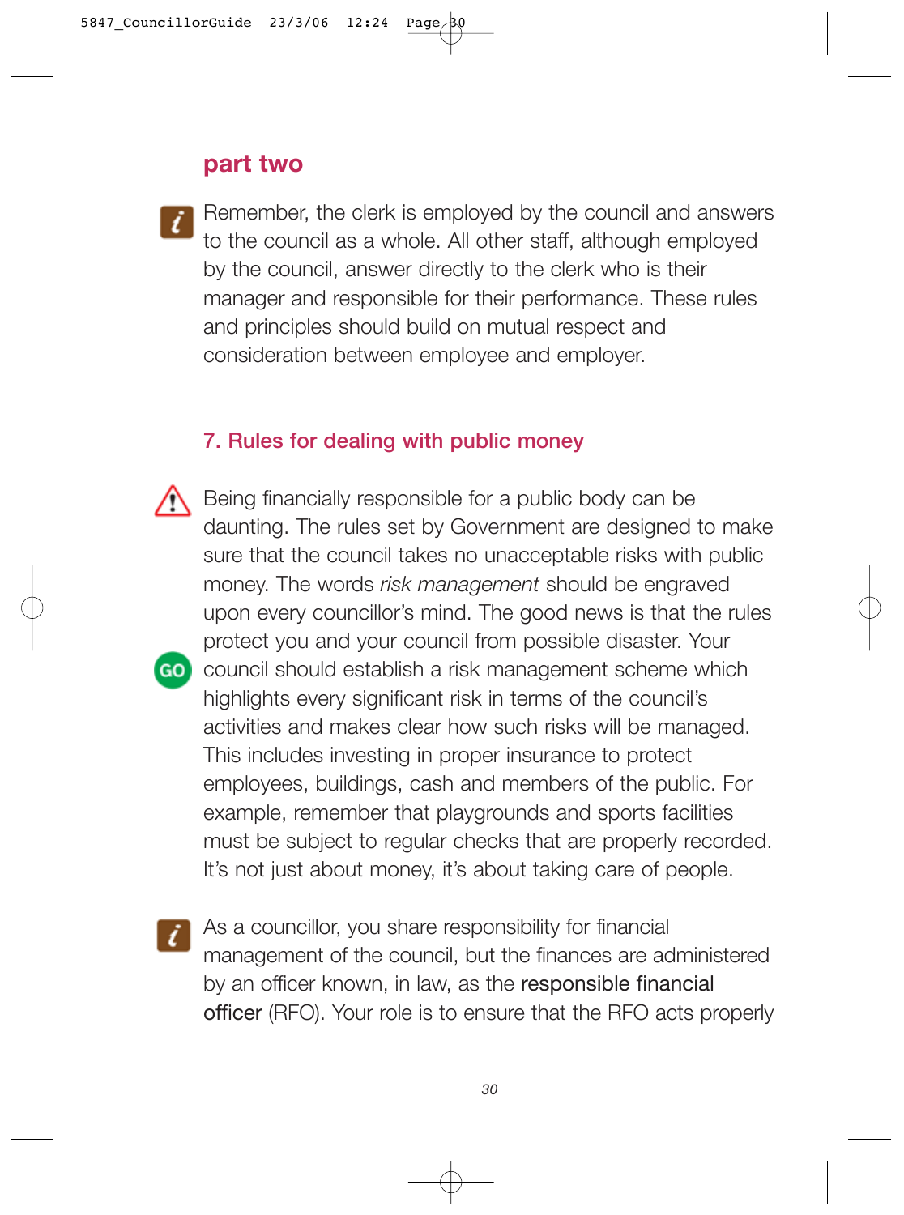## part two

Remember, the clerk is employed by the council and answers to the council as a whole. All other staff, although employed by the council, answer directly to the clerk who is their manager and responsible for their performance. These rules and principles should build on mutual respect and consideration between employee and employer.

### 7. Rules for dealing with public money

Being financially responsible for a public body can be daunting. The rules set by Government are designed to make sure that the council takes no unacceptable risks with public money. The words *risk management* should be engraved upon every councillor's mind. The good news is that the rules protect you and your council from possible disaster. Your council should establish a risk management scheme which highlights every significant risk in terms of the council's activities and makes clear how such risks will be managed. This includes investing in proper insurance to protect employees, buildings, cash and members of the public. For example, remember that playgrounds and sports facilities must be subject to regular checks that are properly recorded. It's not just about money, it's about taking care of people.

As a councillor, you share responsibility for financial management of the council, but the finances are administered by an officer known, in law, as the **responsible financial officer** (RFO). Your role is to ensure that the RFO acts properly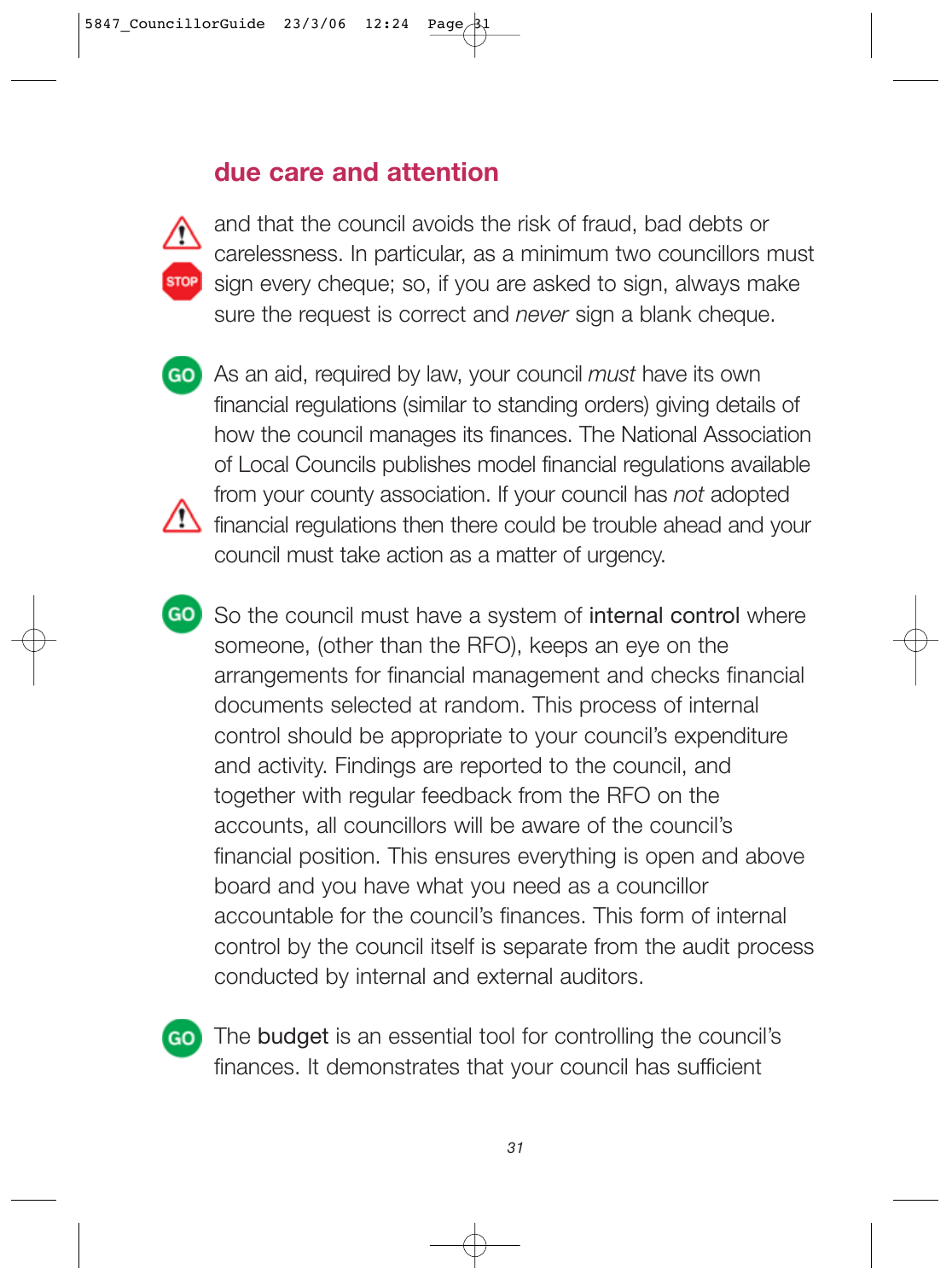## due care and attention

and that the council avoids the risk of fraud, bad debts or carelessness. In particular, as a minimum two councillors must sign every cheque; so, if you are asked to sign, always make sure the request is correct and *never* sign a blank cheque.

As an aid, required by law, your council *must* have its own financial regulations (similar to standing orders) giving details of how the council manages its finances. The National Association of Local Councils publishes model financial regulations available from your county association. If your council has *not* adopted financial regulations then there could be trouble ahead and your council must take action as a matter of urgency.

So the council must have a system of **internal control** where someone, (other than the RFO), keeps an eye on the arrangements for financial management and checks financial documents selected at random. This process of internal control should be appropriate to your council's expenditure and activity. Findings are reported to the council, and together with regular feedback from the RFO on the accounts, all councillors will be aware of the council's financial position. This ensures everything is open and above board and you have what you need as a councillor accountable for the council's finances. This form of internal control by the council itself is separate from the audit process conducted by internal and external auditors.

The **budget** is an essential tool for controlling the council's finances. It demonstrates that your council has sufficient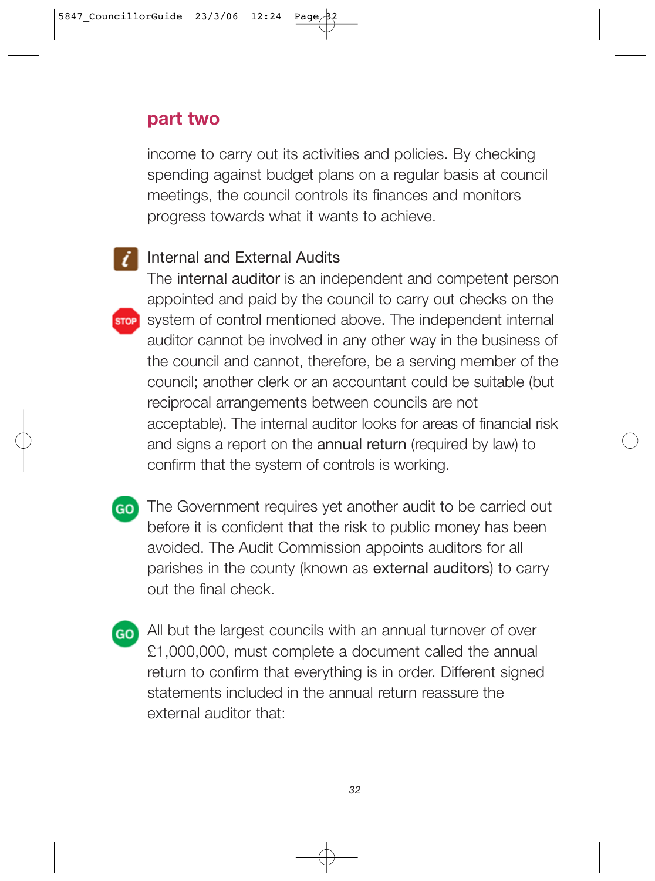## part two

income to carry out its activities and policies. By checking spending against budget plans on a regular basis at council meetings, the council controls its finances and monitors progress towards what it wants to achieve.

Internal and External Audits

The **internal auditor** is an independent and competent person appointed and paid by the council to carry out checks on the system of control mentioned above. The independent internal auditor cannot be involved in any other way in the business of the council and cannot, therefore, be a serving member of the council; another clerk or an accountant could be suitable (but reciprocal arrangements between councils are not acceptable). The internal auditor looks for areas of financial risk and signs a report on the **annual return** (required by law) to confirm that the system of controls is working.

The Government requires yet another audit to be carried out before it is confident that the risk to public money has been avoided. The Audit Commission appoints auditors for all parishes in the county (known as **external auditors**) to carry out the final check.

All but the largest councils with an annual turnover of over £1,000,000, must complete a document called the annual return to confirm that everything is in order. Different signed statements included in the annual return reassure the external auditor that: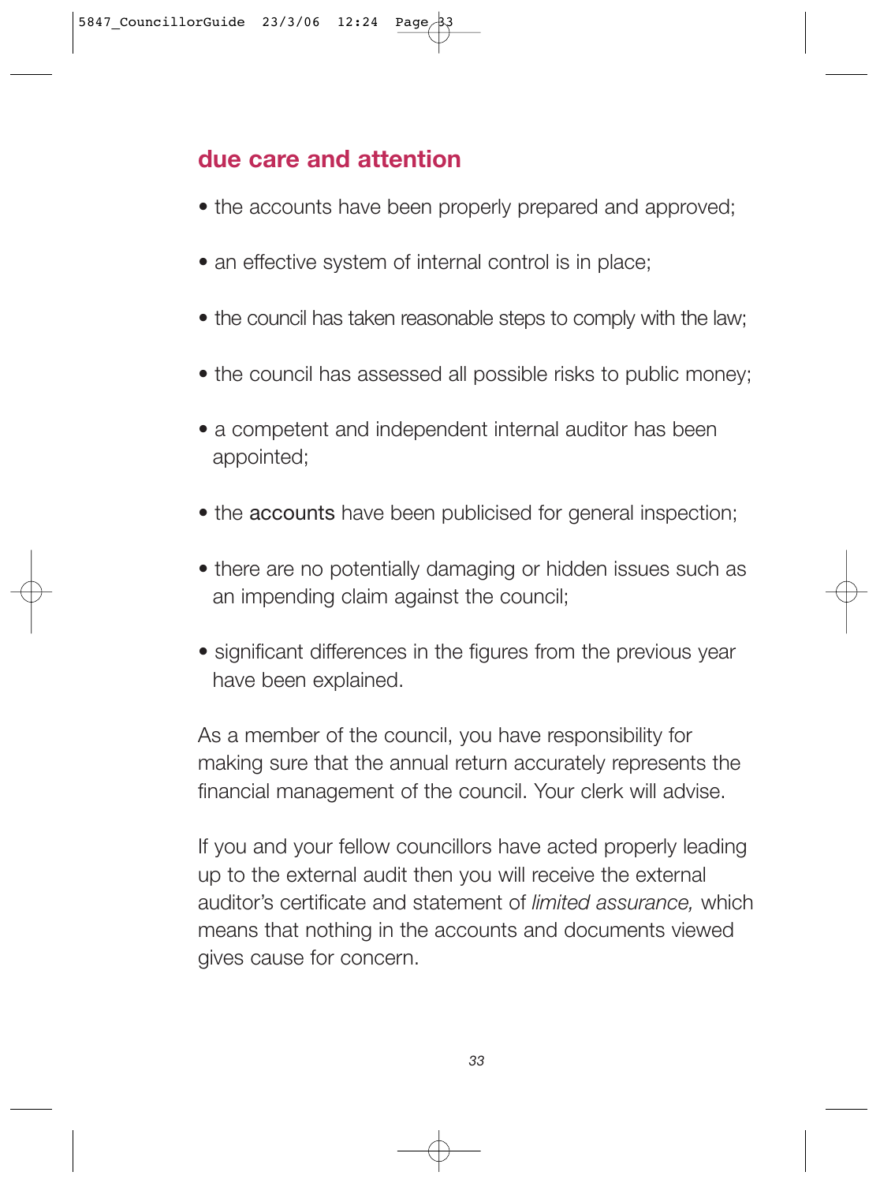## due care and attention

- the accounts have been properly prepared and approved;
- an effective system of internal control is in place;
- the council has taken reasonable steps to comply with the law;
- the council has assessed all possible risks to public money;
- a competent and independent internal auditor has been appointed;
- the accounts have been publicised for general inspection;
- there are no potentially damaging or hidden issues such as an impending claim against the council;
- significant differences in the figures from the previous year have been explained.

As a member of the council, you have responsibility for making sure that the annual return accurately represents the financial management of the council. Your clerk will advise.

If you and your fellow councillors have acted properly leading up to the external audit then you will receive the external auditor's certificate and statement of *limited assurance,* which means that nothing in the accounts and documents viewed gives cause for concern.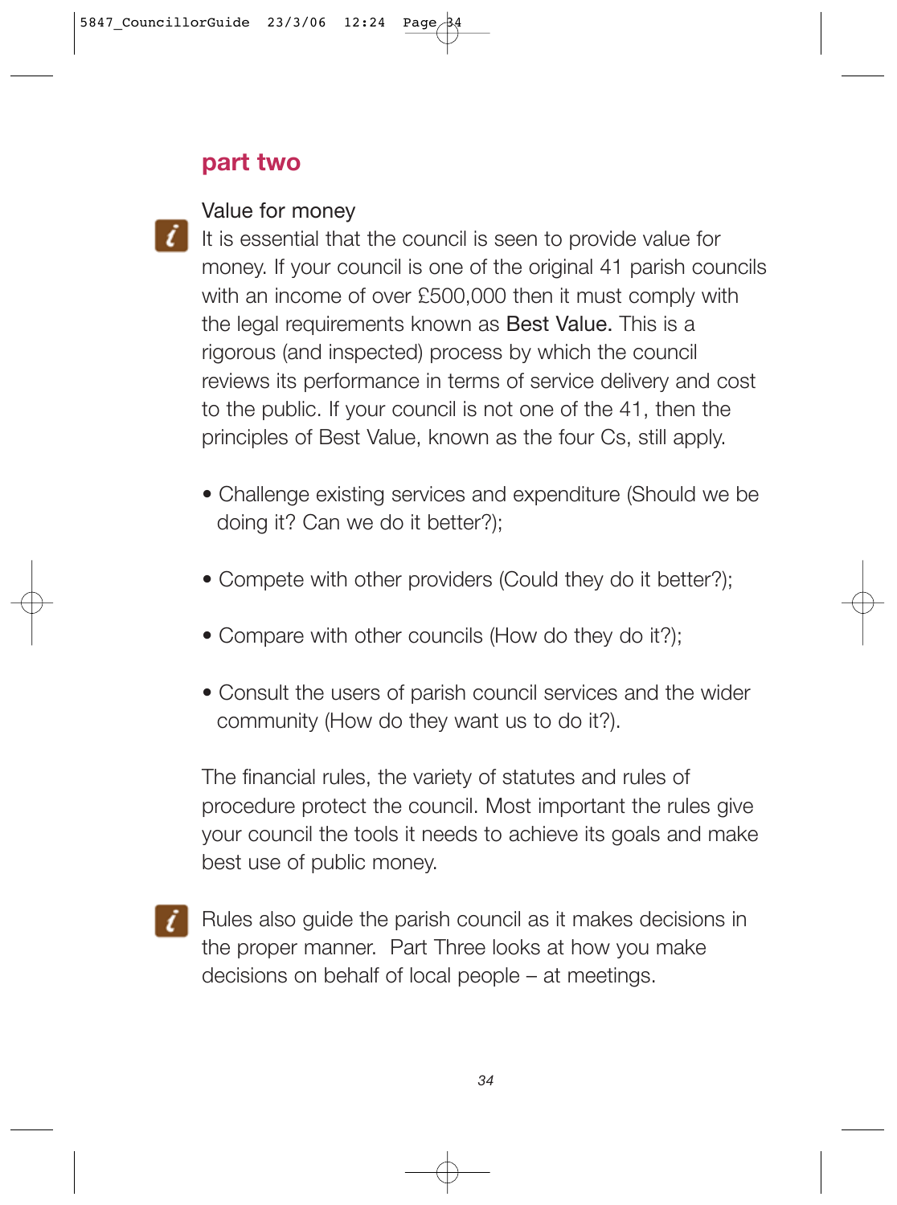## part two

### Value for money

It is essential that the council is seen to provide value for money. If your council is one of the original 41 parish councils with an income of over £500,000 then it must comply with the legal requirements known as **Best Value.** This is a rigorous (and inspected) process by which the council reviews its performance in terms of service delivery and cost to the public. If your council is not one of the 41, then the principles of Best Value, known as the four Cs, still apply.

- Challenge existing services and expenditure (Should we be doing it? Can we do it better?);
- Compete with other providers (Could they do it better?);
- Compare with other councils (How do they do it?);
- Consult the users of parish council services and the wider community (How do they want us to do it?).

The financial rules, the variety of statutes and rules of procedure protect the council. Most important the rules give your council the tools it needs to achieve its goals and make best use of public money.

Rules also guide the parish council as it makes decisions in the proper manner. Part Three looks at how you make decisions on behalf of local people – at meetings.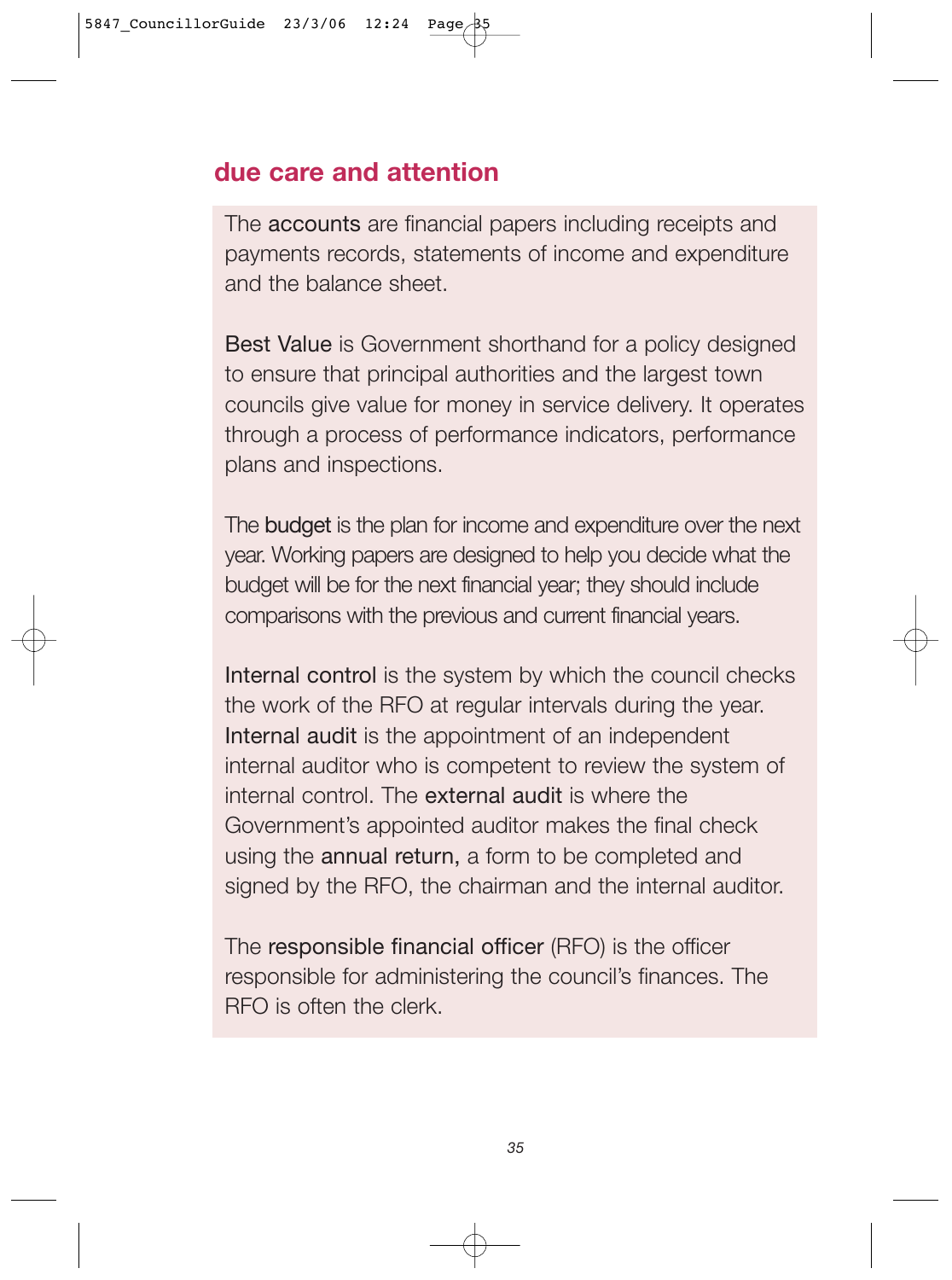## due care and attention

The **accounts** are financial papers including receipts and payments records, statements of income and expenditure and the balance sheet.

**Best Value** is Government shorthand for a policy designed to ensure that principal authorities and the largest town councils give value for money in service delivery. It operates through a process of performance indicators, performance plans and inspections.

The **budget** is the plan for income and expenditure over the next year. Working papers are designed to help you decide what the budget will be for the next financial year; they should include comparisons with the previous and current financial years.

**Internal control** is the system by which the council checks the work of the RFO at regular intervals during the year. **Internal audit** is the appointment of an independent internal auditor who is competent to review the system of internal control. The **external audit** is where the Government's appointed auditor makes the final check using the **annual return,** a form to be completed and signed by the RFO, the chairman and the internal auditor.

The **responsible financial officer** (RFO) is the officer responsible for administering the council's finances. The RFO is often the clerk.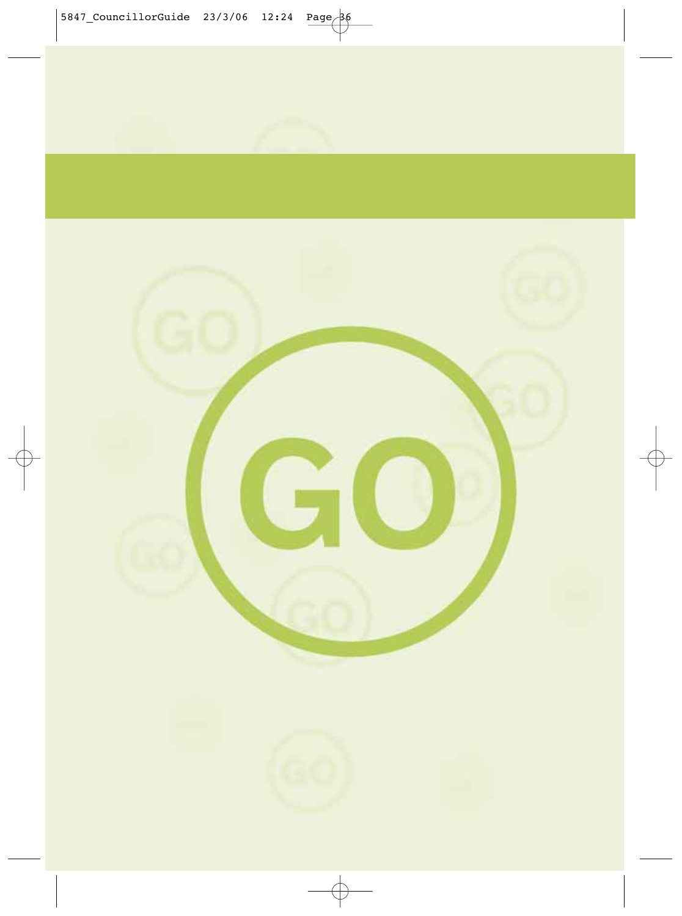GO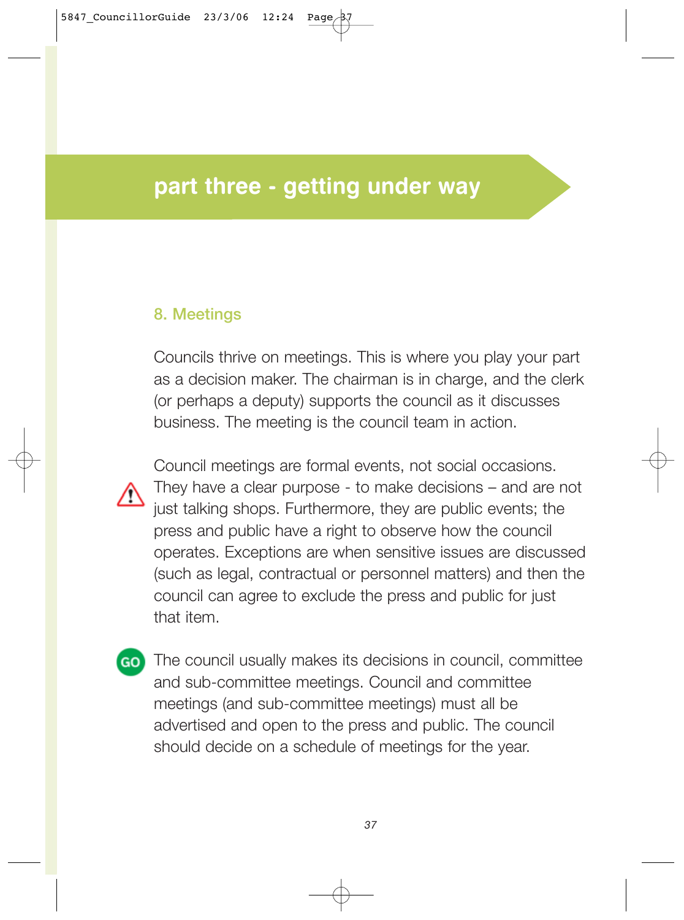# part three - getting under way

## 8. Meetings

Councils thrive on meetings. This is where you play your part as a decision maker. The chairman is in charge, and the clerk (or perhaps a deputy) supports the council as it discusses business. The meeting is the council team in action.

Council meetings are formal events, not social occasions. They have a clear purpose - to make decisions – and are not just talking shops. Furthermore, they are public events; the press and public have a right to observe how the council operates. Exceptions are when sensitive issues are discussed (such as legal, contractual or personnel matters) and then the council can agree to exclude the press and public for just that item.

The council usually makes its decisions in council, committee and sub-committee meetings. Council and committee meetings (and sub-committee meetings) must all be advertised and open to the press and public. The council should decide on a schedule of meetings for the year.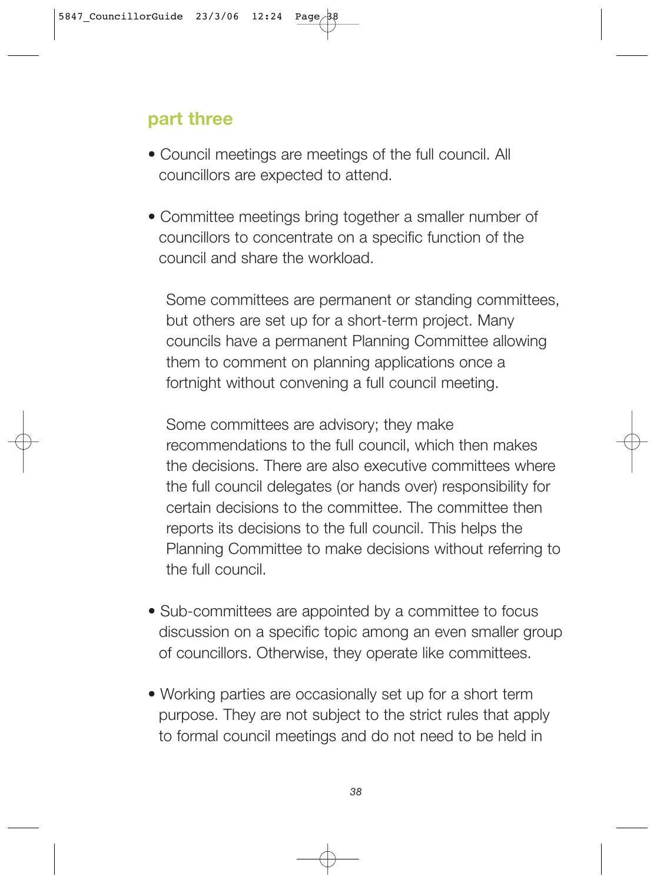## part three

- Council meetings are meetings of the full council. All councillors are expected to attend.

- Committee meetings bring together a smaller number of councillors to concentrate on a specific function of the council and share the workload.

  Some committees are permanent or standing committees, but others are set up for a short-term project. Many councils have a permanent Planning Committee allowing them to comment on planning applications once a fortnight without convening a full council meeting.

  Some committees are advisory; they make recommendations to the full council, which then makes the decisions. There are also executive committees where the full council delegates (or hands over) responsibility for certain decisions to the committee. The committee then reports its decisions to the full council. This helps the Planning Committee to make decisions without referring to the full council.

- Sub-committees are appointed by a committee to focus discussion on a specific topic among an even smaller group of councillors. Otherwise, they operate like committees.

- Working parties are occasionally set up for a short term purpose. They are not subject to the strict rules that apply to formal council meetings and do not need to be held in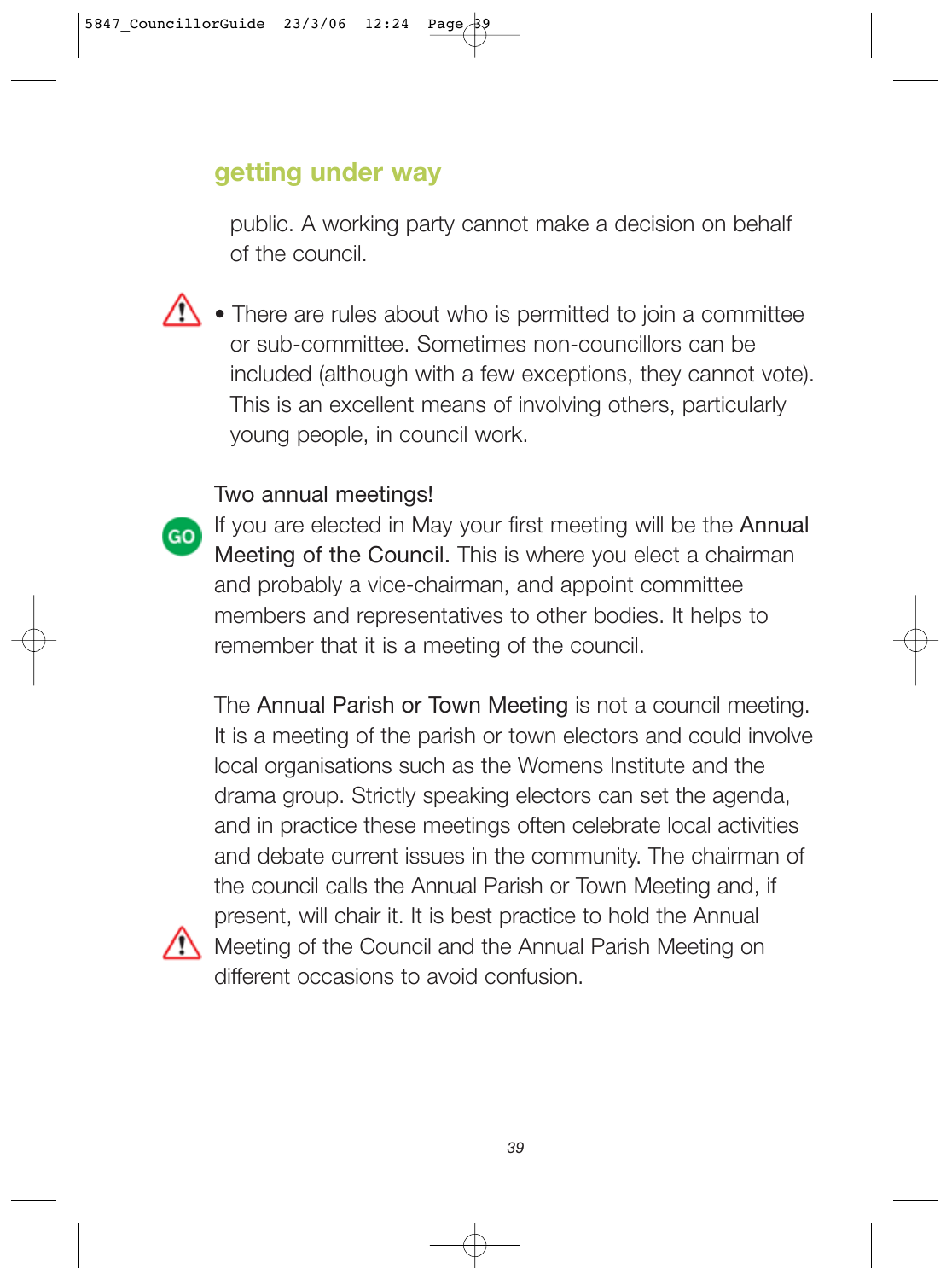public. A working party cannot make a decision on behalf of the council.

- There are rules about who is permitted to join a committee or sub-committee. Sometimes non-councillors can be included (although with a few exceptions, they cannot vote). This is an excellent means of involving others, particularly young people, in council work.

### Two annual meetings!

If you are elected in May your first meeting will be the **Annual Meeting of the Council.** This is where you elect a chairman and probably a vice-chairman, and appoint committee members and representatives to other bodies. It helps to remember that it is a meeting of the council.

The **Annual Parish or Town Meeting** is not a council meeting. It is a meeting of the parish or town electors and could involve local organisations such as the Womens Institute and the drama group. Strictly speaking electors can set the agenda, and in practice these meetings often celebrate local activities and debate current issues in the community. The chairman of the council calls the Annual Parish or Town Meeting and, if present, will chair it. It is best practice to hold the Annual Meeting of the Council and the Annual Parish Meeting on different occasions to avoid confusion.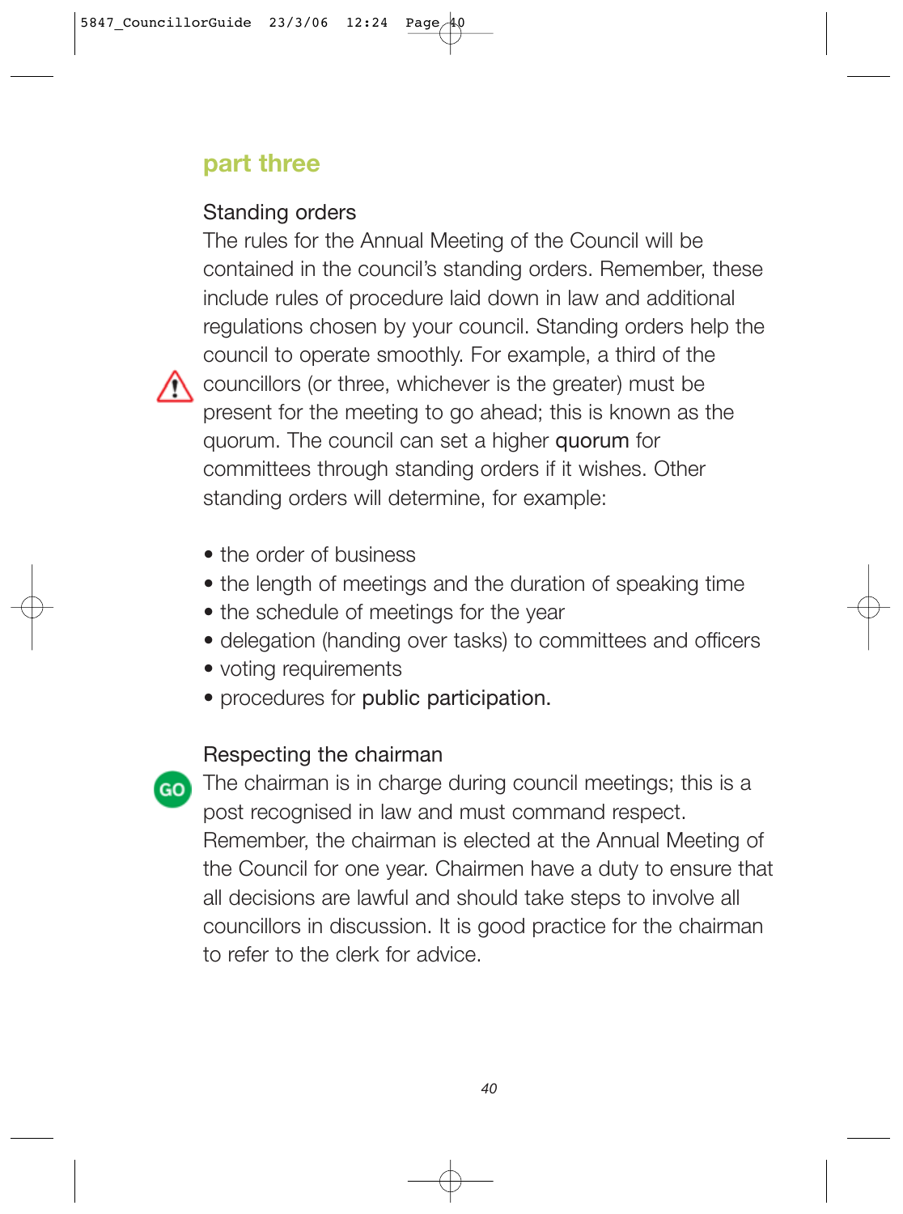## part three

### Standing orders

The rules for the Annual Meeting of the Council will be contained in the council's standing orders. Remember, these include rules of procedure laid down in law and additional regulations chosen by your council. Standing orders help the council to operate smoothly. For example, a third of the councillors (or three, whichever is the greater) must be present for the meeting to go ahead; this is known as the quorum. The council can set a higher **quorum** for committees through standing orders if it wishes. Other standing orders will determine, for example:

- the order of business
- the length of meetings and the duration of speaking time
- the schedule of meetings for the year
- delegation (handing over tasks) to committees and officers
- voting requirements
- procedures for **public participation.**

### Respecting the chairman

The chairman is in charge during council meetings; this is a post recognised in law and must command respect. Remember, the chairman is elected at the Annual Meeting of the Council for one year. Chairmen have a duty to ensure that all decisions are lawful and should take steps to involve all councillors in discussion. It is good practice for the chairman to refer to the clerk for advice.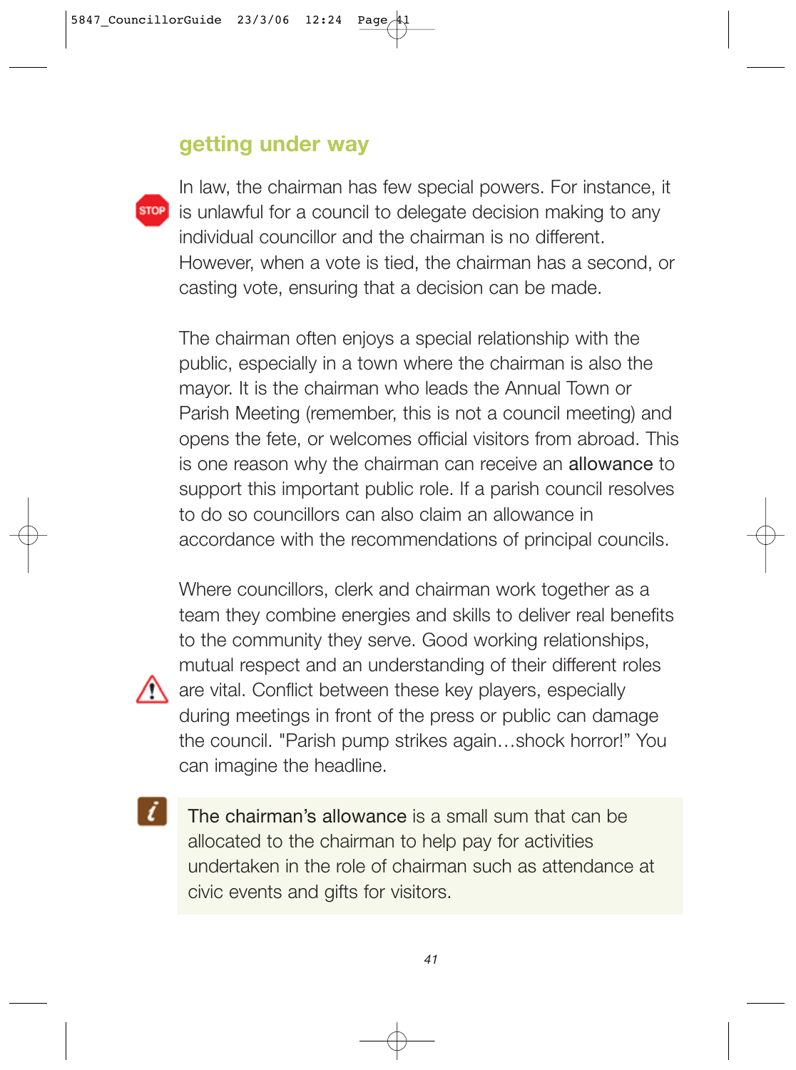## getting under way

In law, the chairman has few special powers. For instance, it is unlawful for a council to delegate decision making to any individual councillor and the chairman is no different. However, when a vote is tied, the chairman has a second, or casting vote, ensuring that a decision can be made.

The chairman often enjoys a special relationship with the public, especially in a town where the chairman is also the mayor. It is the chairman who leads the Annual Town or Parish Meeting (remember, this is not a council meeting) and opens the fete, or welcomes official visitors from abroad. This is one reason why the chairman can receive an allowance to support this important public role. If a parish council resolves to do so councillors can also claim an allowance in accordance with the recommendations of principal councils.

Where councillors, clerk and chairman work together as a team they combine energies and skills to deliver real benefits to the community they serve. Good working relationships, mutual respect and an understanding of their different roles are vital. Conflict between these key players, especially during meetings in front of the press or public can damage the council. "Parish pump strikes again…shock horror!" You can imagine the headline.

The chairman's allowance is a small sum that can be allocated to the chairman to help pay for activities undertaken in the role of chairman such as attendance at civic events and gifts for visitors.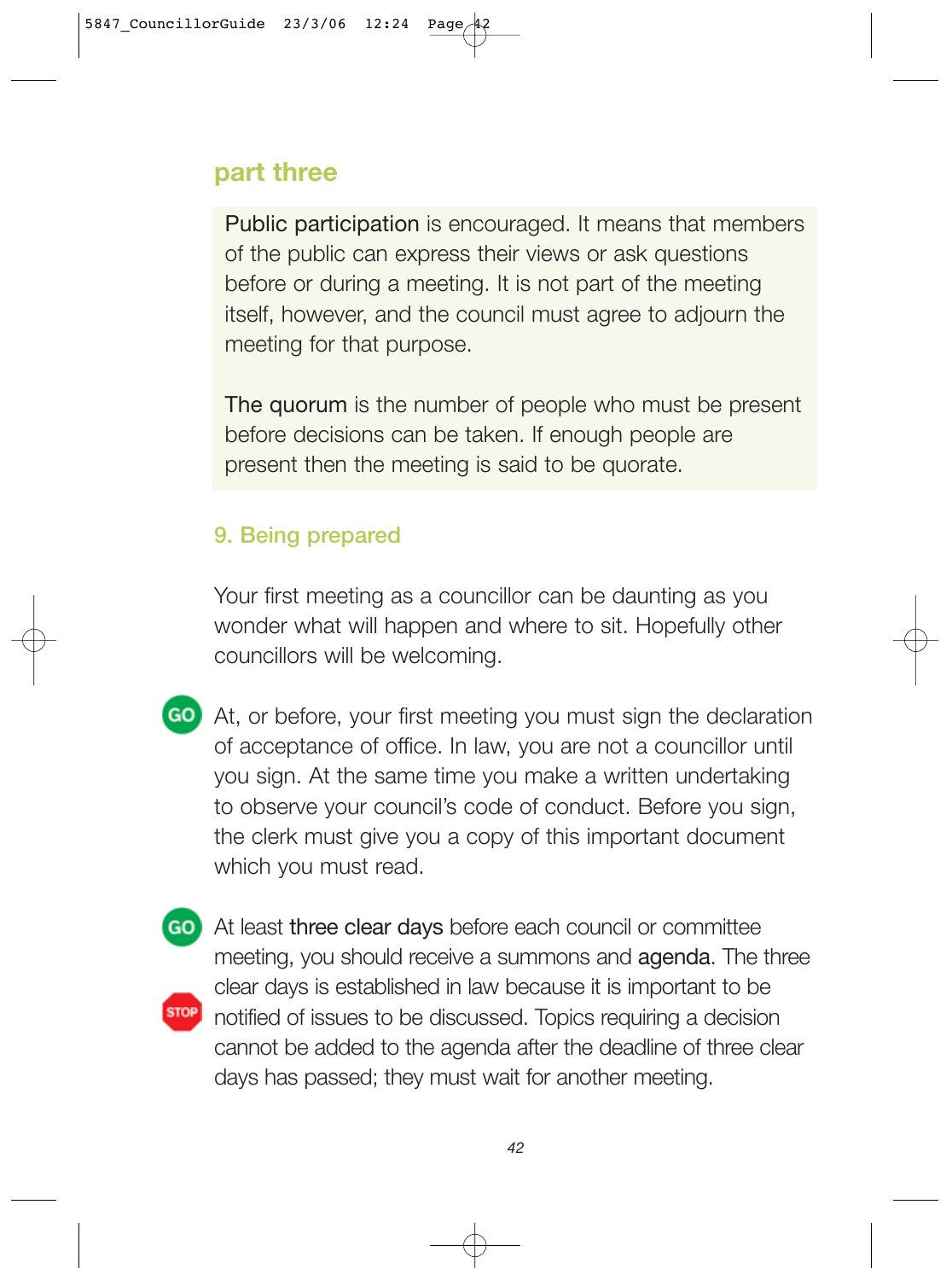## part three

**Public participation** is encouraged. It means that members of the public can express their views or ask questions before or during a meeting. It is not part of the meeting itself, however, and the council must agree to adjourn the meeting for that purpose.

**The quorum** is the number of people who must be present before decisions can be taken. If enough people are present then the meeting is said to be quorate.

### 9. Being prepared

Your first meeting as a councillor can be daunting as you wonder what will happen and where to sit. Hopefully other councillors will be welcoming.

GO At, or before, your first meeting you must sign the declaration of acceptance of office. In law, you are not a councillor until you sign. At the same time you make a written undertaking to observe your council's code of conduct. Before you sign, the clerk must give you a copy of this important document which you must read.

GO STOP At least **three clear days** before each council or committee meeting, you should receive a summons and **agenda**. The three clear days is established in law because it is important to be notified of issues to be discussed. Topics requiring a decision cannot be added to the agenda after the deadline of three clear days has passed; they must wait for another meeting.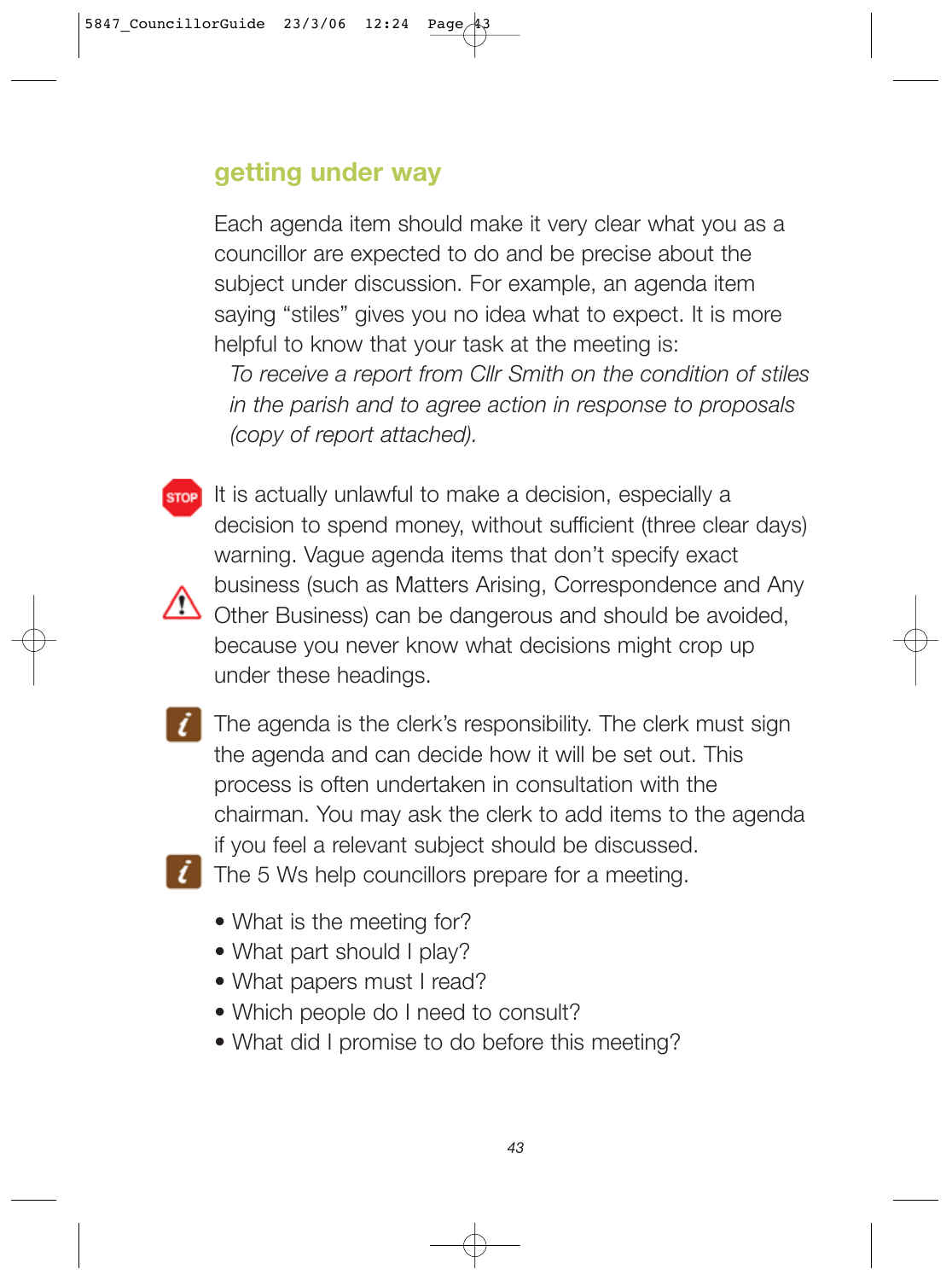## getting under way

Each agenda item should make it very clear what you as a councillor are expected to do and be precise about the subject under discussion. For example, an agenda item saying "stiles" gives you no idea what to expect. It is more helpful to know that your task at the meeting is:

*To receive a report from Cllr Smith on the condition of stiles in the parish and to agree action in response to proposals (copy of report attached).*

It is actually unlawful to make a decision, especially a decision to spend money, without sufficient (three clear days) warning. Vague agenda items that don't specify exact business (such as Matters Arising, Correspondence and Any Other Business) can be dangerous and should be avoided, because you never know what decisions might crop up under these headings.

The agenda is the clerk's responsibility. The clerk must sign the agenda and can decide how it will be set out. This process is often undertaken in consultation with the chairman. You may ask the clerk to add items to the agenda if you feel a relevant subject should be discussed.

The 5 Ws help councillors prepare for a meeting.

- What is the meeting for?
- What part should I play?
- What papers must I read?
- Which people do I need to consult?
- What did I promise to do before this meeting?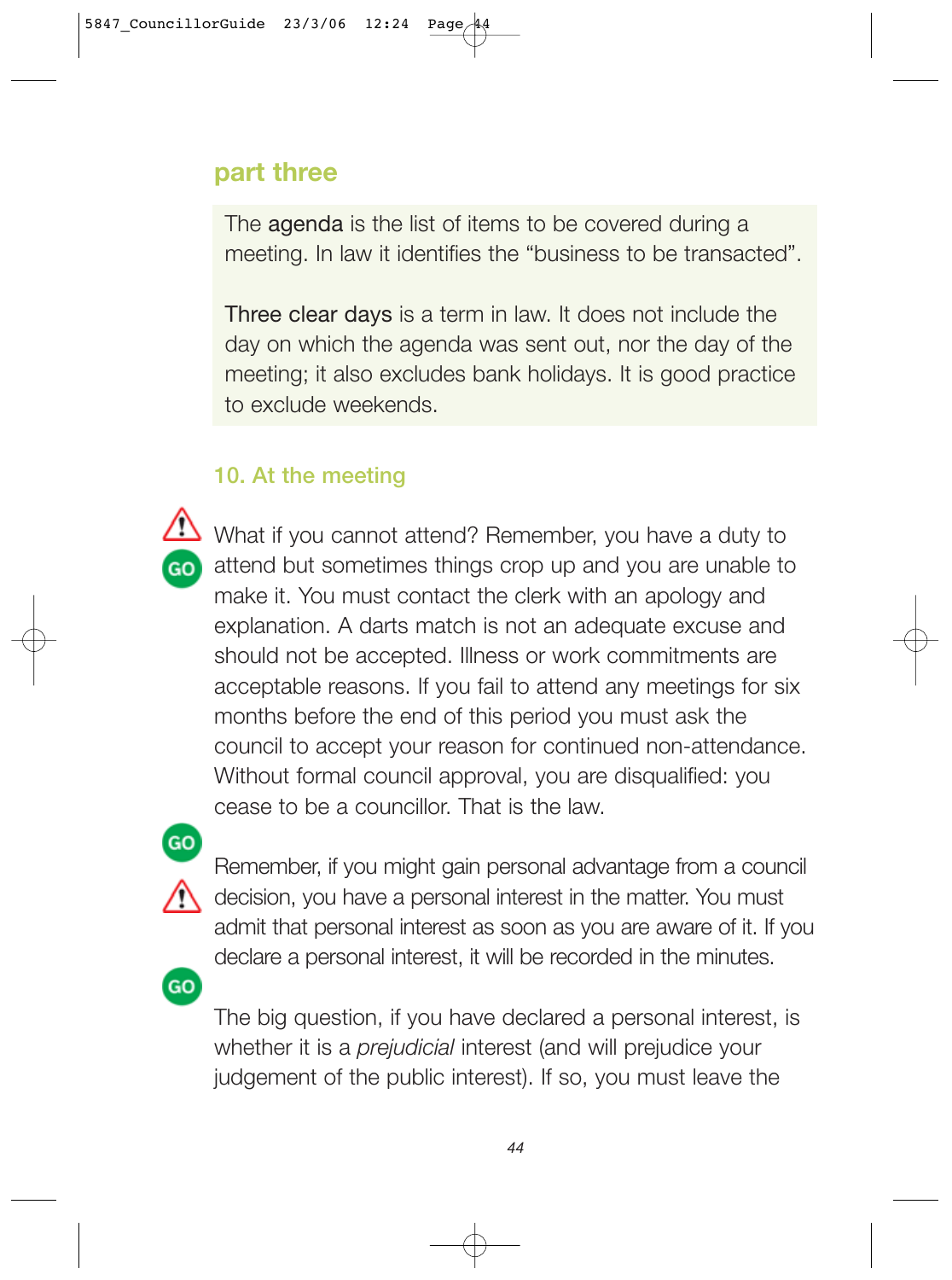## part three

> The **agenda** is the list of items to be covered during a meeting. In law it identifies the "business to be transacted".
>
> **Three clear days** is a term in law. It does not include the day on which the agenda was sent out, nor the day of the meeting; it also excludes bank holidays. It is good practice to exclude weekends.

### 10. At the meeting

What if you cannot attend? Remember, you have a duty to attend but sometimes things crop up and you are unable to make it. You must contact the clerk with an apology and explanation. A darts match is not an adequate excuse and should not be accepted. Illness or work commitments are acceptable reasons. If you fail to attend any meetings for six months before the end of this period you must ask the council to accept your reason for continued non-attendance. Without formal council approval, you are disqualified: you cease to be a councillor. That is the law.

Remember, if you might gain personal advantage from a council decision, you have a personal interest in the matter. You must admit that personal interest as soon as you are aware of it. If you declare a personal interest, it will be recorded in the minutes.

The big question, if you have declared a personal interest, is whether it is a *prejudicial* interest (and will prejudice your judgement of the public interest). If so, you must leave the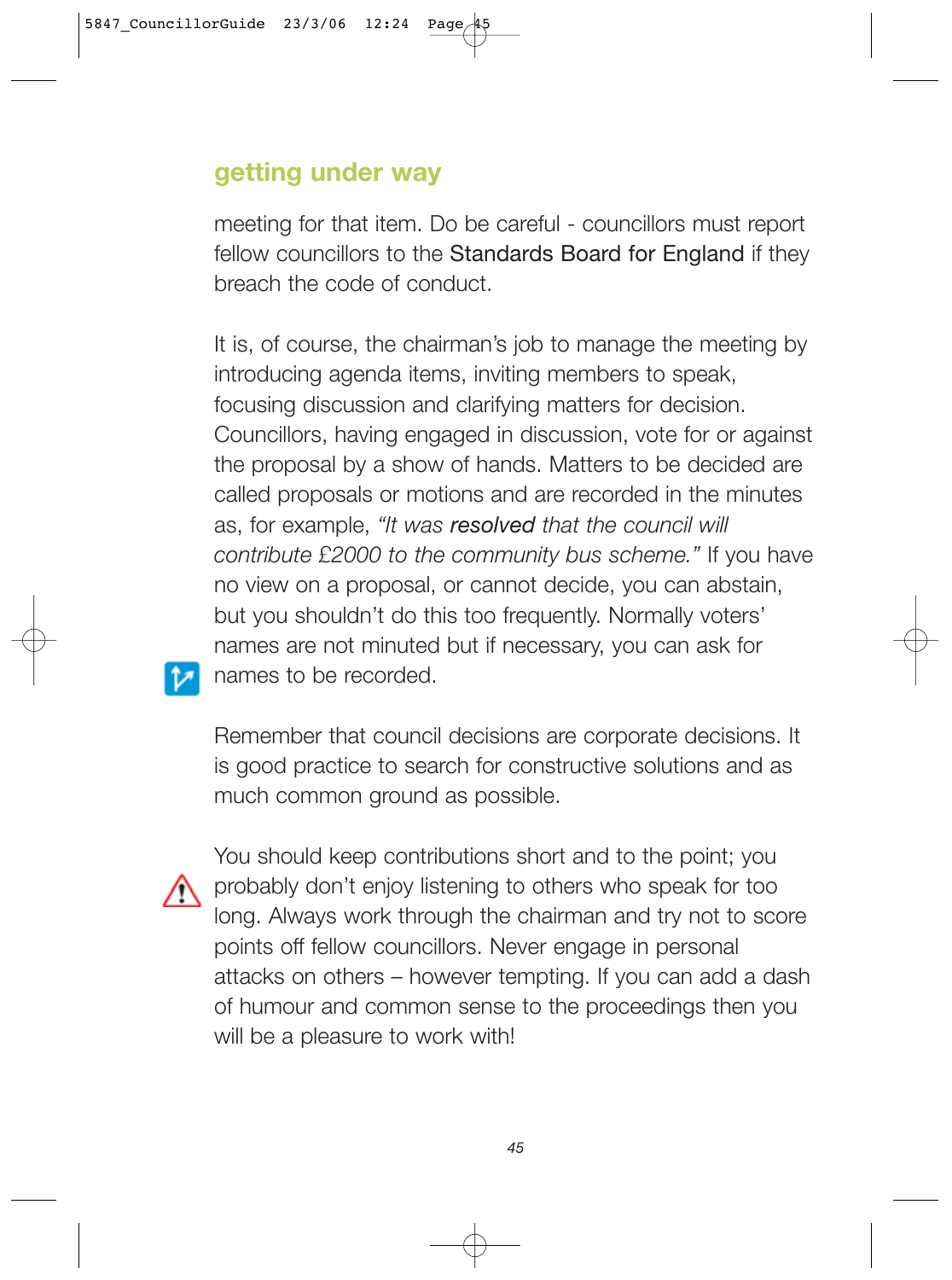## getting under way

meeting for that item. Do be careful - councillors must report fellow councillors to the Standards Board for England if they breach the code of conduct.

It is, of course, the chairman's job to manage the meeting by introducing agenda items, inviting members to speak, focusing discussion and clarifying matters for decision. Councillors, having engaged in discussion, vote for or against the proposal by a show of hands. Matters to be decided are called proposals or motions and are recorded in the minutes as, for example, *"It was **resolved** that the council will contribute £2000 to the community bus scheme."* If you have no view on a proposal, or cannot decide, you can abstain, but you shouldn't do this too frequently. Normally voters' names are not minuted but if necessary, you can ask for names to be recorded.

Remember that council decisions are corporate decisions. It is good practice to search for constructive solutions and as much common ground as possible.

You should keep contributions short and to the point; you probably don't enjoy listening to others who speak for too long. Always work through the chairman and try not to score points off fellow councillors. Never engage in personal attacks on others – however tempting. If you can add a dash of humour and common sense to the proceedings then you will be a pleasure to work with!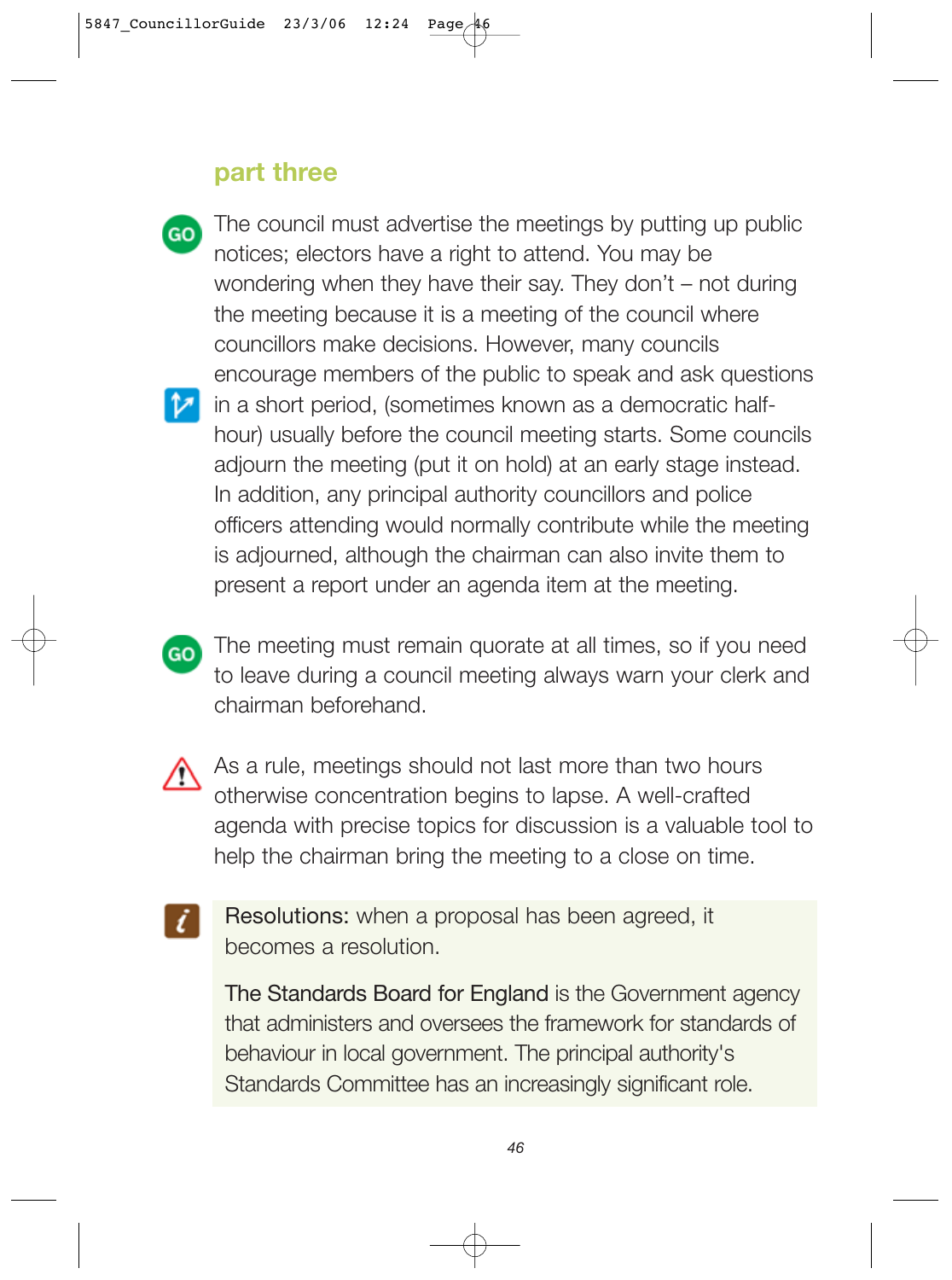## part three

The council must advertise the meetings by putting up public notices; electors have a right to attend. You may be wondering when they have their say. They don't – not during the meeting because it is a meeting of the council where councillors make decisions. However, many councils encourage members of the public to speak and ask questions in a short period, (sometimes known as a democratic half-hour) usually before the council meeting starts. Some councils adjourn the meeting (put it on hold) at an early stage instead. In addition, any principal authority councillors and police officers attending would normally contribute while the meeting is adjourned, although the chairman can also invite them to present a report under an agenda item at the meeting.

The meeting must remain quorate at all times, so if you need to leave during a council meeting always warn your clerk and chairman beforehand.

As a rule, meetings should not last more than two hours otherwise concentration begins to lapse. A well-crafted agenda with precise topics for discussion is a valuable tool to help the chairman bring the meeting to a close on time.

**Resolutions:** when a proposal has been agreed, it becomes a resolution.

**The Standards Board for England** is the Government agency that administers and oversees the framework for standards of behaviour in local government. The principal authority's Standards Committee has an increasingly significant role.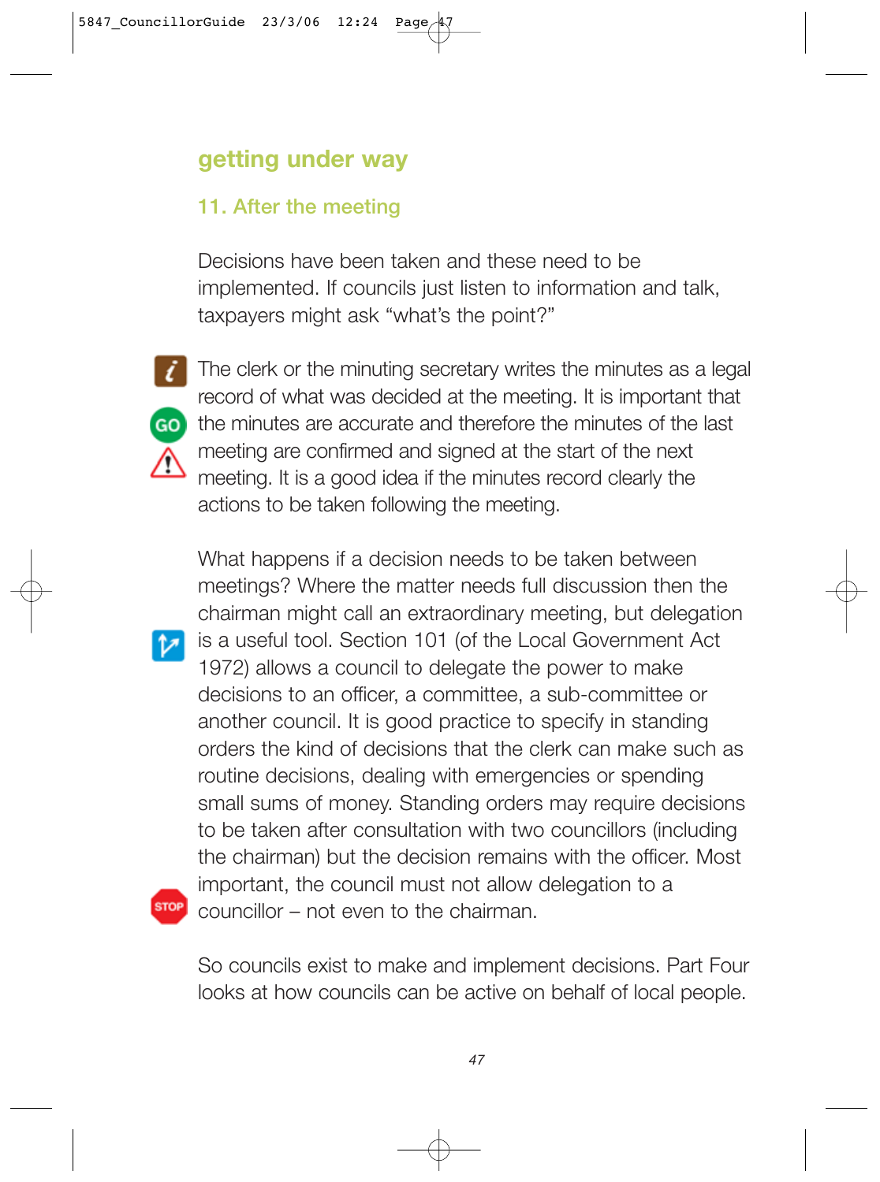## getting under way

### 11. After the meeting

Decisions have been taken and these need to be implemented. If councils just listen to information and talk, taxpayers might ask "what's the point?"

The clerk or the minuting secretary writes the minutes as a legal record of what was decided at the meeting. It is important that the minutes are accurate and therefore the minutes of the last meeting are confirmed and signed at the start of the next meeting. It is a good idea if the minutes record clearly the actions to be taken following the meeting.

What happens if a decision needs to be taken between meetings? Where the matter needs full discussion then the chairman might call an extraordinary meeting, but delegation is a useful tool. Section 101 (of the Local Government Act 1972) allows a council to delegate the power to make decisions to an officer, a committee, a sub-committee or another council. It is good practice to specify in standing orders the kind of decisions that the clerk can make such as routine decisions, dealing with emergencies or spending small sums of money. Standing orders may require decisions to be taken after consultation with two councillors (including the chairman) but the decision remains with the officer. Most important, the council must not allow delegation to a councillor – not even to the chairman.

So councils exist to make and implement decisions. Part Four looks at how councils can be active on behalf of local people.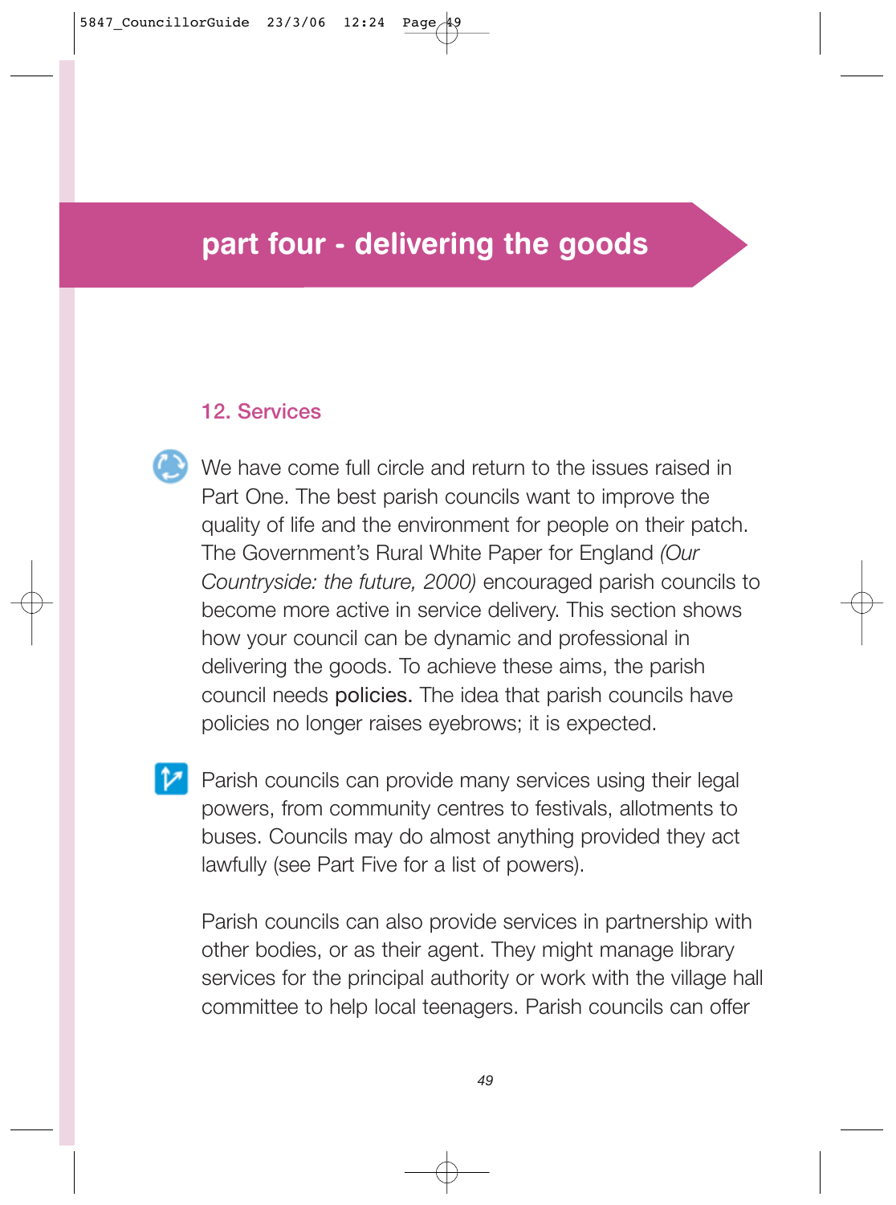# part four - delivering the goods

## 12. Services

We have come full circle and return to the issues raised in Part One. The best parish councils want to improve the quality of life and the environment for people on their patch. The Government's Rural White Paper for England *(Our Countryside: the future, 2000)* encouraged parish councils to become more active in service delivery. This section shows how your council can be dynamic and professional in delivering the goods. To achieve these aims, the parish council needs **policies.** The idea that parish councils have policies no longer raises eyebrows; it is expected.

Parish councils can provide many services using their legal powers, from community centres to festivals, allotments to buses. Councils may do almost anything provided they act lawfully (see Part Five for a list of powers).

Parish councils can also provide services in partnership with other bodies, or as their agent. They might manage library services for the principal authority or work with the village hall committee to help local teenagers. Parish councils can offer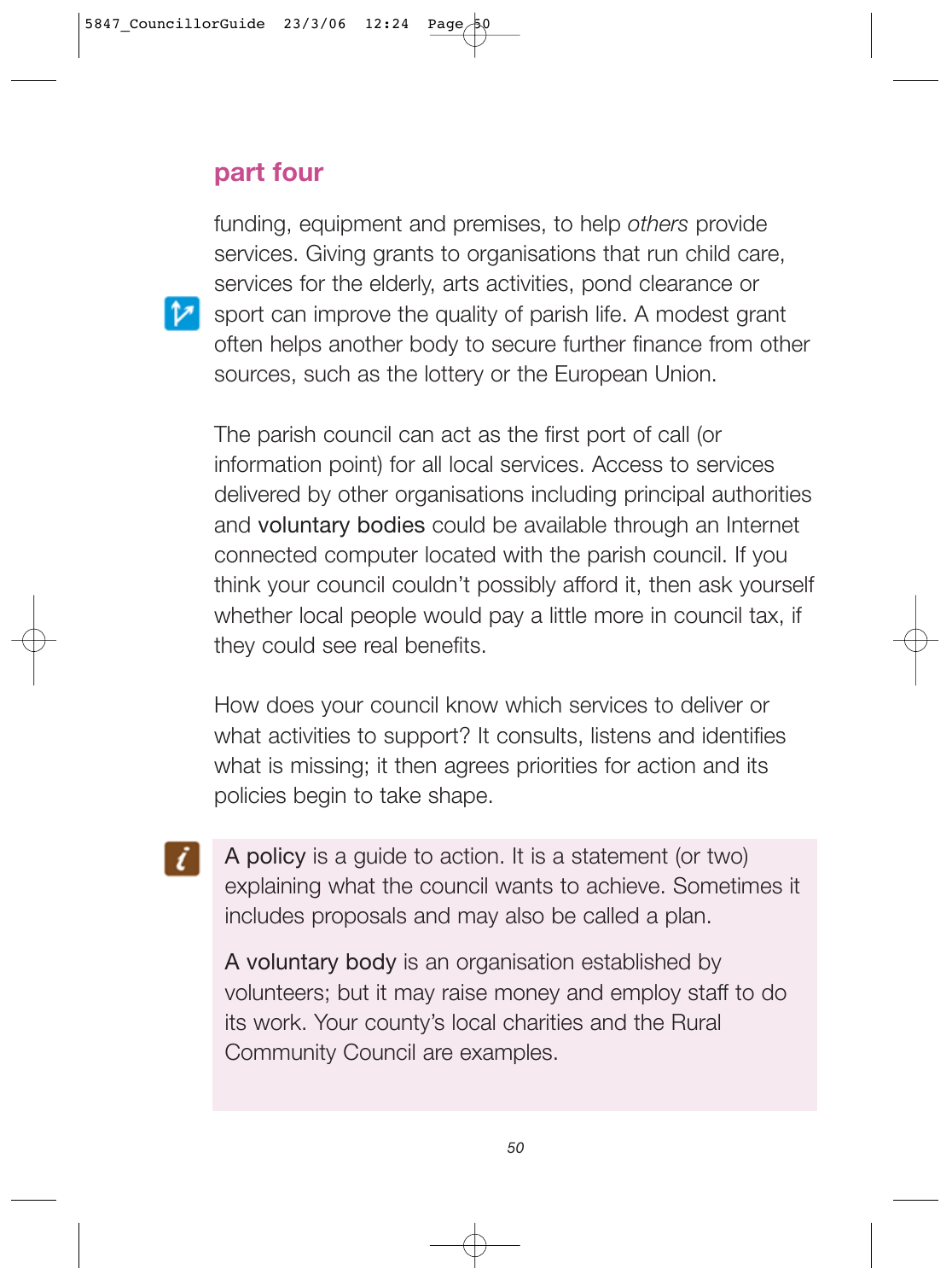## part four

funding, equipment and premises, to help *others* provide services. Giving grants to organisations that run child care, services for the elderly, arts activities, pond clearance or sport can improve the quality of parish life. A modest grant often helps another body to secure further finance from other sources, such as the lottery or the European Union.

The parish council can act as the first port of call (or information point) for all local services. Access to services delivered by other organisations including principal authorities and voluntary bodies could be available through an Internet connected computer located with the parish council. If you think your council couldn't possibly afford it, then ask yourself whether local people would pay a little more in council tax, if they could see real benefits.

How does your council know which services to deliver or what activities to support? It consults, listens and identifies what is missing; it then agrees priorities for action and its policies begin to take shape.

> A policy is a guide to action. It is a statement (or two) explaining what the council wants to achieve. Sometimes it includes proposals and may also be called a plan.
>
> A voluntary body is an organisation established by volunteers; but it may raise money and employ staff to do its work. Your county's local charities and the Rural Community Council are examples.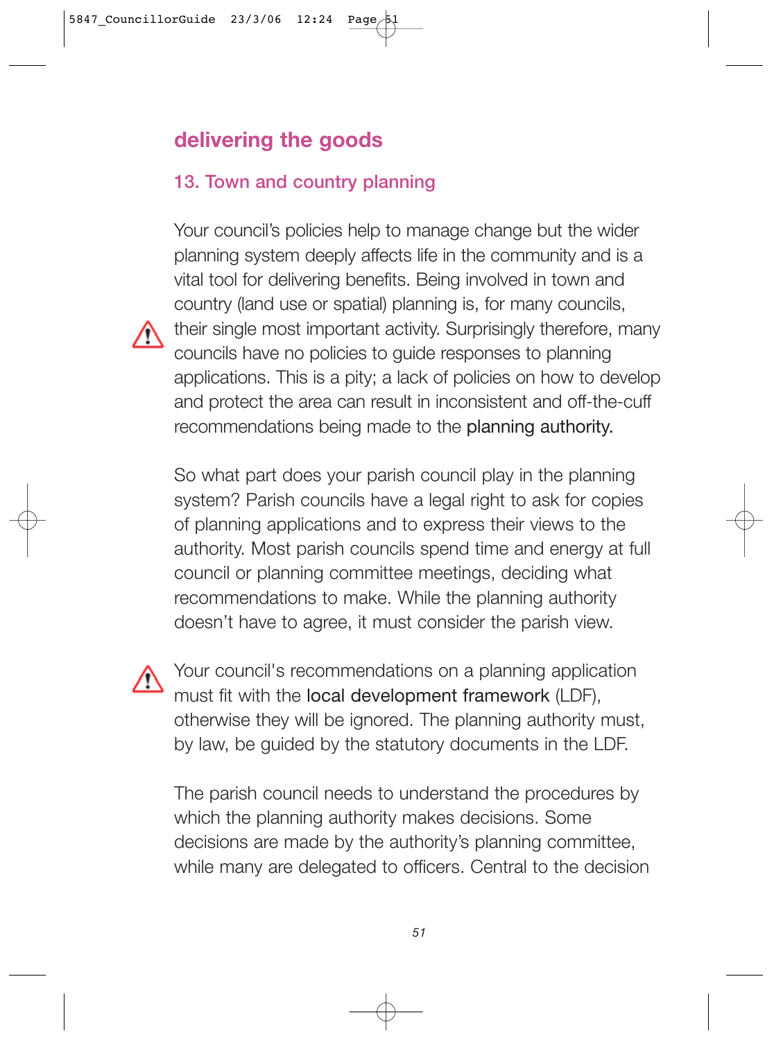## delivering the goods

### 13. Town and country planning

Your council's policies help to manage change but the wider planning system deeply affects life in the community and is a vital tool for delivering benefits. Being involved in town and country (land use or spatial) planning is, for many councils, their single most important activity. Surprisingly therefore, many councils have no policies to guide responses to planning applications. This is a pity; a lack of policies on how to develop and protect the area can result in inconsistent and off-the-cuff recommendations being made to the planning authority.

So what part does your parish council play in the planning system? Parish councils have a legal right to ask for copies of planning applications and to express their views to the authority. Most parish councils spend time and energy at full council or planning committee meetings, deciding what recommendations to make. While the planning authority doesn't have to agree, it must consider the parish view.

Your council's recommendations on a planning application must fit with the local development framework (LDF), otherwise they will be ignored. The planning authority must, by law, be guided by the statutory documents in the LDF.

The parish council needs to understand the procedures by which the planning authority makes decisions. Some decisions are made by the authority's planning committee, while many are delegated to officers. Central to the decision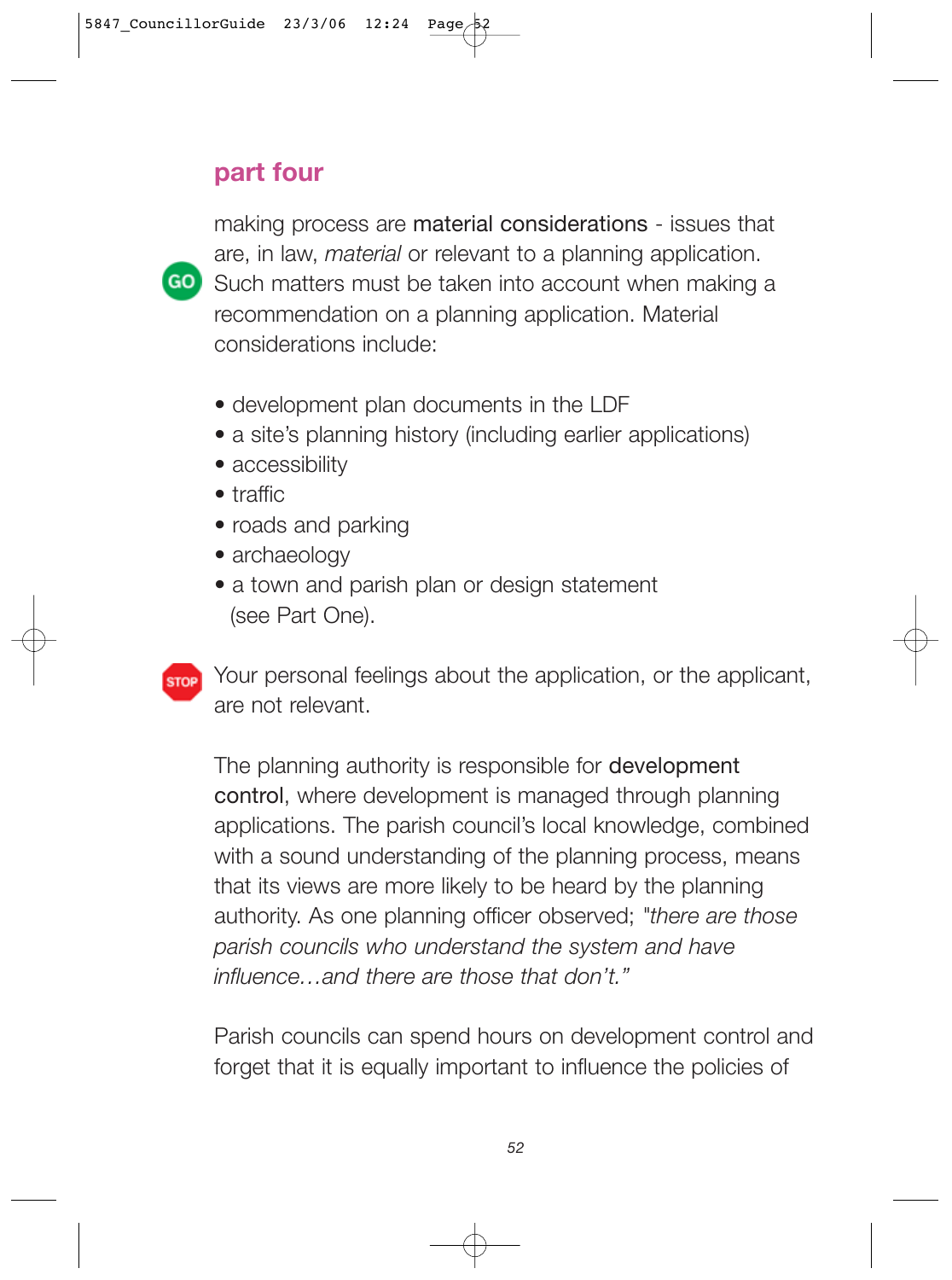## part four

making process are **material considerations** - issues that are, in law, *material* or relevant to a planning application. Such matters must be taken into account when making a recommendation on a planning application. Material considerations include:

- development plan documents in the LDF
- a site's planning history (including earlier applications)
- accessibility
- traffic
- roads and parking
- archaeology
- a town and parish plan or design statement (see Part One).

Your personal feelings about the application, or the applicant, are not relevant.

The planning authority is responsible for **development control**, where development is managed through planning applications. The parish council's local knowledge, combined with a sound understanding of the planning process, means that its views are more likely to be heard by the planning authority. As one planning officer observed; "*there are those parish councils who understand the system and have influence…and there are those that don't.*"

Parish councils can spend hours on development control and forget that it is equally important to influence the policies of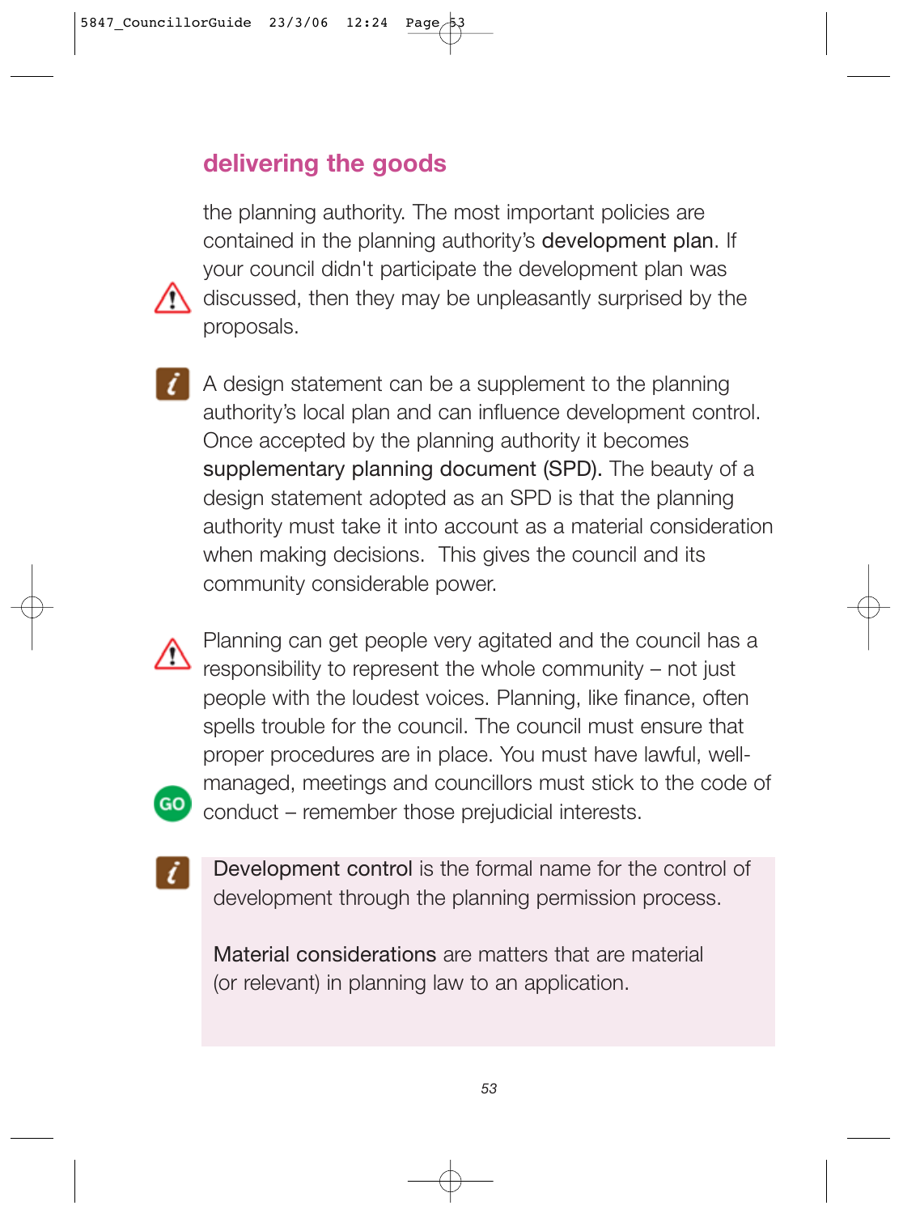## delivering the goods

the planning authority. The most important policies are contained in the planning authority's **development plan**. If your council didn't participate the development plan was discussed, then they may be unpleasantly surprised by the proposals.

A design statement can be a supplement to the planning authority's local plan and can influence development control. Once accepted by the planning authority it becomes **supplementary planning document (SPD).** The beauty of a design statement adopted as an SPD is that the planning authority must take it into account as a material consideration when making decisions. This gives the council and its community considerable power.

Planning can get people very agitated and the council has a responsibility to represent the whole community – not just people with the loudest voices. Planning, like finance, often spells trouble for the council. The council must ensure that proper procedures are in place. You must have lawful, well-managed, meetings and councillors must stick to the code of conduct – remember those prejudicial interests.

**Development control** is the formal name for the control of development through the planning permission process.

**Material considerations** are matters that are material (or relevant) in planning law to an application.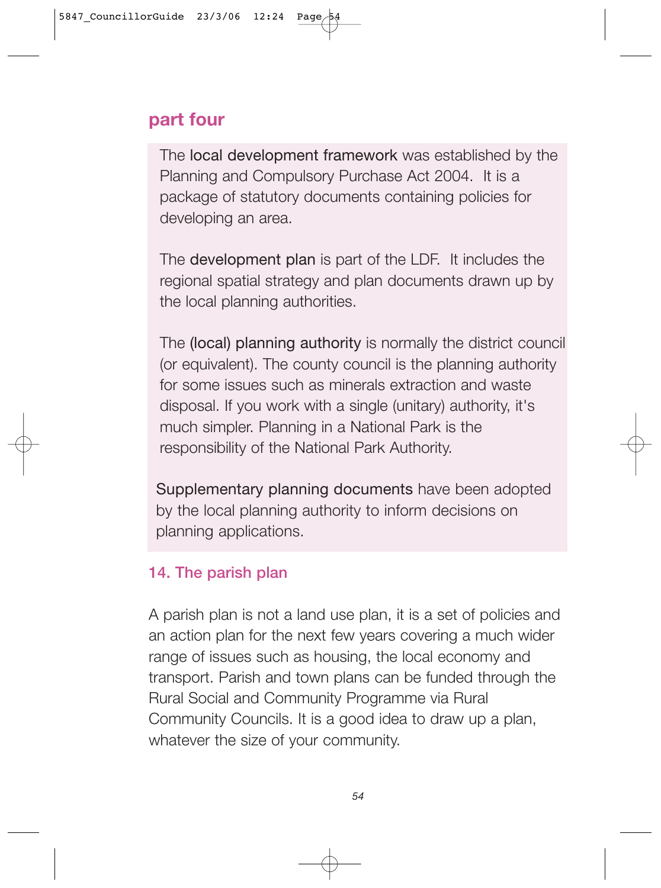## part four

The **local development framework** was established by the Planning and Compulsory Purchase Act 2004. It is a package of statutory documents containing policies for developing an area.

The **development plan** is part of the LDF. It includes the regional spatial strategy and plan documents drawn up by the local planning authorities.

The **(local) planning authority** is normally the district council (or equivalent). The county council is the planning authority for some issues such as minerals extraction and waste disposal. If you work with a single (unitary) authority, it's much simpler. Planning in a National Park is the responsibility of the National Park Authority.

**Supplementary planning documents** have been adopted by the local planning authority to inform decisions on planning applications.

### 14. The parish plan

A parish plan is not a land use plan, it is a set of policies and an action plan for the next few years covering a much wider range of issues such as housing, the local economy and transport. Parish and town plans can be funded through the Rural Social and Community Programme via Rural Community Councils. It is a good idea to draw up a plan, whatever the size of your community.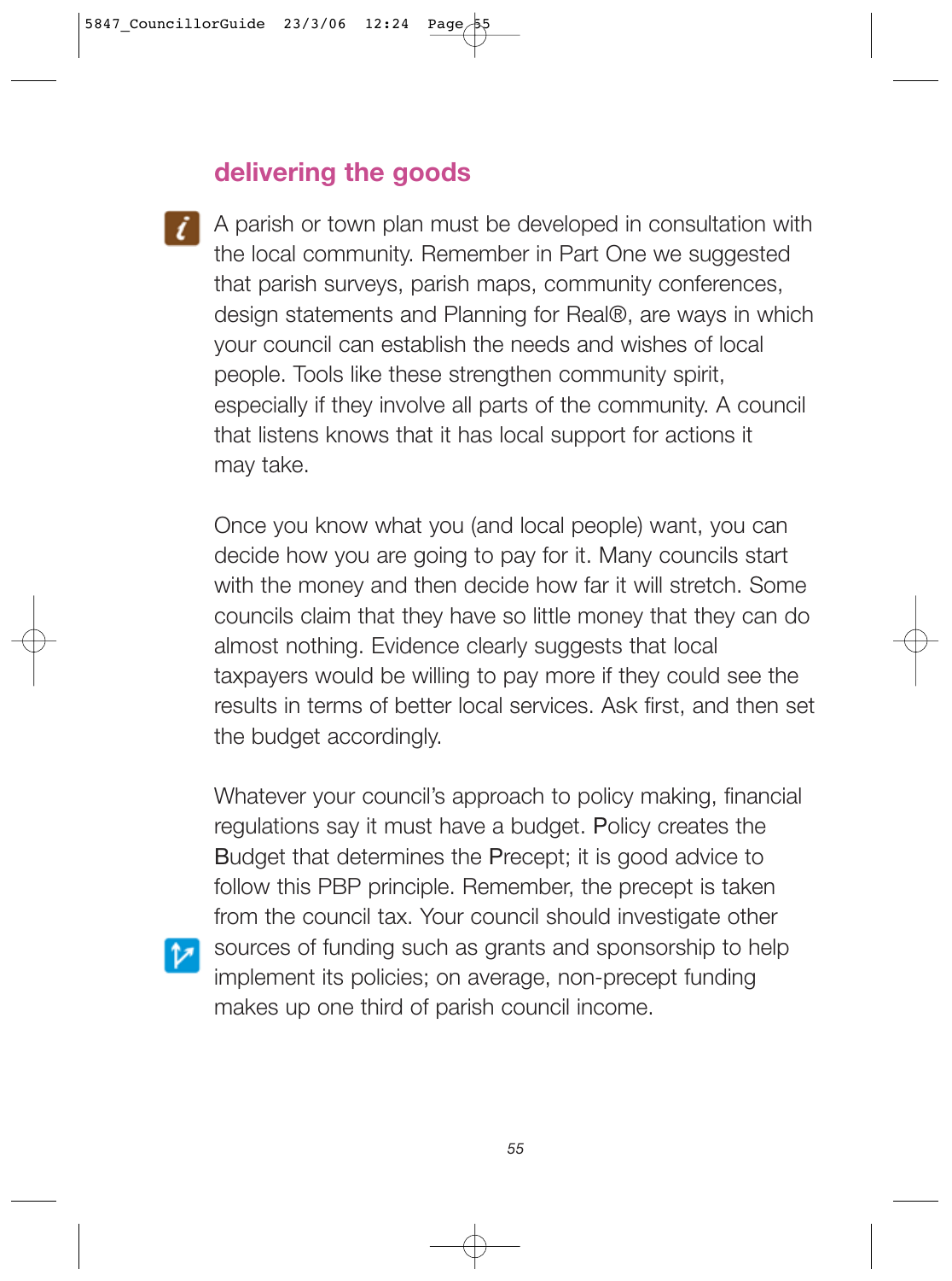## delivering the goods

A parish or town plan must be developed in consultation with the local community. Remember in Part One we suggested that parish surveys, parish maps, community conferences, design statements and Planning for Real®, are ways in which your council can establish the needs and wishes of local people. Tools like these strengthen community spirit, especially if they involve all parts of the community. A council that listens knows that it has local support for actions it may take.

Once you know what you (and local people) want, you can decide how you are going to pay for it. Many councils start with the money and then decide how far it will stretch. Some councils claim that they have so little money that they can do almost nothing. Evidence clearly suggests that local taxpayers would be willing to pay more if they could see the results in terms of better local services. Ask first, and then set the budget accordingly.

Whatever your council's approach to policy making, financial regulations say it must have a budget. Policy creates the Budget that determines the Precept; it is good advice to follow this PBP principle. Remember, the precept is taken from the council tax. Your council should investigate other sources of funding such as grants and sponsorship to help implement its policies; on average, non-precept funding makes up one third of parish council income.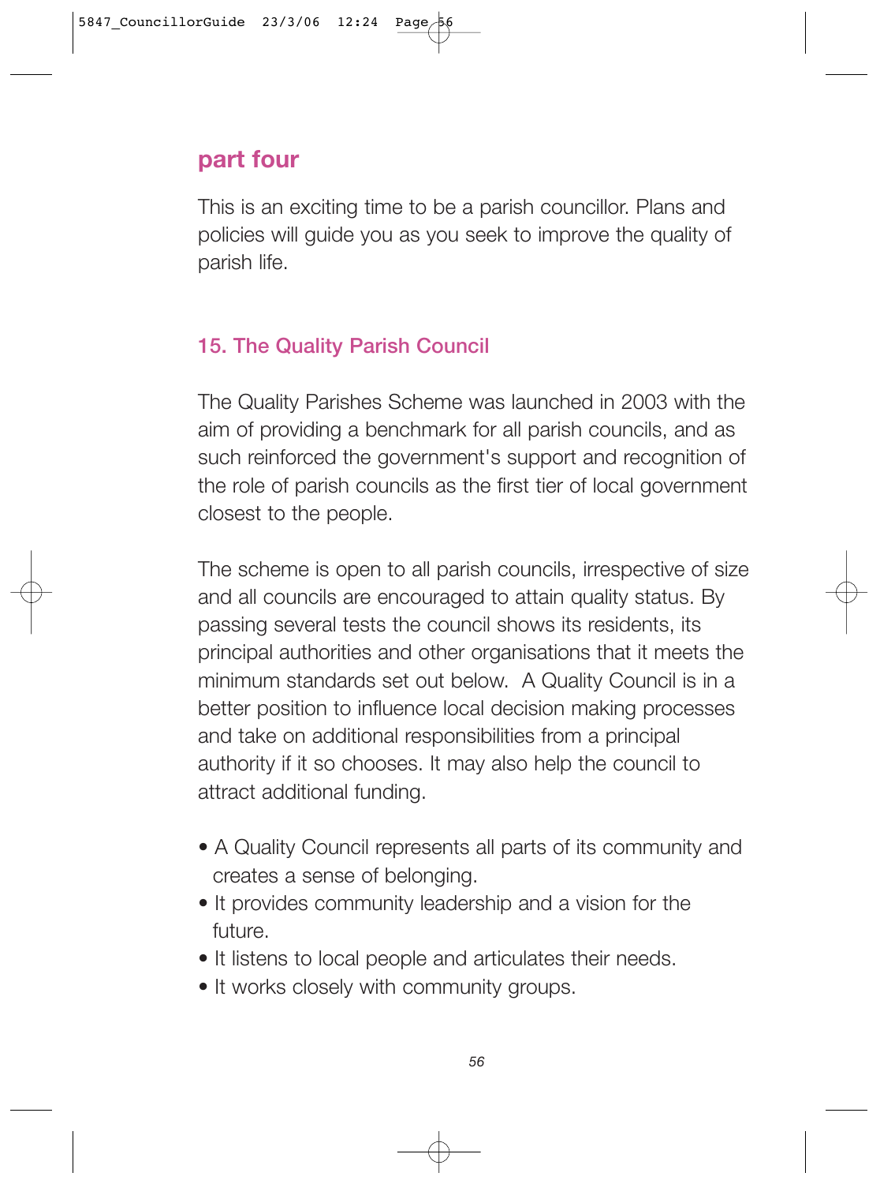# part four

This is an exciting time to be a parish councillor. Plans and policies will guide you as you seek to improve the quality of parish life.

## 15. The Quality Parish Council

The Quality Parishes Scheme was launched in 2003 with the aim of providing a benchmark for all parish councils, and as such reinforced the government's support and recognition of the role of parish councils as the first tier of local government closest to the people.

The scheme is open to all parish councils, irrespective of size and all councils are encouraged to attain quality status. By passing several tests the council shows its residents, its principal authorities and other organisations that it meets the minimum standards set out below. A Quality Council is in a better position to influence local decision making processes and take on additional responsibilities from a principal authority if it so chooses. It may also help the council to attract additional funding.

- A Quality Council represents all parts of its community and creates a sense of belonging.
- It provides community leadership and a vision for the future.
- It listens to local people and articulates their needs.
- It works closely with community groups.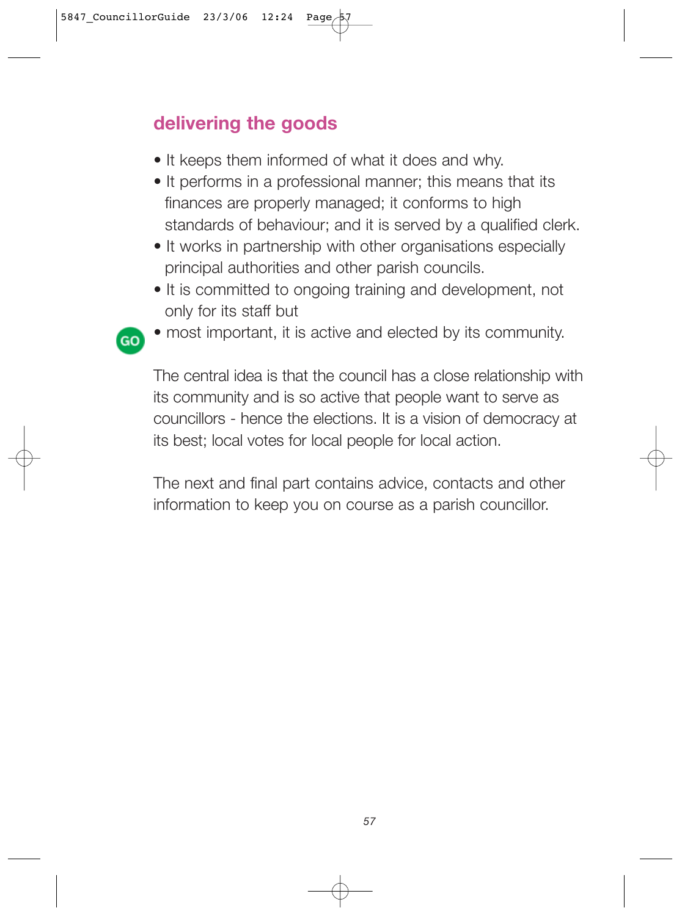## delivering the goods

- It keeps them informed of what it does and why.
- It performs in a professional manner; this means that its finances are properly managed; it conforms to high standards of behaviour; and it is served by a qualified clerk.
- It works in partnership with other organisations especially principal authorities and other parish councils.
- It is committed to ongoing training and development, not only for its staff but
- most important, it is active and elected by its community.

The central idea is that the council has a close relationship with its community and is so active that people want to serve as councillors - hence the elections. It is a vision of democracy at its best; local votes for local people for local action.

The next and final part contains advice, contacts and other information to keep you on course as a parish councillor.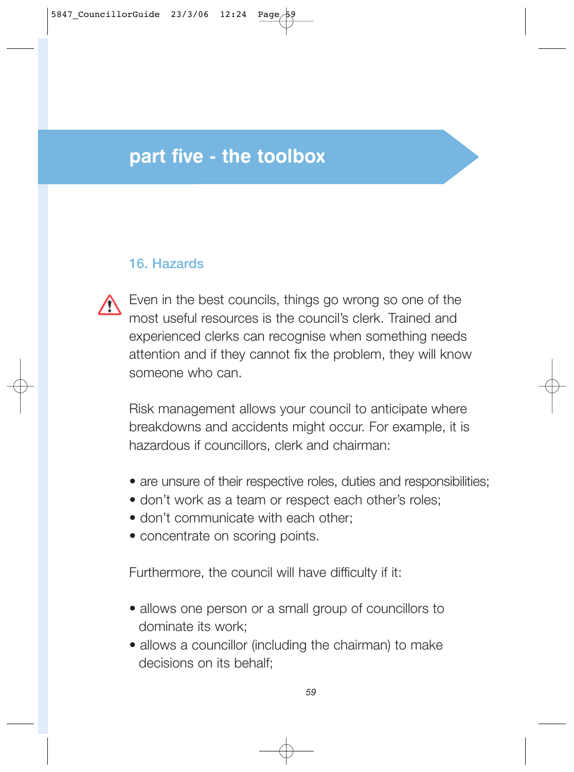# part five - the toolbox

## 16. Hazards

Even in the best councils, things go wrong so one of the most useful resources is the council's clerk. Trained and experienced clerks can recognise when something needs attention and if they cannot fix the problem, they will know someone who can.

Risk management allows your council to anticipate where breakdowns and accidents might occur. For example, it is hazardous if councillors, clerk and chairman:

- are unsure of their respective roles, duties and responsibilities;
- don't work as a team or respect each other's roles;
- don't communicate with each other;
- concentrate on scoring points.

Furthermore, the council will have difficulty if it:

- allows one person or a small group of councillors to dominate its work;
- allows a councillor (including the chairman) to make decisions on its behalf;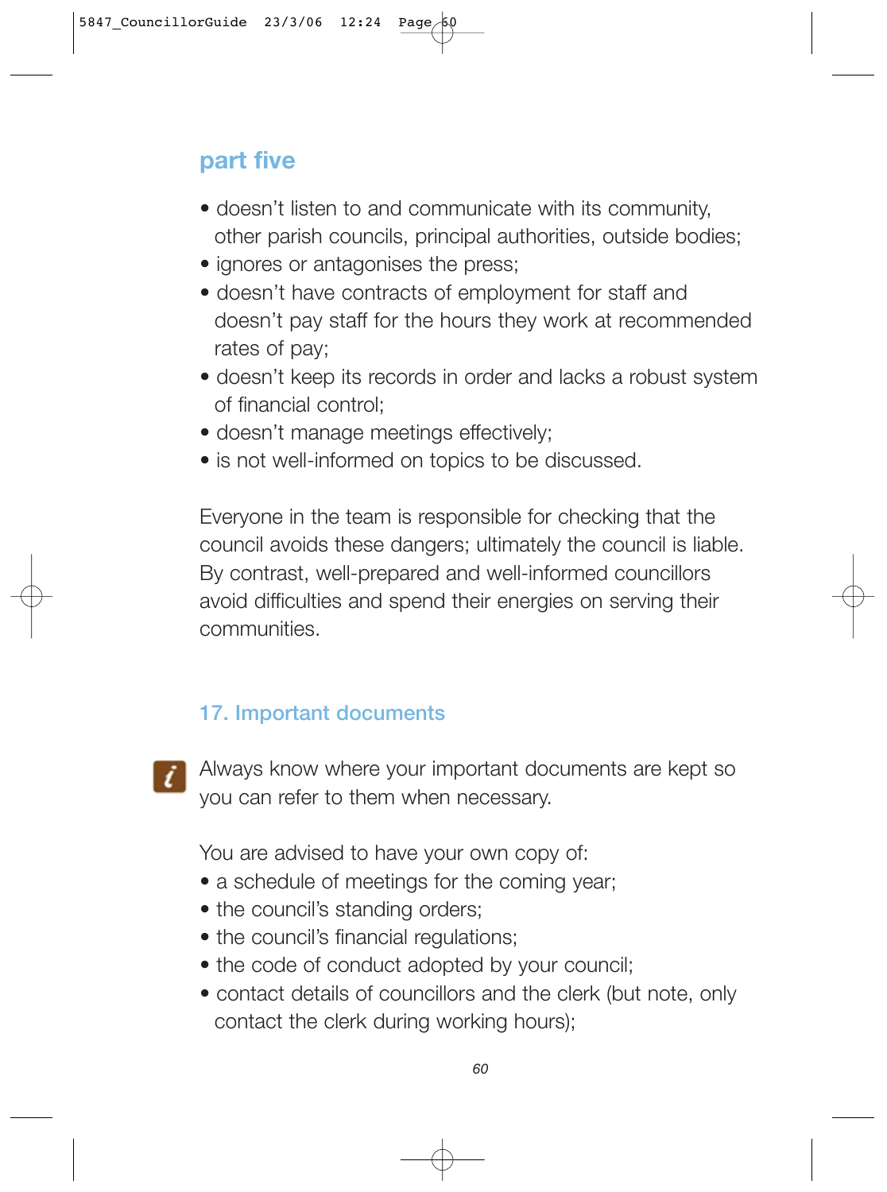## part five

- doesn't listen to and communicate with its community, other parish councils, principal authorities, outside bodies;
- ignores or antagonises the press;
- doesn't have contracts of employment for staff and doesn't pay staff for the hours they work at recommended rates of pay;
- doesn't keep its records in order and lacks a robust system of financial control;
- doesn't manage meetings effectively;
- is not well-informed on topics to be discussed.

Everyone in the team is responsible for checking that the council avoids these dangers; ultimately the council is liable. By contrast, well-prepared and well-informed councillors avoid difficulties and spend their energies on serving their communities.

### 17. Important documents

Always know where your important documents are kept so you can refer to them when necessary.

You are advised to have your own copy of:

- a schedule of meetings for the coming year;
- the council's standing orders;
- the council's financial regulations;
- the code of conduct adopted by your council;
- contact details of councillors and the clerk (but note, only contact the clerk during working hours);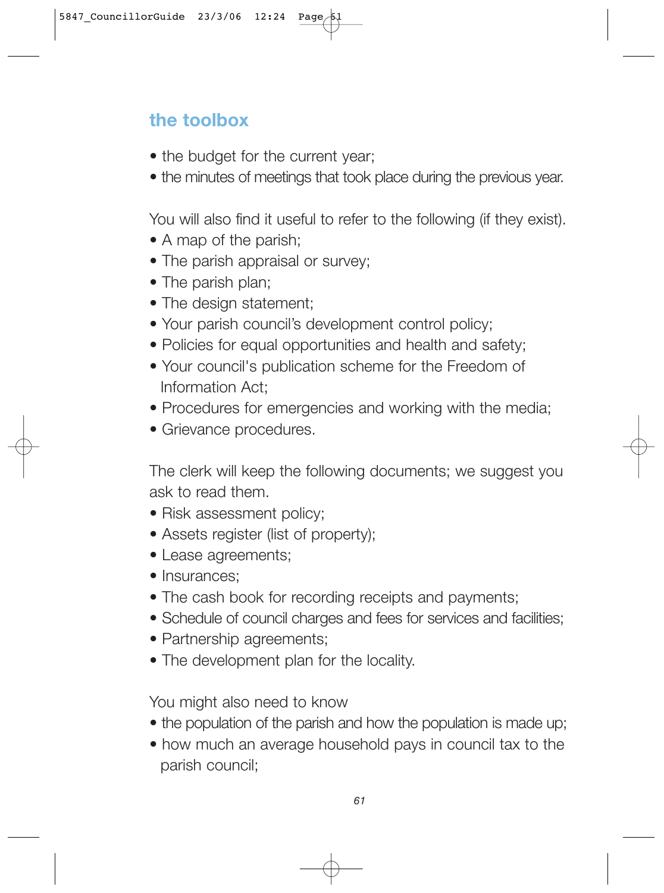## the toolbox

- the budget for the current year;
- the minutes of meetings that took place during the previous year.

You will also find it useful to refer to the following (if they exist).

- A map of the parish;
- The parish appraisal or survey;
- The parish plan;
- The design statement;
- Your parish council's development control policy;
- Policies for equal opportunities and health and safety;
- Your council's publication scheme for the Freedom of Information Act;
- Procedures for emergencies and working with the media;
- Grievance procedures.

The clerk will keep the following documents; we suggest you ask to read them.

- Risk assessment policy;
- Assets register (list of property);
- Lease agreements;
- Insurances;
- The cash book for recording receipts and payments;
- Schedule of council charges and fees for services and facilities;
- Partnership agreements;
- The development plan for the locality.

You might also need to know

- the population of the parish and how the population is made up;
- how much an average household pays in council tax to the parish council;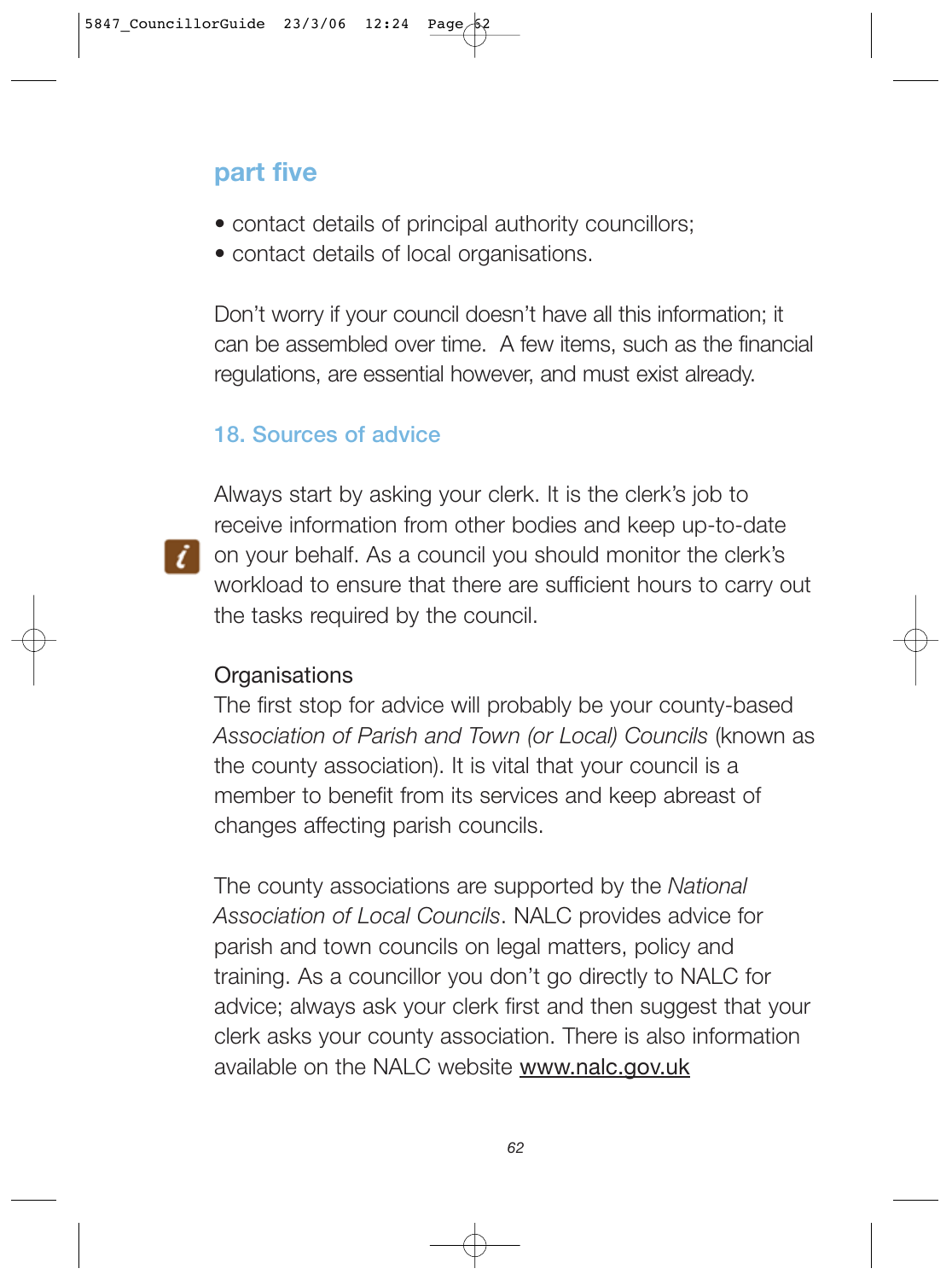## part five

- contact details of principal authority councillors;
- contact details of local organisations.

Don't worry if your council doesn't have all this information; it can be assembled over time. A few items, such as the financial regulations, are essential however, and must exist already.

### 18. Sources of advice

Always start by asking your clerk. It is the clerk's job to receive information from other bodies and keep up-to-date on your behalf. As a council you should monitor the clerk's workload to ensure that there are sufficient hours to carry out the tasks required by the council.

Organisations

The first stop for advice will probably be your county-based *Association of Parish and Town (or Local) Councils* (known as the county association). It is vital that your council is a member to benefit from its services and keep abreast of changes affecting parish councils.

The county associations are supported by the *National Association of Local Councils*. NALC provides advice for parish and town councils on legal matters, policy and training. As a councillor you don't go directly to NALC for advice; always ask your clerk first and then suggest that your clerk asks your county association. There is also information available on the NALC website www.nalc.gov.uk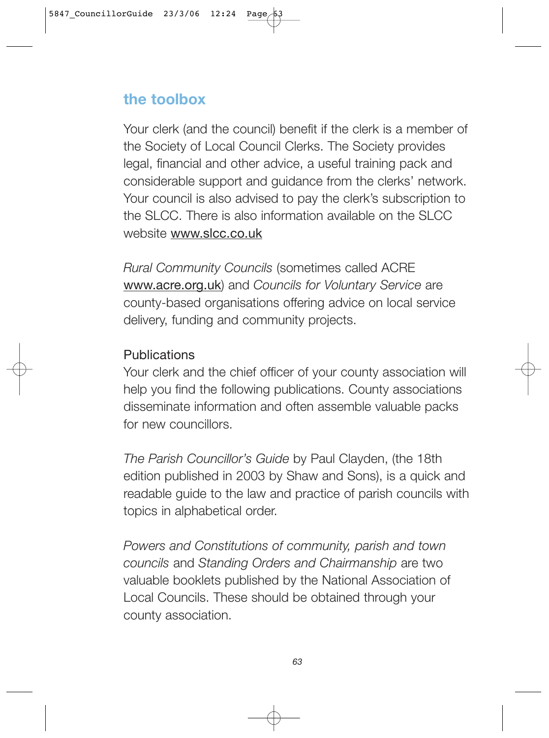## the toolbox

Your clerk (and the council) benefit if the clerk is a member of the Society of Local Council Clerks. The Society provides legal, financial and other advice, a useful training pack and considerable support and guidance from the clerks' network. Your council is also advised to pay the clerk's subscription to the SLCC. There is also information available on the SLCC website www.slcc.co.uk

*Rural Community Councils* (sometimes called ACRE www.acre.org.uk) and *Councils for Voluntary Service* are county-based organisations offering advice on local service delivery, funding and community projects.

### Publications

Your clerk and the chief officer of your county association will help you find the following publications. County associations disseminate information and often assemble valuable packs for new councillors.

*The Parish Councillor's Guide* by Paul Clayden, (the 18th edition published in 2003 by Shaw and Sons), is a quick and readable guide to the law and practice of parish councils with topics in alphabetical order.

*Powers and Constitutions of community, parish and town councils* and *Standing Orders and Chairmanship* are two valuable booklets published by the National Association of Local Councils. These should be obtained through your county association.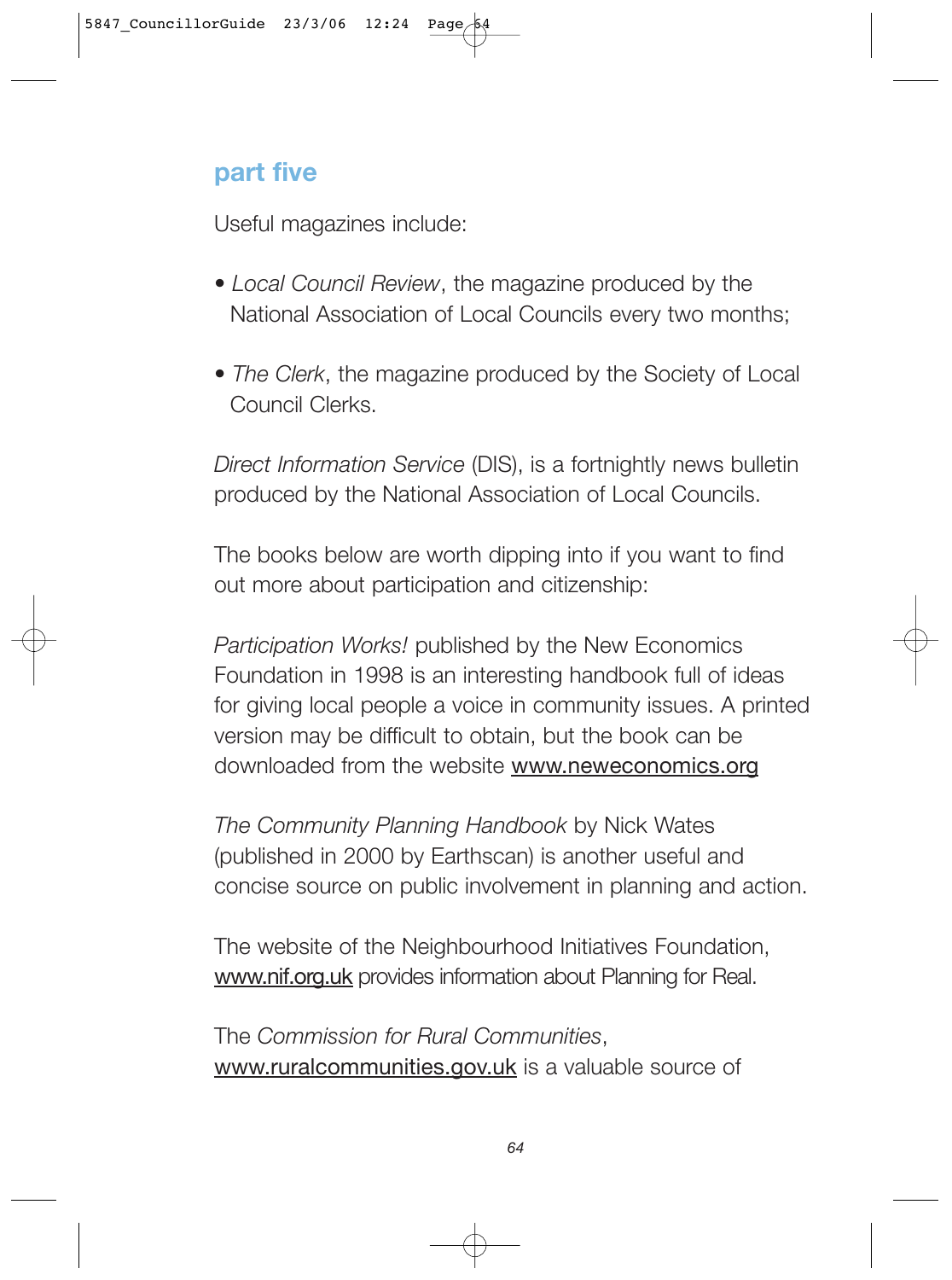## part five

Useful magazines include:

- *Local Council Review*, the magazine produced by the National Association of Local Councils every two months;
- *The Clerk*, the magazine produced by the Society of Local Council Clerks.

*Direct Information Service* (DIS), is a fortnightly news bulletin produced by the National Association of Local Councils.

The books below are worth dipping into if you want to find out more about participation and citizenship:

*Participation Works!* published by the New Economics Foundation in 1998 is an interesting handbook full of ideas for giving local people a voice in community issues. A printed version may be difficult to obtain, but the book can be downloaded from the website www.neweconomics.org

*The Community Planning Handbook* by Nick Wates (published in 2000 by Earthscan) is another useful and concise source on public involvement in planning and action.

The website of the Neighbourhood Initiatives Foundation, www.nif.org.uk provides information about Planning for Real.

The *Commission for Rural Communities*, www.ruralcommunities.gov.uk is a valuable source of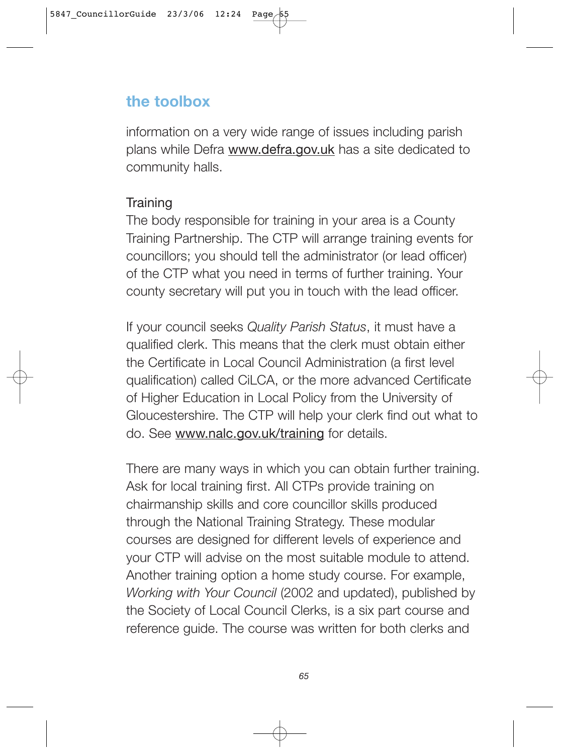## the toolbox

information on a very wide range of issues including parish plans while Defra www.defra.gov.uk has a site dedicated to community halls.

### Training

The body responsible for training in your area is a County Training Partnership. The CTP will arrange training events for councillors; you should tell the administrator (or lead officer) of the CTP what you need in terms of further training. Your county secretary will put you in touch with the lead officer.

If your council seeks *Quality Parish Status*, it must have a qualified clerk. This means that the clerk must obtain either the Certificate in Local Council Administration (a first level qualification) called CiLCA, or the more advanced Certificate of Higher Education in Local Policy from the University of Gloucestershire. The CTP will help your clerk find out what to do. See www.nalc.gov.uk/training for details.

There are many ways in which you can obtain further training. Ask for local training first. All CTPs provide training on chairmanship skills and core councillor skills produced through the National Training Strategy. These modular courses are designed for different levels of experience and your CTP will advise on the most suitable module to attend. Another training option a home study course. For example, *Working with Your Council* (2002 and updated), published by the Society of Local Council Clerks, is a six part course and reference guide. The course was written for both clerks and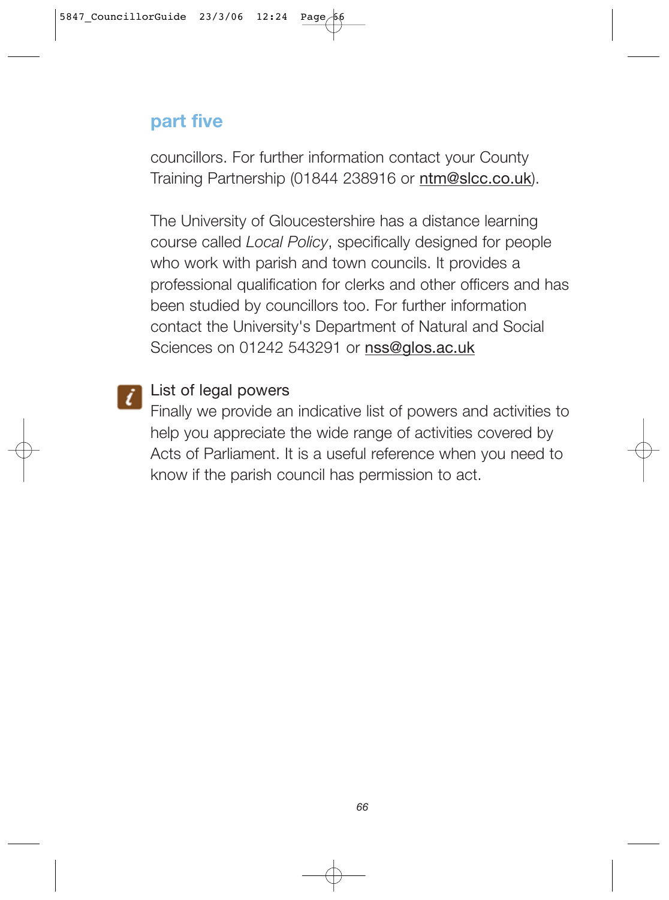councillors. For further information contact your County Training Partnership (01844 238916 or ntm@slcc.co.uk).

The University of Gloucestershire has a distance learning course called *Local Policy*, specifically designed for people who work with parish and town councils. It provides a professional qualification for clerks and other officers and has been studied by councillors too. For further information contact the University's Department of Natural and Social Sciences on 01242 543291 or nss@glos.ac.uk

### List of legal powers

Finally we provide an indicative list of powers and activities to help you appreciate the wide range of activities covered by Acts of Parliament. It is a useful reference when you need to know if the parish council has permission to act.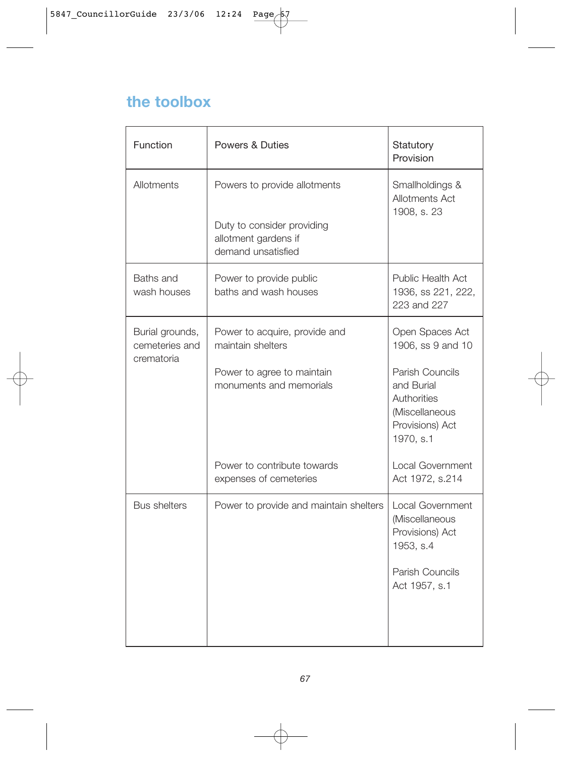## the toolbox

| Function | Powers & Duties | Statutory Provision |
|---|---|---|
| Allotments | Powers to provide allotments | Smallholdings & Allotments Act 1908, s. 23 |
| | Duty to consider providing allotment gardens if demand unsatisfied | |
| Baths and wash houses | Power to provide public baths and wash houses | Public Health Act 1936, ss 221, 222, 223 and 227 |
| Burial grounds, cemeteries and crematoria | Power to acquire, provide and maintain shelters | Open Spaces Act 1906, ss 9 and 10 |
| | Power to agree to maintain monuments and memorials | Parish Councils and Burial Authorities (Miscellaneous Provisions) Act 1970, s.1 |
| | Power to contribute towards expenses of cemeteries | Local Government Act 1972, s.214 |
| Bus shelters | Power to provide and maintain shelters | Local Government (Miscellaneous Provisions) Act 1953, s.4 |
| | | Parish Councils Act 1957, s.1 |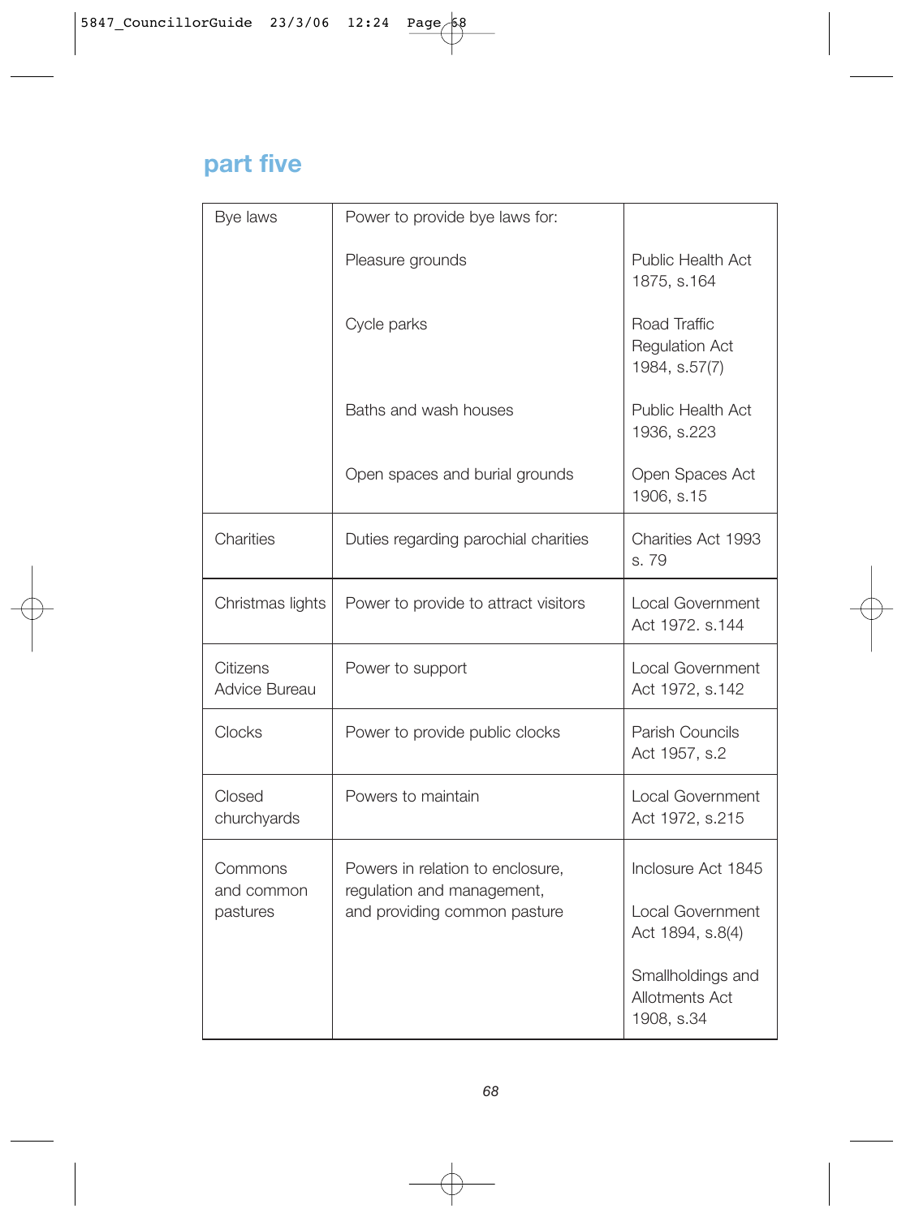## part five

| | | |
|---|---|---|
| Bye laws | Power to provide bye laws for: | |
| | Pleasure grounds | Public Health Act 1875, s.164 |
| | Cycle parks | Road Traffic Regulation Act 1984, s.57(7) |
| | Baths and wash houses | Public Health Act 1936, s.223 |
| | Open spaces and burial grounds | Open Spaces Act 1906, s.15 |
| Charities | Duties regarding parochial charities | Charities Act 1993 s. 79 |
| Christmas lights | Power to provide to attract visitors | Local Government Act 1972. s.144 |
| Citizens Advice Bureau | Power to support | Local Government Act 1972, s.142 |
| Clocks | Power to provide public clocks | Parish Councils Act 1957, s.2 |
| Closed churchyards | Powers to maintain | Local Government Act 1972, s.215 |
| Commons and common pastures | Powers in relation to enclosure, regulation and management, and providing common pasture | Inclosure Act 1845 |
| | | Local Government Act 1894, s.8(4) |
| | | Smallholdings and Allotments Act 1908, s.34 |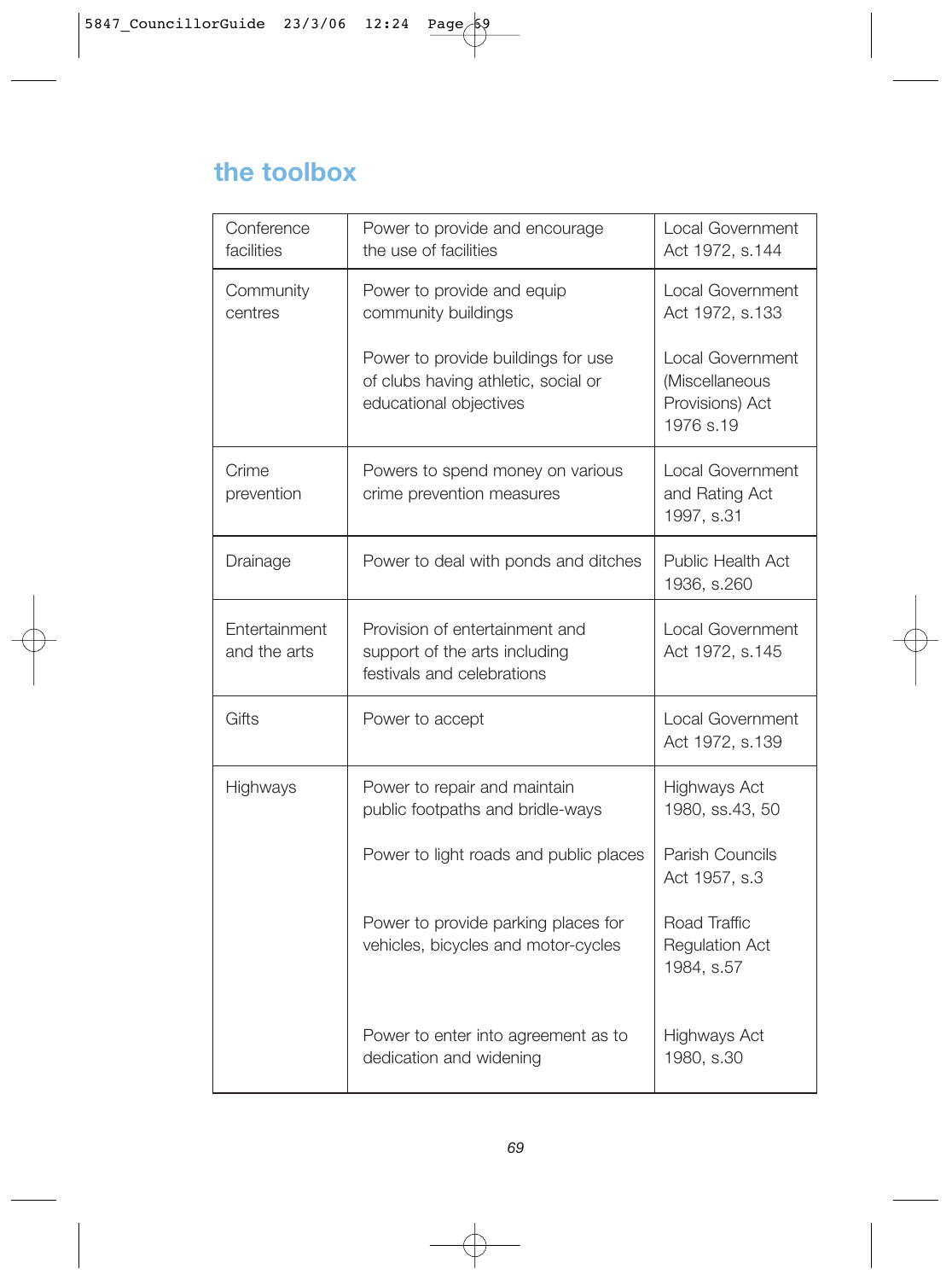## the toolbox

| | | |
|---|---|---|
| Conference facilities | Power to provide and encourage the use of facilities | Local Government Act 1972, s.144 |
| Community centres | Power to provide and equip community buildings | Local Government Act 1972, s.133 |
| | Power to provide buildings for use of clubs having athletic, social or educational objectives | Local Government (Miscellaneous Provisions) Act 1976 s.19 |
| Crime prevention | Powers to spend money on various crime prevention measures | Local Government and Rating Act 1997, s.31 |
| Drainage | Power to deal with ponds and ditches | Public Health Act 1936, s.260 |
| Entertainment and the arts | Provision of entertainment and support of the arts including festivals and celebrations | Local Government Act 1972, s.145 |
| Gifts | Power to accept | Local Government Act 1972, s.139 |
| Highways | Power to repair and maintain public footpaths and bridle-ways | Highways Act 1980, ss.43, 50 |
| | Power to light roads and public places | Parish Councils Act 1957, s.3 |
| | Power to provide parking places for vehicles, bicycles and motor-cycles | Road Traffic Regulation Act 1984, s.57 |
| | Power to enter into agreement as to dedication and widening | Highways Act 1980, s.30 |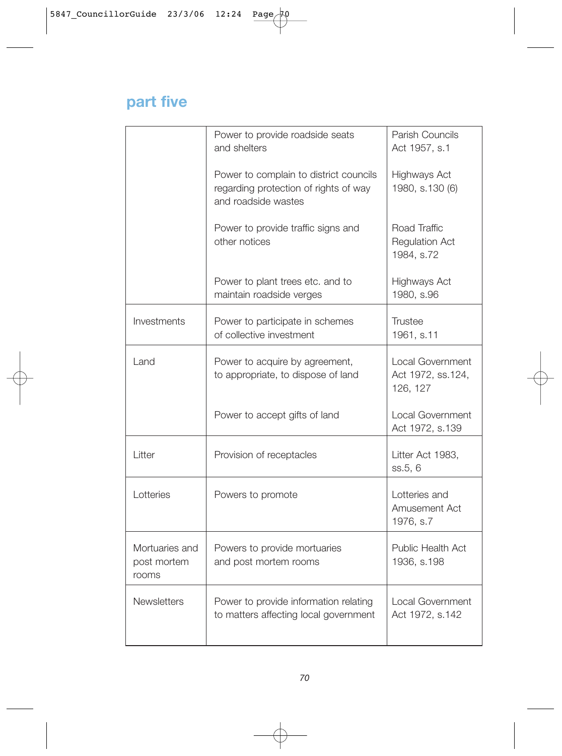## part five

| | | |
|---|---|---|
| | Power to provide roadside seats and shelters | Parish Councils Act 1957, s.1 |
| | Power to complain to district councils regarding protection of rights of way and roadside wastes | Highways Act 1980, s.130 (6) |
| | Power to provide traffic signs and other notices | Road Traffic Regulation Act 1984, s.72 |
| | Power to plant trees etc. and to maintain roadside verges | Highways Act 1980, s.96 |
| Investments | Power to participate in schemes of collective investment | Trustee 1961, s.11 |
| Land | Power to acquire by agreement, to appropriate, to dispose of land | Local Government Act 1972, ss.124, 126, 127 |
| | Power to accept gifts of land | Local Government Act 1972, s.139 |
| Litter | Provision of receptacles | Litter Act 1983, ss.5, 6 |
| Lotteries | Powers to promote | Lotteries and Amusement Act 1976, s.7 |
| Mortuaries and post mortem rooms | Powers to provide mortuaries and post mortem rooms | Public Health Act 1936, s.198 |
| Newsletters | Power to provide information relating to matters affecting local government | Local Government Act 1972, s.142 |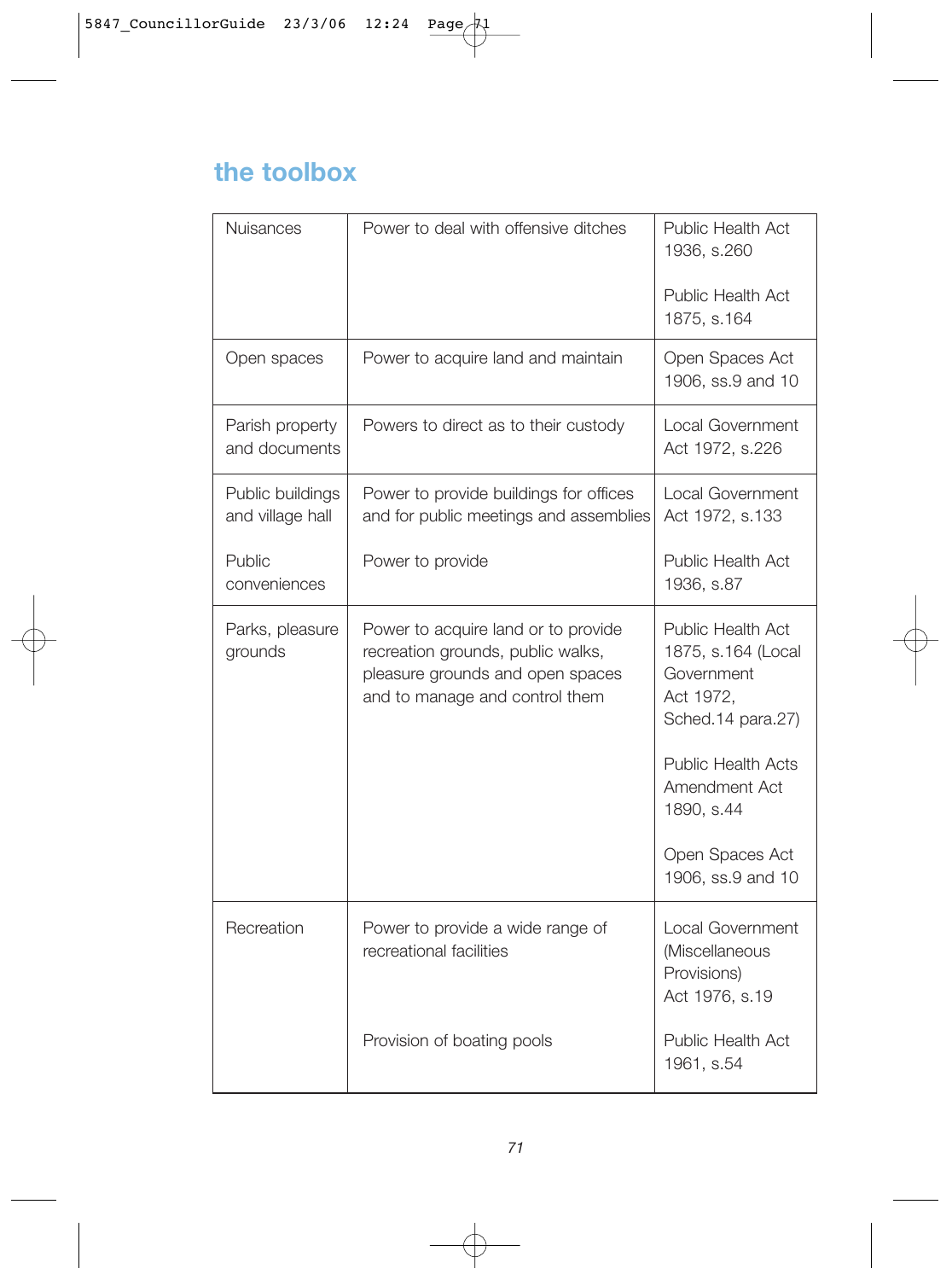## the toolbox

| | | |
|---|---|---|
| Nuisances | Power to deal with offensive ditches | Public Health Act 1936, s.260<br><br>Public Health Act 1875, s.164 |
| Open spaces | Power to acquire land and maintain | Open Spaces Act 1906, ss.9 and 10 |
| Parish property and documents | Powers to direct as to their custody | Local Government Act 1972, s.226 |
| Public buildings and village hall | Power to provide buildings for offices and for public meetings and assemblies | Local Government Act 1972, s.133 |
| Public conveniences | Power to provide | Public Health Act 1936, s.87 |
| Parks, pleasure grounds | Power to acquire land or to provide recreation grounds, public walks, pleasure grounds and open spaces and to manage and control them | Public Health Act 1875, s.164 (Local Government Act 1972, Sched.14 para.27)<br><br>Public Health Acts Amendment Act 1890, s.44<br><br>Open Spaces Act 1906, ss.9 and 10 |
| Recreation | Power to provide a wide range of recreational facilities | Local Government (Miscellaneous Provisions) Act 1976, s.19 |
| | Provision of boating pools | Public Health Act 1961, s.54 |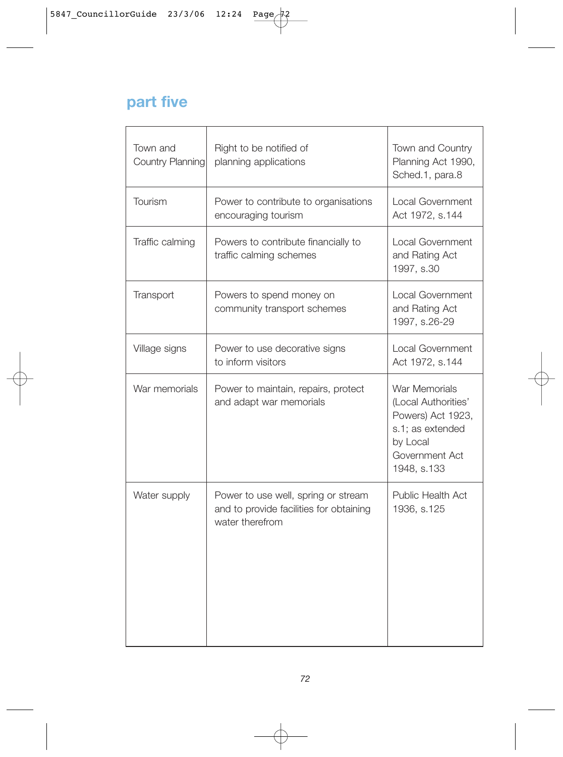## part five

| | | |
|---|---|---|
| Town and Country Planning | Right to be notified of planning applications | Town and Country Planning Act 1990, Sched.1, para.8 |
| Tourism | Power to contribute to organisations encouraging tourism | Local Government Act 1972, s.144 |
| Traffic calming | Powers to contribute financially to traffic calming schemes | Local Government and Rating Act 1997, s.30 |
| Transport | Powers to spend money on community transport schemes | Local Government and Rating Act 1997, s.26-29 |
| Village signs | Power to use decorative signs to inform visitors | Local Government Act 1972, s.144 |
| War memorials | Power to maintain, repairs, protect and adapt war memorials | War Memorials (Local Authorities' Powers) Act 1923, s.1; as extended by Local Government Act 1948, s.133 |
| Water supply | Power to use well, spring or stream and to provide facilities for obtaining water therefrom | Public Health Act 1936, s.125 |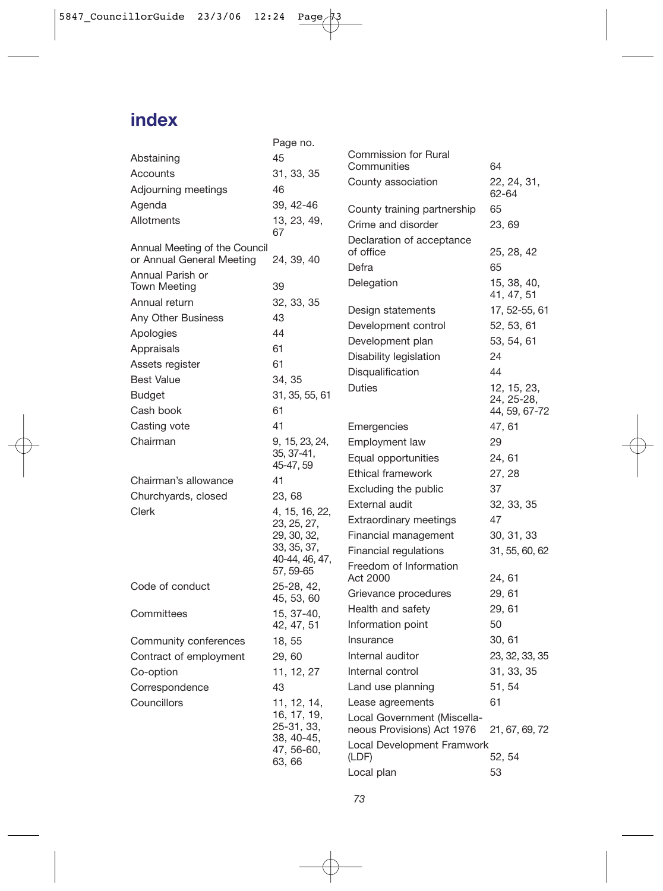# index

| | Page no. |
|---|---|
| Abstaining | 45 |
| Accounts | 31, 33, 35 |
| Adjourning meetings | 46 |
| Agenda | 39, 42-46 |
| Allotments | 13, 23, 49, 67 |
| Annual Meeting of the Council or Annual General Meeting | 24, 39, 40 |
| Annual Parish or Town Meeting | 39 |
| Annual return | 32, 33, 35 |
| Any Other Business | 43 |
| Apologies | 44 |
| Appraisals | 61 |
| Assets register | 61 |
| Best Value | 34, 35 |
| Budget | 31, 35, 55, 61 |
| Cash book | 61 |
| Casting vote | 41 |
| Chairman | 9, 15, 23, 24, 35, 37-41, 45-47, 59 |
| Chairman's allowance | 41 |
| Churchyards, closed | 23, 68 |
| Clerk | 4, 15, 16, 22, 23, 25, 27, 29, 30, 32, 33, 35, 37, 40-44, 46, 47, 57, 59-65 |
| Code of conduct | 25-28, 42, 45, 53, 60 |
| Committees | 15, 37-40, 42, 47, 51 |
| Community conferences | 18, 55 |
| Contract of employment | 29, 60 |
| Co-option | 11, 12, 27 |
| Correspondence | 43 |
| Councillors | 11, 12, 14, 16, 17, 19, 25-31, 33, 38, 40-45, 47, 56-60, 63, 66 |
| Commission for Rural Communities | 64 |
| County association | 22, 24, 31, 62-64 |
| County training partnership | 65 |
| Crime and disorder | 23, 69 |
| Declaration of acceptance of office | 25, 28, 42 |
| Defra | 65 |
| Delegation | 15, 38, 40, 41, 47, 51 |
| Design statements | 17, 52-55, 61 |
| Development control | 52, 53, 61 |
| Development plan | 53, 54, 61 |
| Disability legislation | 24 |
| Disqualification | 44 |
| Duties | 12, 15, 23, 24, 25-28, 44, 59, 67-72 |
| Emergencies | 47, 61 |
| Employment law | 29 |
| Equal opportunities | 24, 61 |
| Ethical framework | 27, 28 |
| Excluding the public | 37 |
| External audit | 32, 33, 35 |
| Extraordinary meetings | 47 |
| Financial management | 30, 31, 33 |
| Financial regulations | 31, 55, 60, 62 |
| Freedom of Information Act 2000 | 24, 61 |
| Grievance procedures | 29, 61 |
| Health and safety | 29, 61 |
| Information point | 50 |
| Insurance | 30, 61 |
| Internal auditor | 23, 32, 33, 35 |
| Internal control | 31, 33, 35 |
| Land use planning | 51, 54 |
| Lease agreements | 61 |
| Local Government (Miscellaneous Provisions) Act 1976 | 21, 67, 69, 72 |
| Local Development Framwork (LDF) | 52, 54 |
| Local plan | 53 |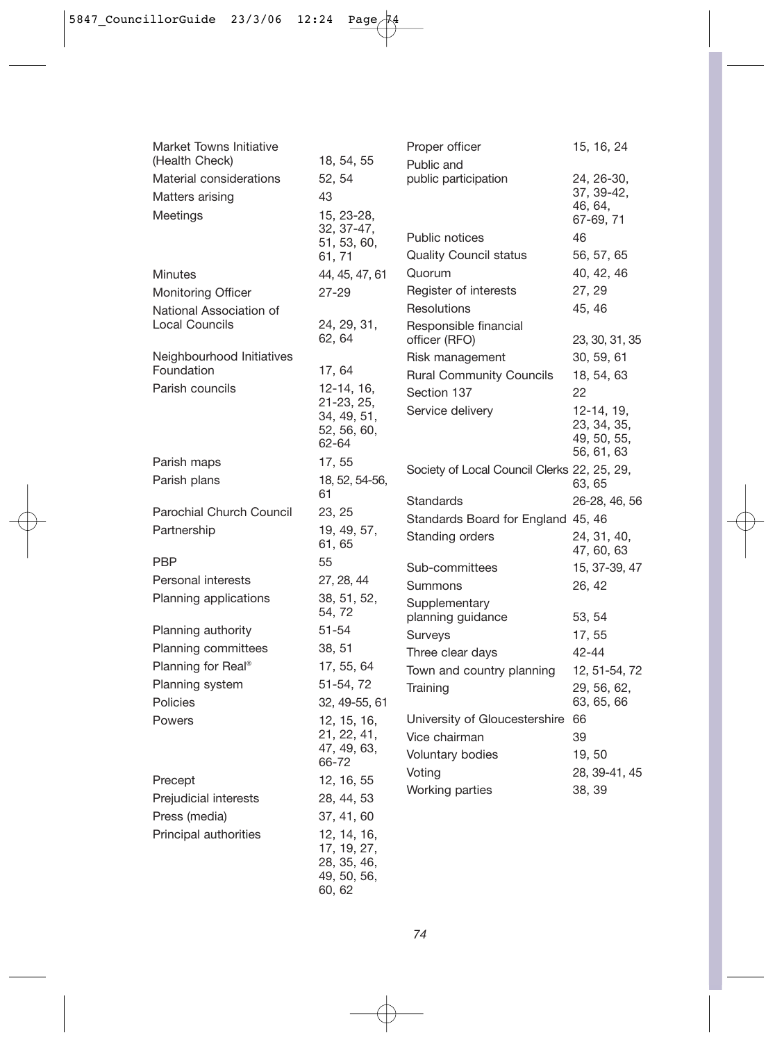Market Towns Initiative (Health Check) 18, 54, 55
Material considerations 52, 54
Matters arising 43
Meetings 15, 23-28, 32, 37-47, 51, 53, 60, 61, 71
Minutes 44, 45, 47, 61
Monitoring Officer 27-29
National Association of Local Councils 24, 29, 31, 62, 64
Neighbourhood Initiatives Foundation 17, 64
Parish councils 12-14, 16, 21-23, 25, 34, 49, 51, 52, 56, 60, 62-64
Parish maps 17, 55
Parish plans 18, 52, 54-56, 61
Parochial Church Council 23, 25
Partnership 19, 49, 57, 61, 65
PBP 55
Personal interests 27, 28, 44
Planning applications 38, 51, 52, 54, 72
Planning authority 51-54
Planning committees 38, 51
Planning for Real® 17, 55, 64
Planning system 51-54, 72
Policies 32, 49-55, 61
Powers 12, 15, 16, 21, 22, 41, 47, 49, 63, 66-72
Precept 12, 16, 55
Prejudicial interests 28, 44, 53
Press (media) 37, 41, 60
Principal authorities 12, 14, 16, 17, 19, 27, 28, 35, 46, 49, 50, 56, 60, 62
Proper officer 15, 16, 24
Public and public participation 24, 26-30, 37, 39-42, 46, 64, 67-69, 71
Public notices 46
Quality Council status 56, 57, 65
Quorum 40, 42, 46
Register of interests 27, 29
Resolutions 45, 46
Responsible financial officer (RFO) 23, 30, 31, 35
Risk management 30, 59, 61
Rural Community Councils 18, 54, 63
Section 137 22
Service delivery 12-14, 19, 23, 34, 35, 49, 50, 55, 56, 61, 63
Society of Local Council Clerks 22, 25, 29, 63, 65
Standards 26-28, 46, 56
Standards Board for England 45, 46
Standing orders 24, 31, 40, 47, 60, 63
Sub-committees 15, 37-39, 47
Summons 26, 42
Supplementary planning guidance 53, 54
Surveys 17, 55
Three clear days 42-44
Town and country planning 12, 51-54, 72
Training 29, 56, 62, 63, 65, 66
University of Gloucestershire 66
Vice chairman 39
Voluntary bodies 19, 50
Voting 28, 39-41, 45
Working parties 38, 39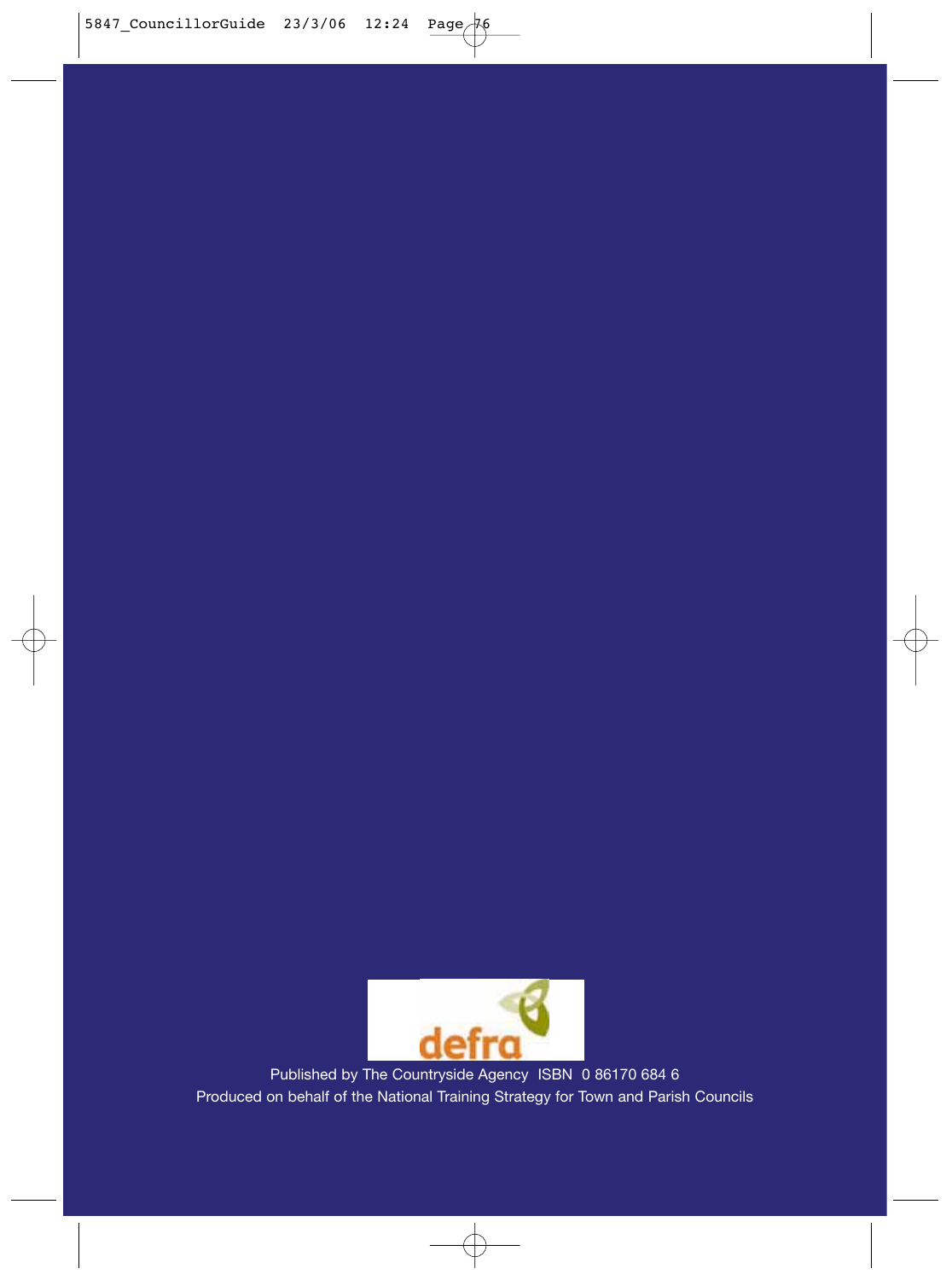Published by The Countryside Agency ISBN 0 86170 684 6

Produced on behalf of the National Training Strategy for Town and Parish Councils